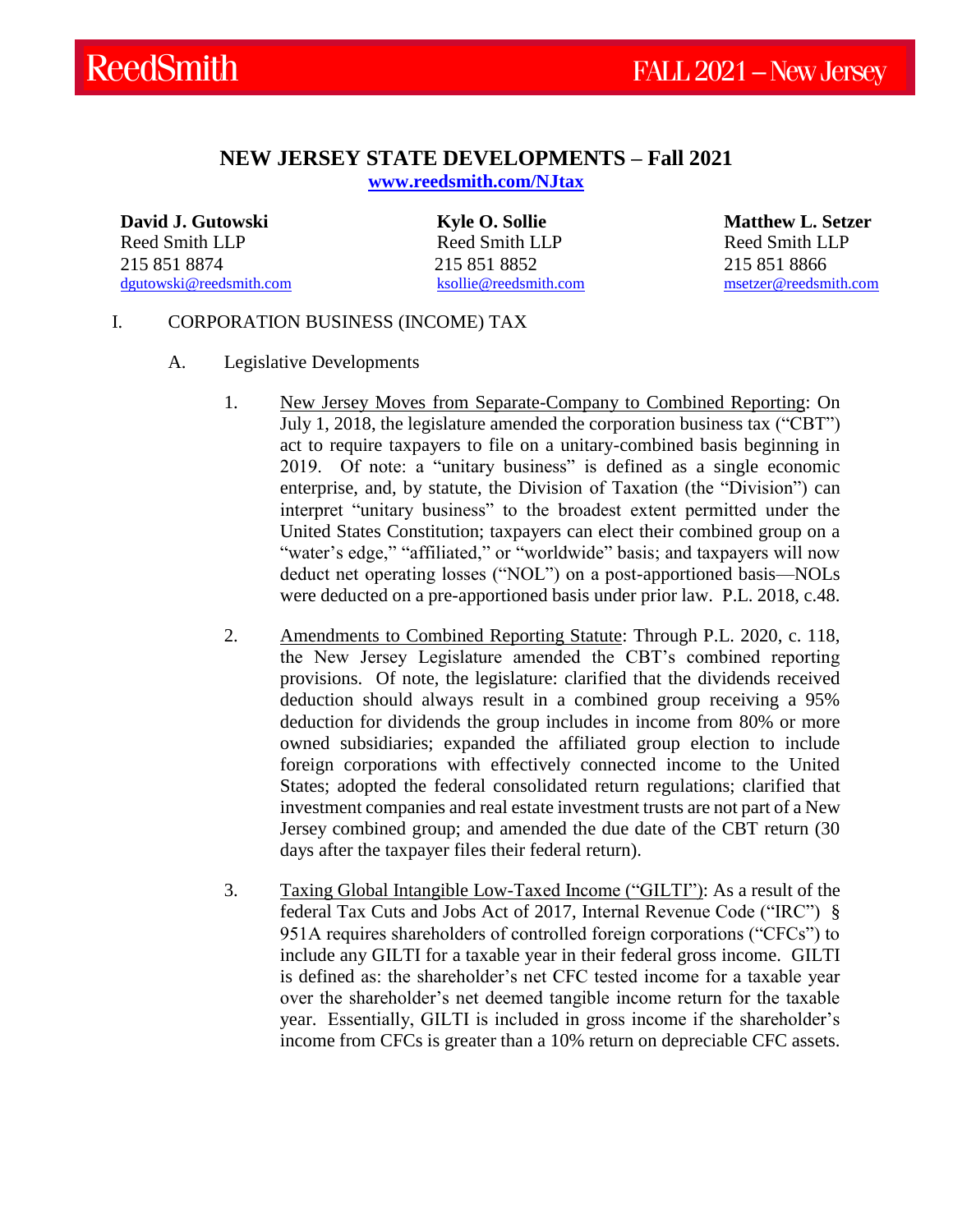# NEW JERSEY STATE DEVELOPMENTS – Fall 2021

**www.reedsmith.com/NJtax**

| **David J. Gutowski** | **Kyle O. Sollie** | **Matthew L. Setzer** |
|---|---|---|
| Reed Smith LLP | Reed Smith LLP | Reed Smith LLP |
| 215 851 8874 | 215 851 8852 | 215 851 8866 |
| dgutowski@reedsmith.com | ksollie@reedsmith.com | msetzer@reedsmith.com |

## I. CORPORATION BUSINESS (INCOME) TAX

### A. Legislative Developments

1. New Jersey Moves from Separate-Company to Combined Reporting: On July 1, 2018, the legislature amended the corporation business tax ("CBT") act to require taxpayers to file on a unitary-combined basis beginning in 2019. Of note: a "unitary business" is defined as a single economic enterprise, and, by statute, the Division of Taxation (the "Division") can interpret "unitary business" to the broadest extent permitted under the United States Constitution; taxpayers can elect their combined group on a "water's edge," "affiliated," or "worldwide" basis; and taxpayers will now deduct net operating losses ("NOL") on a post-apportioned basis—NOLs were deducted on a pre-apportioned basis under prior law. P.L. 2018, c.48.

2. Amendments to Combined Reporting Statute: Through P.L. 2020, c. 118, the New Jersey Legislature amended the CBT's combined reporting provisions. Of note, the legislature: clarified that the dividends received deduction should always result in a combined group receiving a 95% deduction for dividends the group includes in income from 80% or more owned subsidiaries; expanded the affiliated group election to include foreign corporations with effectively connected income to the United States; adopted the federal consolidated return regulations; clarified that investment companies and real estate investment trusts are not part of a New Jersey combined group; and amended the due date of the CBT return (30 days after the taxpayer files their federal return).

3. Taxing Global Intangible Low-Taxed Income ("GILTI"): As a result of the federal Tax Cuts and Jobs Act of 2017, Internal Revenue Code ("IRC") § 951A requires shareholders of controlled foreign corporations ("CFCs") to include any GILTI for a taxable year in their federal gross income. GILTI is defined as: the shareholder's net CFC tested income for a taxable year over the shareholder's net deemed tangible income return for the taxable year. Essentially, GILTI is included in gross income if the shareholder's income from CFCs is greater than a 10% return on depreciable CFC assets.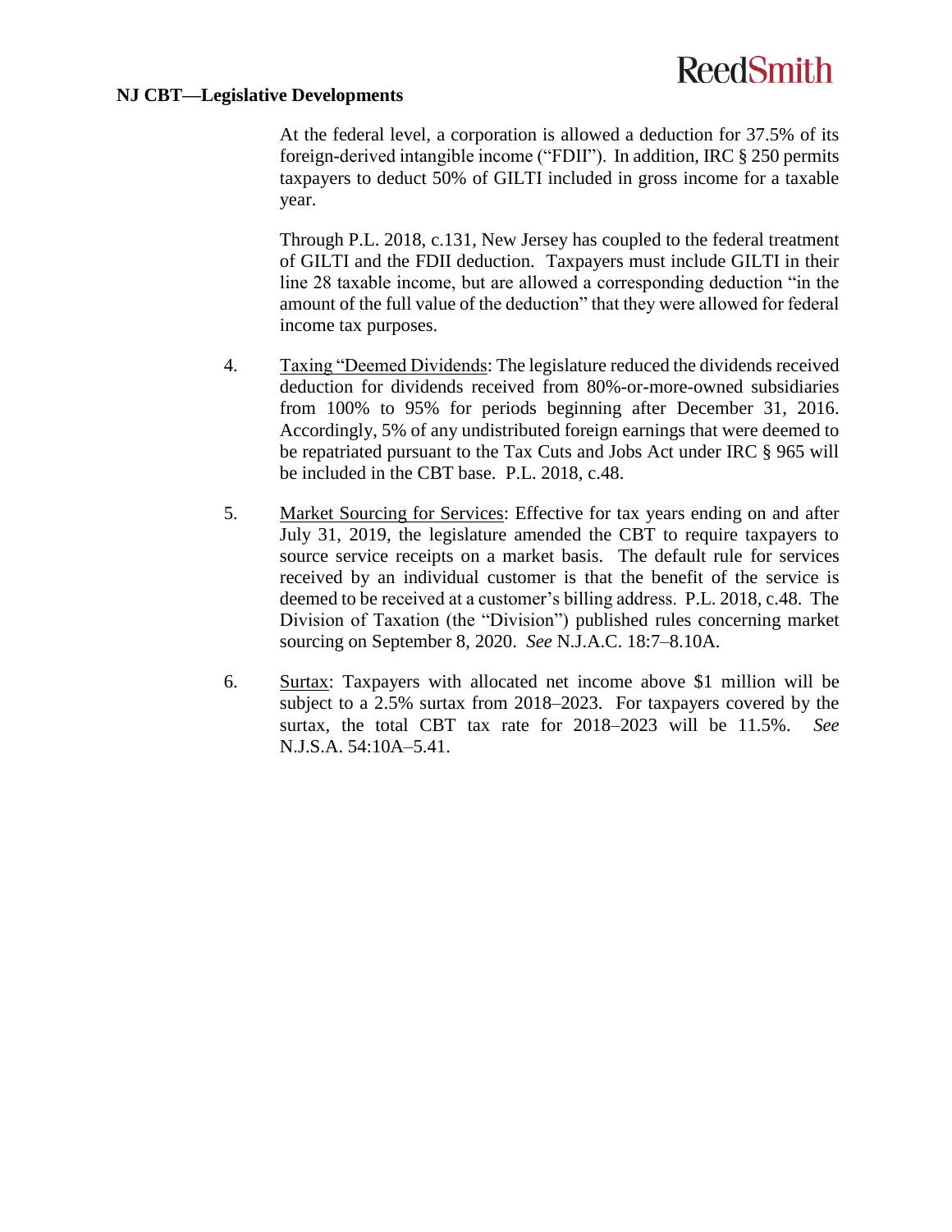At the federal level, a corporation is allowed a deduction for 37.5% of its foreign-derived intangible income ("FDII"). In addition, IRC § 250 permits taxpayers to deduct 50% of GILTI included in gross income for a taxable year.

Through P.L. 2018, c.131, New Jersey has coupled to the federal treatment of GILTI and the FDII deduction. Taxpayers must include GILTI in their line 28 taxable income, but are allowed a corresponding deduction "in the amount of the full value of the deduction" that they were allowed for federal income tax purposes.

4. Taxing "Deemed Dividends: The legislature reduced the dividends received deduction for dividends received from 80%-or-more-owned subsidiaries from 100% to 95% for periods beginning after December 31, 2016. Accordingly, 5% of any undistributed foreign earnings that were deemed to be repatriated pursuant to the Tax Cuts and Jobs Act under IRC § 965 will be included in the CBT base. P.L. 2018, c.48.

5. Market Sourcing for Services: Effective for tax years ending on and after July 31, 2019, the legislature amended the CBT to require taxpayers to source service receipts on a market basis. The default rule for services received by an individual customer is that the benefit of the service is deemed to be received at a customer's billing address. P.L. 2018, c.48. The Division of Taxation (the "Division") published rules concerning market sourcing on September 8, 2020. *See* N.J.A.C. 18:7–8.10A.

6. Surtax: Taxpayers with allocated net income above $1 million will be subject to a 2.5% surtax from 2018–2023. For taxpayers covered by the surtax, the total CBT tax rate for 2018–2023 will be 11.5%. *See* N.J.S.A. 54:10A–5.41.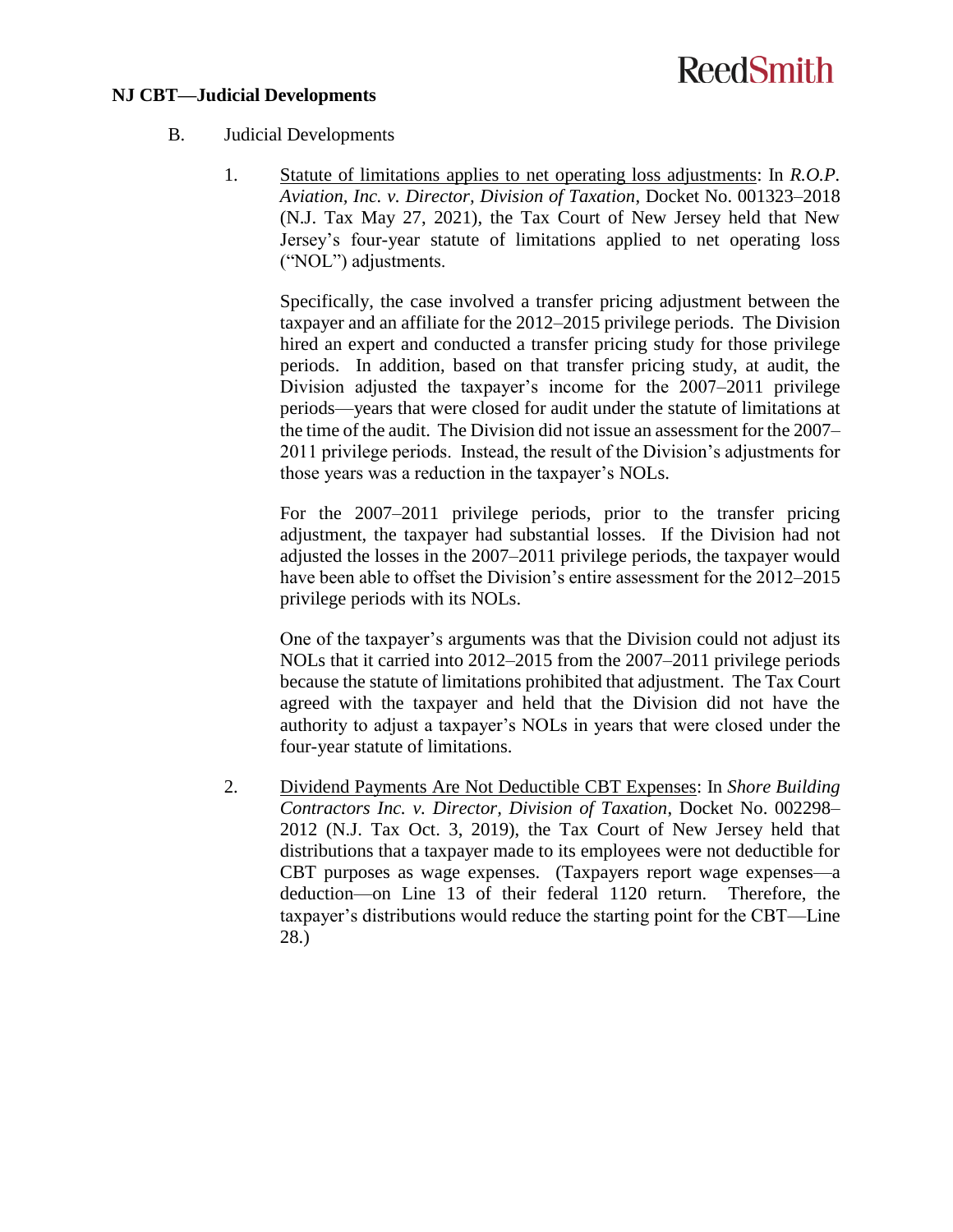B. Judicial Developments

1. <u>Statute of limitations applies to net operating loss adjustments</u>: In *R.O.P. Aviation, Inc. v. Director, Division of Taxation*, Docket No. 001323–2018 (N.J. Tax May 27, 2021), the Tax Court of New Jersey held that New Jersey's four-year statute of limitations applied to net operating loss ("NOL") adjustments.

   Specifically, the case involved a transfer pricing adjustment between the taxpayer and an affiliate for the 2012–2015 privilege periods. The Division hired an expert and conducted a transfer pricing study for those privilege periods. In addition, based on that transfer pricing study, at audit, the Division adjusted the taxpayer's income for the 2007–2011 privilege periods—years that were closed for audit under the statute of limitations at the time of the audit. The Division did not issue an assessment for the 2007–2011 privilege periods. Instead, the result of the Division's adjustments for those years was a reduction in the taxpayer's NOLs.

   For the 2007–2011 privilege periods, prior to the transfer pricing adjustment, the taxpayer had substantial losses. If the Division had not adjusted the losses in the 2007–2011 privilege periods, the taxpayer would have been able to offset the Division's entire assessment for the 2012–2015 privilege periods with its NOLs.

   One of the taxpayer's arguments was that the Division could not adjust its NOLs that it carried into 2012–2015 from the 2007–2011 privilege periods because the statute of limitations prohibited that adjustment. The Tax Court agreed with the taxpayer and held that the Division did not have the authority to adjust a taxpayer's NOLs in years that were closed under the four-year statute of limitations.

2. <u>Dividend Payments Are Not Deductible CBT Expenses</u>: In *Shore Building Contractors Inc. v. Director, Division of Taxation*, Docket No. 002298–2012 (N.J. Tax Oct. 3, 2019), the Tax Court of New Jersey held that distributions that a taxpayer made to its employees were not deductible for CBT purposes as wage expenses. (Taxpayers report wage expenses—a deduction—on Line 13 of their federal 1120 return. Therefore, the taxpayer's distributions would reduce the starting point for the CBT—Line 28.)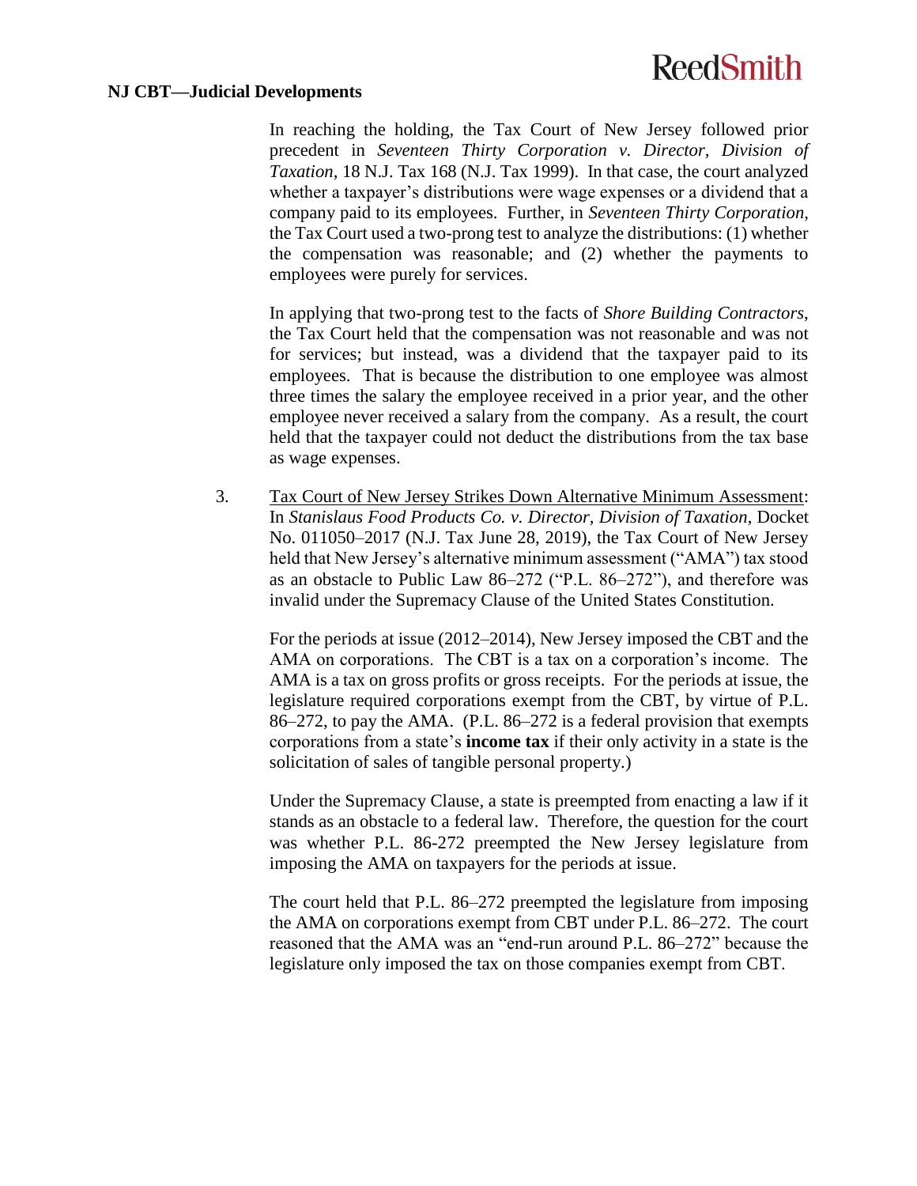In reaching the holding, the Tax Court of New Jersey followed prior precedent in *Seventeen Thirty Corporation v. Director, Division of Taxation*, 18 N.J. Tax 168 (N.J. Tax 1999). In that case, the court analyzed whether a taxpayer's distributions were wage expenses or a dividend that a company paid to its employees. Further, in *Seventeen Thirty Corporation*, the Tax Court used a two-prong test to analyze the distributions: (1) whether the compensation was reasonable; and (2) whether the payments to employees were purely for services.

In applying that two-prong test to the facts of *Shore Building Contractors*, the Tax Court held that the compensation was not reasonable and was not for services; but instead, was a dividend that the taxpayer paid to its employees. That is because the distribution to one employee was almost three times the salary the employee received in a prior year, and the other employee never received a salary from the company. As a result, the court held that the taxpayer could not deduct the distributions from the tax base as wage expenses.

3. Tax Court of New Jersey Strikes Down Alternative Minimum Assessment: In *Stanislaus Food Products Co. v. Director, Division of Taxation*, Docket No. 011050–2017 (N.J. Tax June 28, 2019), the Tax Court of New Jersey held that New Jersey's alternative minimum assessment ("AMA") tax stood as an obstacle to Public Law 86–272 ("P.L. 86–272"), and therefore was invalid under the Supremacy Clause of the United States Constitution.

   For the periods at issue (2012–2014), New Jersey imposed the CBT and the AMA on corporations. The CBT is a tax on a corporation's income. The AMA is a tax on gross profits or gross receipts. For the periods at issue, the legislature required corporations exempt from the CBT, by virtue of P.L. 86–272, to pay the AMA. (P.L. 86–272 is a federal provision that exempts corporations from a state's **income tax** if their only activity in a state is the solicitation of sales of tangible personal property.)

   Under the Supremacy Clause, a state is preempted from enacting a law if it stands as an obstacle to a federal law. Therefore, the question for the court was whether P.L. 86-272 preempted the New Jersey legislature from imposing the AMA on taxpayers for the periods at issue.

   The court held that P.L. 86–272 preempted the legislature from imposing the AMA on corporations exempt from CBT under P.L. 86–272. The court reasoned that the AMA was an "end-run around P.L. 86–272" because the legislature only imposed the tax on those companies exempt from CBT.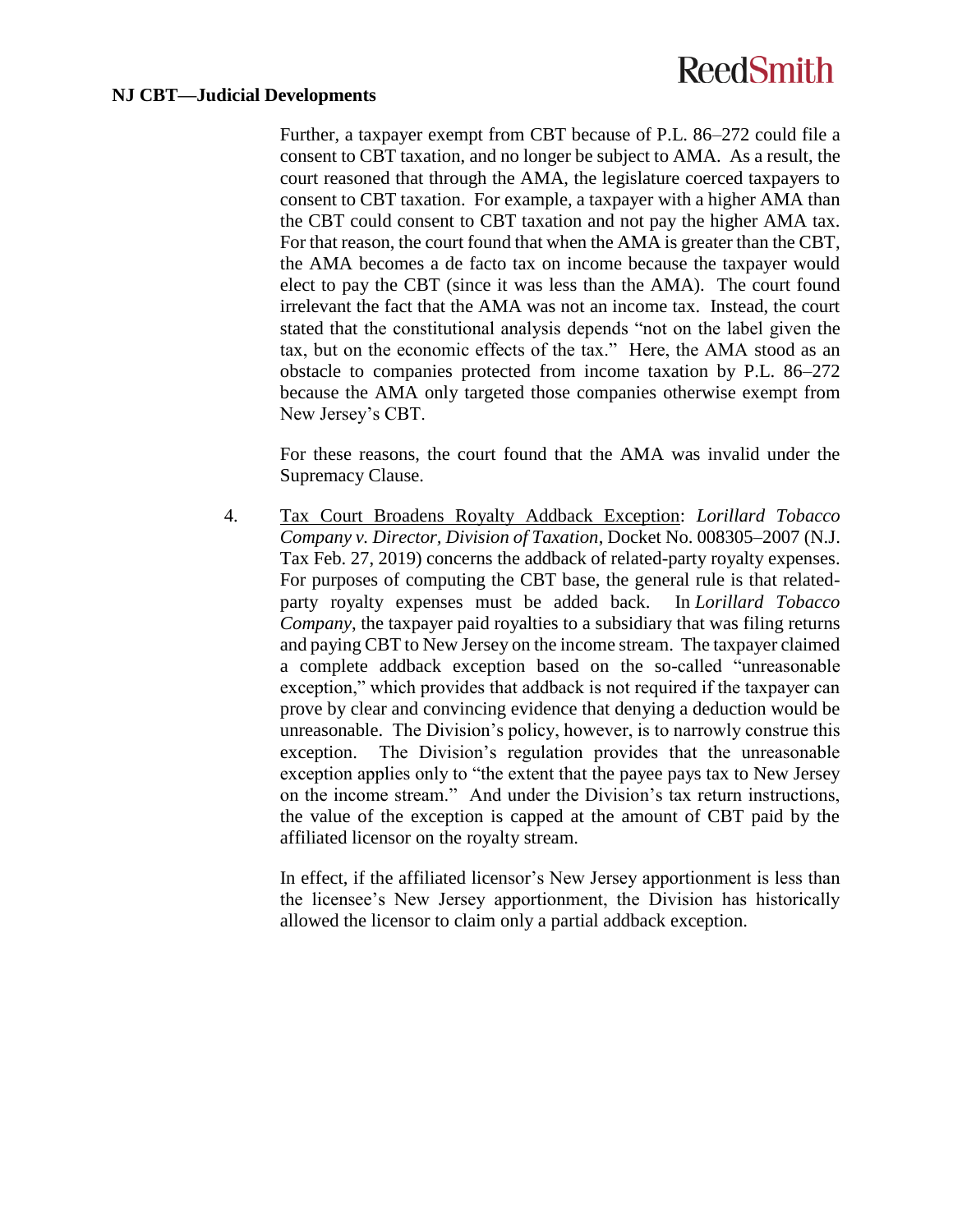Further, a taxpayer exempt from CBT because of P.L. 86–272 could file a consent to CBT taxation, and no longer be subject to AMA. As a result, the court reasoned that through the AMA, the legislature coerced taxpayers to consent to CBT taxation. For example, a taxpayer with a higher AMA than the CBT could consent to CBT taxation and not pay the higher AMA tax. For that reason, the court found that when the AMA is greater than the CBT, the AMA becomes a de facto tax on income because the taxpayer would elect to pay the CBT (since it was less than the AMA). The court found irrelevant the fact that the AMA was not an income tax. Instead, the court stated that the constitutional analysis depends "not on the label given the tax, but on the economic effects of the tax." Here, the AMA stood as an obstacle to companies protected from income taxation by P.L. 86–272 because the AMA only targeted those companies otherwise exempt from New Jersey's CBT.

For these reasons, the court found that the AMA was invalid under the Supremacy Clause.

4. <u>Tax Court Broadens Royalty Addback Exception</u>: *Lorillard Tobacco Company v. Director, Division of Taxation*, Docket No. 008305–2007 (N.J. Tax Feb. 27, 2019) concerns the addback of related-party royalty expenses. For purposes of computing the CBT base, the general rule is that related-party royalty expenses must be added back. In *Lorillard Tobacco Company*, the taxpayer paid royalties to a subsidiary that was filing returns and paying CBT to New Jersey on the income stream. The taxpayer claimed a complete addback exception based on the so-called "unreasonable exception," which provides that addback is not required if the taxpayer can prove by clear and convincing evidence that denying a deduction would be unreasonable. The Division's policy, however, is to narrowly construe this exception. The Division's regulation provides that the unreasonable exception applies only to "the extent that the payee pays tax to New Jersey on the income stream." And under the Division's tax return instructions, the value of the exception is capped at the amount of CBT paid by the affiliated licensor on the royalty stream.

In effect, if the affiliated licensor's New Jersey apportionment is less than the licensee's New Jersey apportionment, the Division has historically allowed the licensor to claim only a partial addback exception.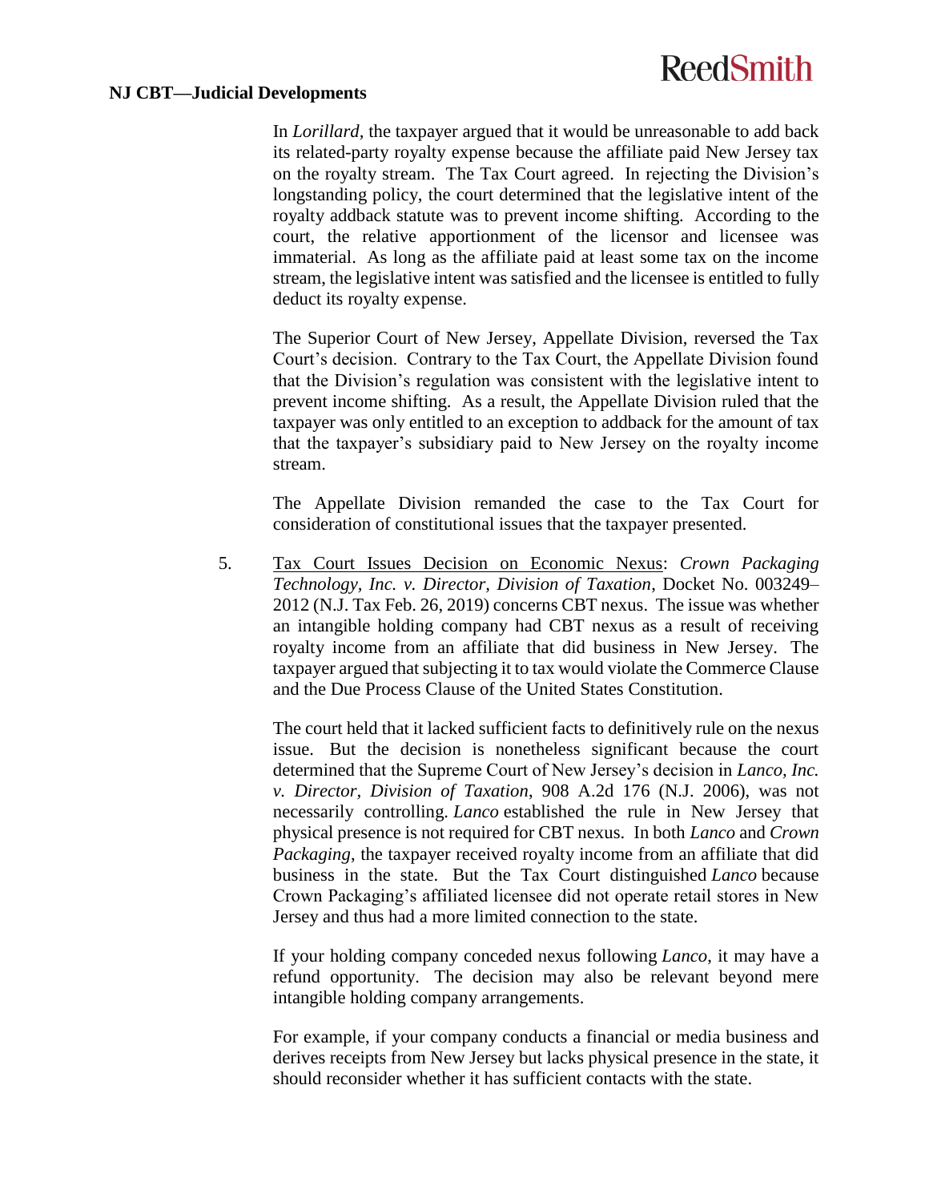In *Lorillard*, the taxpayer argued that it would be unreasonable to add back its related-party royalty expense because the affiliate paid New Jersey tax on the royalty stream. The Tax Court agreed. In rejecting the Division's longstanding policy, the court determined that the legislative intent of the royalty addback statute was to prevent income shifting. According to the court, the relative apportionment of the licensor and licensee was immaterial. As long as the affiliate paid at least some tax on the income stream, the legislative intent was satisfied and the licensee is entitled to fully deduct its royalty expense.

The Superior Court of New Jersey, Appellate Division, reversed the Tax Court's decision. Contrary to the Tax Court, the Appellate Division found that the Division's regulation was consistent with the legislative intent to prevent income shifting. As a result, the Appellate Division ruled that the taxpayer was only entitled to an exception to addback for the amount of tax that the taxpayer's subsidiary paid to New Jersey on the royalty income stream.

The Appellate Division remanded the case to the Tax Court for consideration of constitutional issues that the taxpayer presented.

5. <u>Tax Court Issues Decision on Economic Nexus</u>: *Crown Packaging Technology, Inc. v. Director, Division of Taxation*, Docket No. 003249–2012 (N.J. Tax Feb. 26, 2019) concerns CBT nexus. The issue was whether an intangible holding company had CBT nexus as a result of receiving royalty income from an affiliate that did business in New Jersey. The taxpayer argued that subjecting it to tax would violate the Commerce Clause and the Due Process Clause of the United States Constitution.

   The court held that it lacked sufficient facts to definitively rule on the nexus issue. But the decision is nonetheless significant because the court determined that the Supreme Court of New Jersey's decision in *Lanco, Inc. v. Director, Division of Taxation*, 908 A.2d 176 (N.J. 2006), was not necessarily controlling. *Lanco* established the rule in New Jersey that physical presence is not required for CBT nexus. In both *Lanco* and *Crown Packaging*, the taxpayer received royalty income from an affiliate that did business in the state. But the Tax Court distinguished *Lanco* because Crown Packaging's affiliated licensee did not operate retail stores in New Jersey and thus had a more limited connection to the state.

   If your holding company conceded nexus following *Lanco*, it may have a refund opportunity. The decision may also be relevant beyond mere intangible holding company arrangements.

   For example, if your company conducts a financial or media business and derives receipts from New Jersey but lacks physical presence in the state, it should reconsider whether it has sufficient contacts with the state.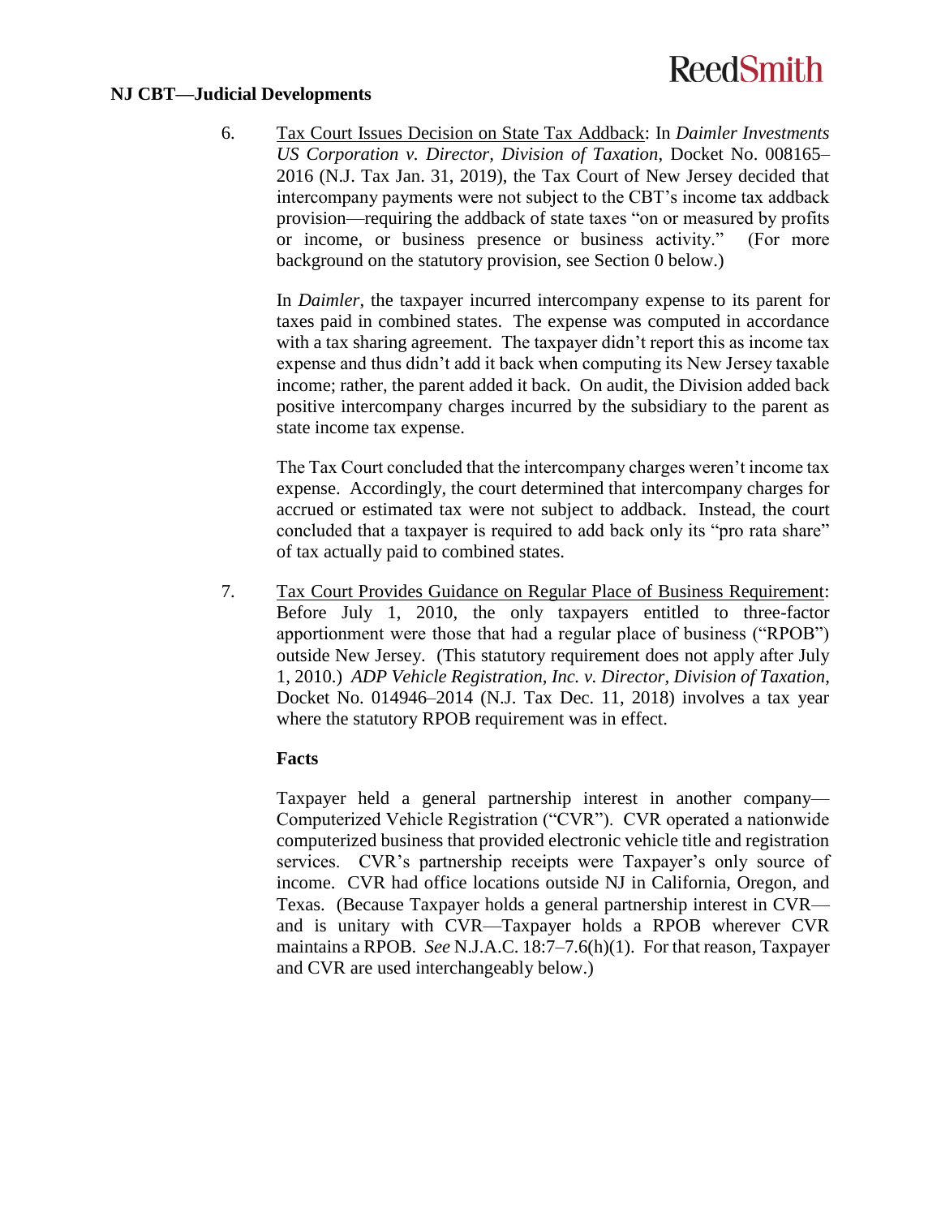## NJ CBT—Judicial Developments

6. Tax Court Issues Decision on State Tax Addback: In *Daimler Investments US Corporation v. Director, Division of Taxation*, Docket No. 008165–2016 (N.J. Tax Jan. 31, 2019), the Tax Court of New Jersey decided that intercompany payments were not subject to the CBT's income tax addback provision—requiring the addback of state taxes "on or measured by profits or income, or business presence or business activity." (For more background on the statutory provision, see Section 0 below.)

   In *Daimler*, the taxpayer incurred intercompany expense to its parent for taxes paid in combined states. The expense was computed in accordance with a tax sharing agreement. The taxpayer didn't report this as income tax expense and thus didn't add it back when computing its New Jersey taxable income; rather, the parent added it back. On audit, the Division added back positive intercompany charges incurred by the subsidiary to the parent as state income tax expense.

   The Tax Court concluded that the intercompany charges weren't income tax expense. Accordingly, the court determined that intercompany charges for accrued or estimated tax were not subject to addback. Instead, the court concluded that a taxpayer is required to add back only its "pro rata share" of tax actually paid to combined states.

7. Tax Court Provides Guidance on Regular Place of Business Requirement: Before July 1, 2010, the only taxpayers entitled to three-factor apportionment were those that had a regular place of business ("RPOB") outside New Jersey. (This statutory requirement does not apply after July 1, 2010.) *ADP Vehicle Registration, Inc. v. Director, Division of Taxation*, Docket No. 014946–2014 (N.J. Tax Dec. 11, 2018) involves a tax year where the statutory RPOB requirement was in effect.

   **Facts**

   Taxpayer held a general partnership interest in another company—Computerized Vehicle Registration ("CVR"). CVR operated a nationwide computerized business that provided electronic vehicle title and registration services. CVR's partnership receipts were Taxpayer's only source of income. CVR had office locations outside NJ in California, Oregon, and Texas. (Because Taxpayer holds a general partnership interest in CVR—and is unitary with CVR—Taxpayer holds a RPOB wherever CVR maintains a RPOB. *See* N.J.A.C. 18:7–7.6(h)(1). For that reason, Taxpayer and CVR are used interchangeably below.)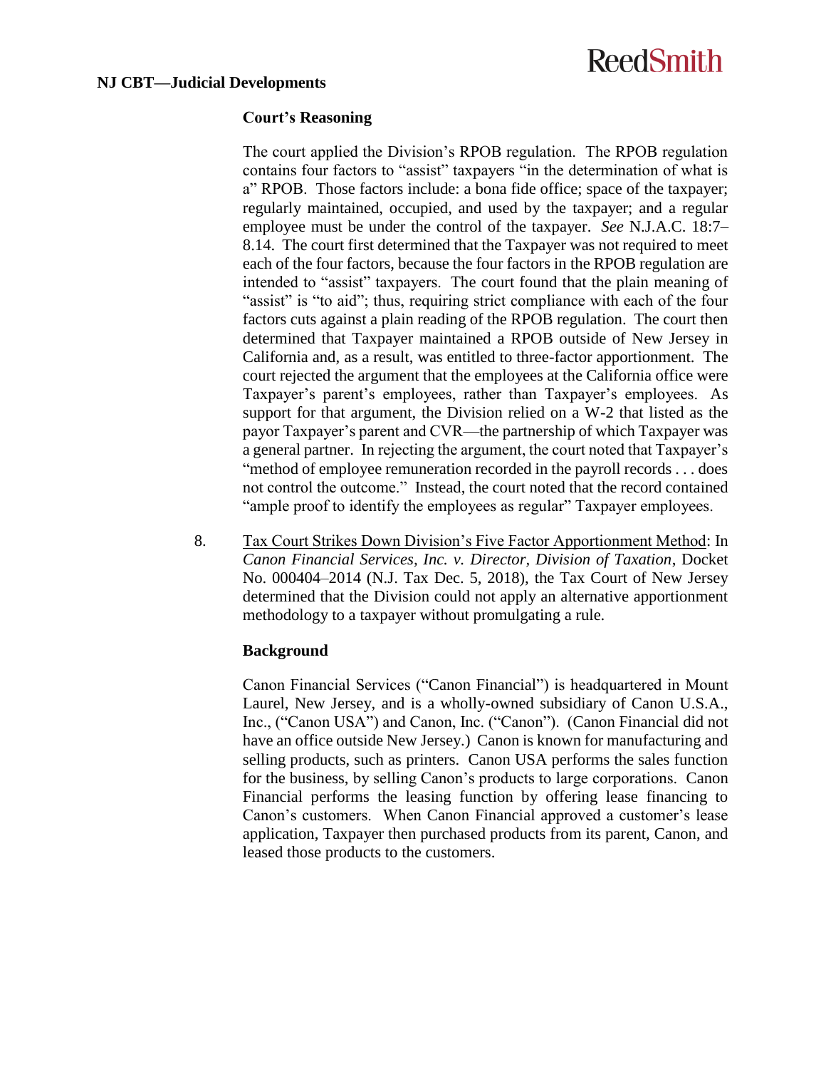**Court's Reasoning**

The court applied the Division's RPOB regulation. The RPOB regulation contains four factors to "assist" taxpayers "in the determination of what is a" RPOB. Those factors include: a bona fide office; space of the taxpayer; regularly maintained, occupied, and used by the taxpayer; and a regular employee must be under the control of the taxpayer. *See* N.J.A.C. 18:7–8.14. The court first determined that the Taxpayer was not required to meet each of the four factors, because the four factors in the RPOB regulation are intended to "assist" taxpayers. The court found that the plain meaning of "assist" is "to aid"; thus, requiring strict compliance with each of the four factors cuts against a plain reading of the RPOB regulation. The court then determined that Taxpayer maintained a RPOB outside of New Jersey in California and, as a result, was entitled to three-factor apportionment. The court rejected the argument that the employees at the California office were Taxpayer's parent's employees, rather than Taxpayer's employees. As support for that argument, the Division relied on a W-2 that listed as the payor Taxpayer's parent and CVR—the partnership of which Taxpayer was a general partner. In rejecting the argument, the court noted that Taxpayer's "method of employee remuneration recorded in the payroll records . . . does not control the outcome." Instead, the court noted that the record contained "ample proof to identify the employees as regular" Taxpayer employees.

8. <u>Tax Court Strikes Down Division's Five Factor Apportionment Method</u>: In *Canon Financial Services, Inc. v. Director, Division of Taxation*, Docket No. 000404–2014 (N.J. Tax Dec. 5, 2018), the Tax Court of New Jersey determined that the Division could not apply an alternative apportionment methodology to a taxpayer without promulgating a rule.

**Background**

Canon Financial Services ("Canon Financial") is headquartered in Mount Laurel, New Jersey, and is a wholly-owned subsidiary of Canon U.S.A., Inc., ("Canon USA") and Canon, Inc. ("Canon"). (Canon Financial did not have an office outside New Jersey.) Canon is known for manufacturing and selling products, such as printers. Canon USA performs the sales function for the business, by selling Canon's products to large corporations. Canon Financial performs the leasing function by offering lease financing to Canon's customers. When Canon Financial approved a customer's lease application, Taxpayer then purchased products from its parent, Canon, and leased those products to the customers.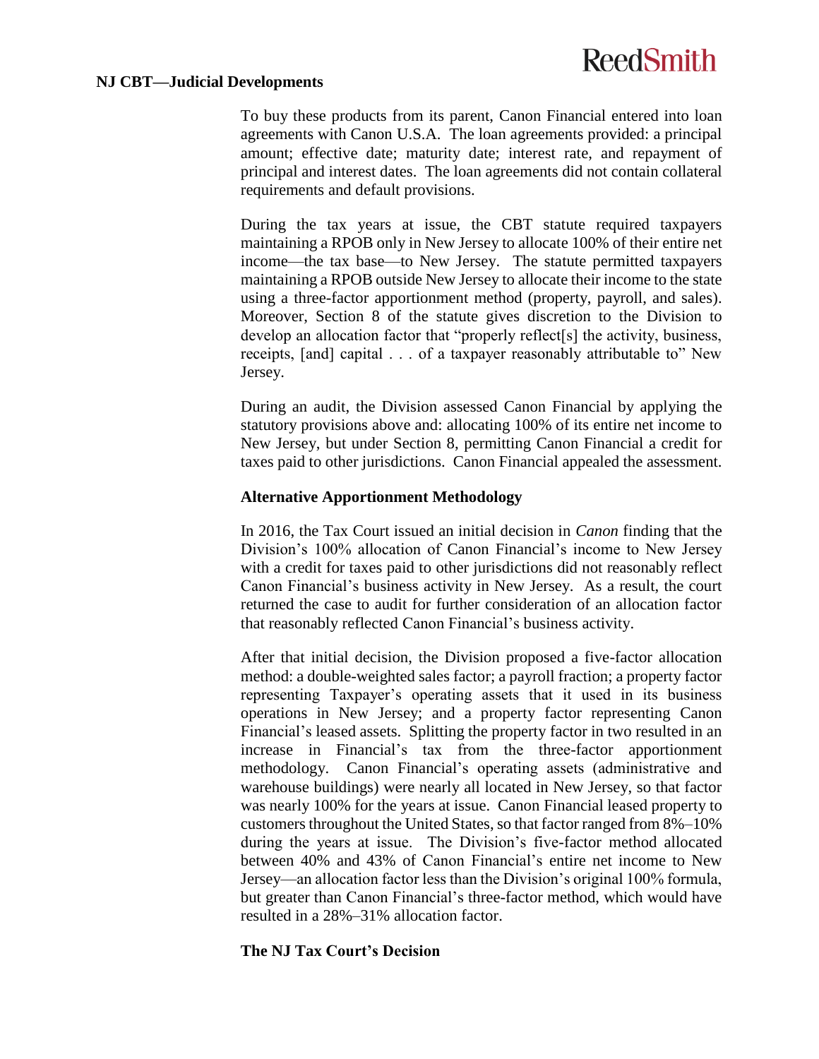To buy these products from its parent, Canon Financial entered into loan agreements with Canon U.S.A. The loan agreements provided: a principal amount; effective date; maturity date; interest rate, and repayment of principal and interest dates. The loan agreements did not contain collateral requirements and default provisions.

During the tax years at issue, the CBT statute required taxpayers maintaining a RPOB only in New Jersey to allocate 100% of their entire net income—the tax base—to New Jersey. The statute permitted taxpayers maintaining a RPOB outside New Jersey to allocate their income to the state using a three-factor apportionment method (property, payroll, and sales). Moreover, Section 8 of the statute gives discretion to the Division to develop an allocation factor that "properly reflect[s] the activity, business, receipts, [and] capital . . . of a taxpayer reasonably attributable to" New Jersey.

During an audit, the Division assessed Canon Financial by applying the statutory provisions above and: allocating 100% of its entire net income to New Jersey, but under Section 8, permitting Canon Financial a credit for taxes paid to other jurisdictions. Canon Financial appealed the assessment.

**Alternative Apportionment Methodology**

In 2016, the Tax Court issued an initial decision in *Canon* finding that the Division's 100% allocation of Canon Financial's income to New Jersey with a credit for taxes paid to other jurisdictions did not reasonably reflect Canon Financial's business activity in New Jersey. As a result, the court returned the case to audit for further consideration of an allocation factor that reasonably reflected Canon Financial's business activity.

After that initial decision, the Division proposed a five-factor allocation method: a double-weighted sales factor; a payroll fraction; a property factor representing Taxpayer's operating assets that it used in its business operations in New Jersey; and a property factor representing Canon Financial's leased assets. Splitting the property factor in two resulted in an increase in Financial's tax from the three-factor apportionment methodology. Canon Financial's operating assets (administrative and warehouse buildings) were nearly all located in New Jersey, so that factor was nearly 100% for the years at issue. Canon Financial leased property to customers throughout the United States, so that factor ranged from 8%–10% during the years at issue. The Division's five-factor method allocated between 40% and 43% of Canon Financial's entire net income to New Jersey—an allocation factor less than the Division's original 100% formula, but greater than Canon Financial's three-factor method, which would have resulted in a 28%–31% allocation factor.

**The NJ Tax Court's Decision**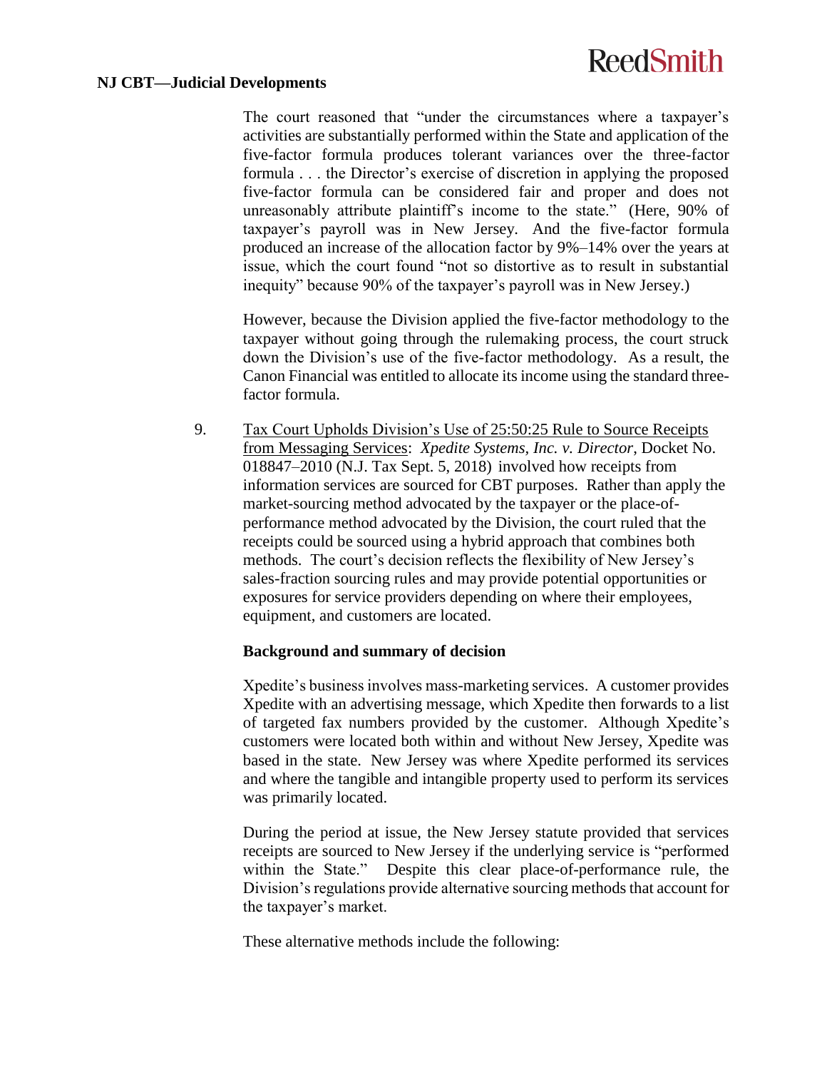The court reasoned that "under the circumstances where a taxpayer's activities are substantially performed within the State and application of the five-factor formula produces tolerant variances over the three-factor formula . . . the Director's exercise of discretion in applying the proposed five-factor formula can be considered fair and proper and does not unreasonably attribute plaintiff's income to the state." (Here, 90% of taxpayer's payroll was in New Jersey. And the five-factor formula produced an increase of the allocation factor by 9%–14% over the years at issue, which the court found "not so distortive as to result in substantial inequity" because 90% of the taxpayer's payroll was in New Jersey.)

However, because the Division applied the five-factor methodology to the taxpayer without going through the rulemaking process, the court struck down the Division's use of the five-factor methodology. As a result, the Canon Financial was entitled to allocate its income using the standard three-factor formula.

9. Tax Court Upholds Division's Use of 25:50:25 Rule to Source Receipts from Messaging Services: *Xpedite Systems, Inc. v. Director*, Docket No. 018847–2010 (N.J. Tax Sept. 5, 2018) involved how receipts from information services are sourced for CBT purposes. Rather than apply the market-sourcing method advocated by the taxpayer or the place-of-performance method advocated by the Division, the court ruled that the receipts could be sourced using a hybrid approach that combines both methods. The court's decision reflects the flexibility of New Jersey's sales-fraction sourcing rules and may provide potential opportunities or exposures for service providers depending on where their employees, equipment, and customers are located.

**Background and summary of decision**

Xpedite's business involves mass-marketing services. A customer provides Xpedite with an advertising message, which Xpedite then forwards to a list of targeted fax numbers provided by the customer. Although Xpedite's customers were located both within and without New Jersey, Xpedite was based in the state. New Jersey was where Xpedite performed its services and where the tangible and intangible property used to perform its services was primarily located.

During the period at issue, the New Jersey statute provided that services receipts are sourced to New Jersey if the underlying service is "performed within the State." Despite this clear place-of-performance rule, the Division's regulations provide alternative sourcing methods that account for the taxpayer's market.

These alternative methods include the following: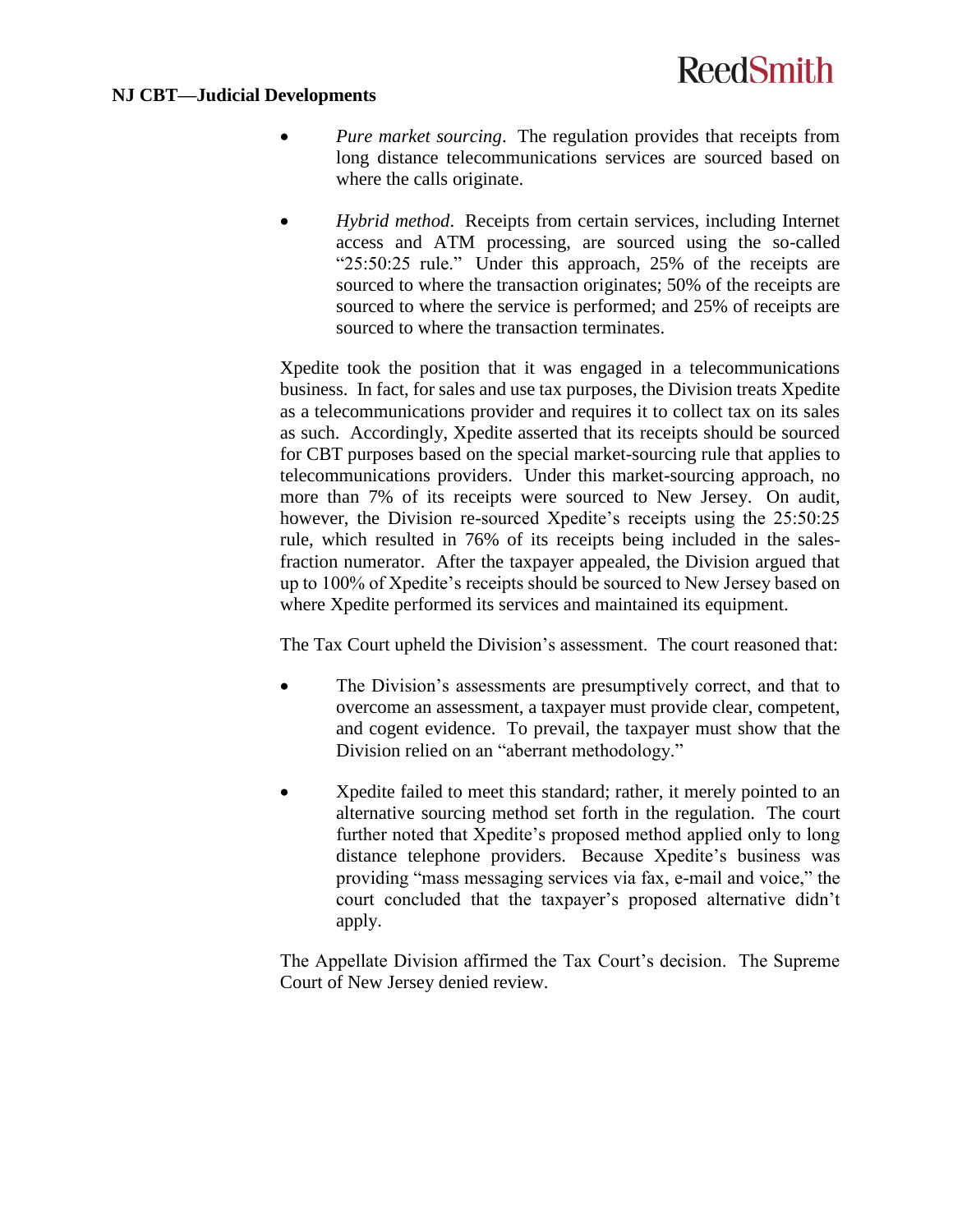- *Pure market sourcing*. The regulation provides that receipts from long distance telecommunications services are sourced based on where the calls originate.

- *Hybrid method*. Receipts from certain services, including Internet access and ATM processing, are sourced using the so-called "25:50:25 rule." Under this approach, 25% of the receipts are sourced to where the transaction originates; 50% of the receipts are sourced to where the service is performed; and 25% of receipts are sourced to where the transaction terminates.

Xpedite took the position that it was engaged in a telecommunications business. In fact, for sales and use tax purposes, the Division treats Xpedite as a telecommunications provider and requires it to collect tax on its sales as such. Accordingly, Xpedite asserted that its receipts should be sourced for CBT purposes based on the special market-sourcing rule that applies to telecommunications providers. Under this market-sourcing approach, no more than 7% of its receipts were sourced to New Jersey. On audit, however, the Division re-sourced Xpedite's receipts using the 25:50:25 rule, which resulted in 76% of its receipts being included in the sales-fraction numerator. After the taxpayer appealed, the Division argued that up to 100% of Xpedite's receipts should be sourced to New Jersey based on where Xpedite performed its services and maintained its equipment.

The Tax Court upheld the Division's assessment. The court reasoned that:

- The Division's assessments are presumptively correct, and that to overcome an assessment, a taxpayer must provide clear, competent, and cogent evidence. To prevail, the taxpayer must show that the Division relied on an "aberrant methodology."

- Xpedite failed to meet this standard; rather, it merely pointed to an alternative sourcing method set forth in the regulation. The court further noted that Xpedite's proposed method applied only to long distance telephone providers. Because Xpedite's business was providing "mass messaging services via fax, e-mail and voice," the court concluded that the taxpayer's proposed alternative didn't apply.

The Appellate Division affirmed the Tax Court's decision. The Supreme Court of New Jersey denied review.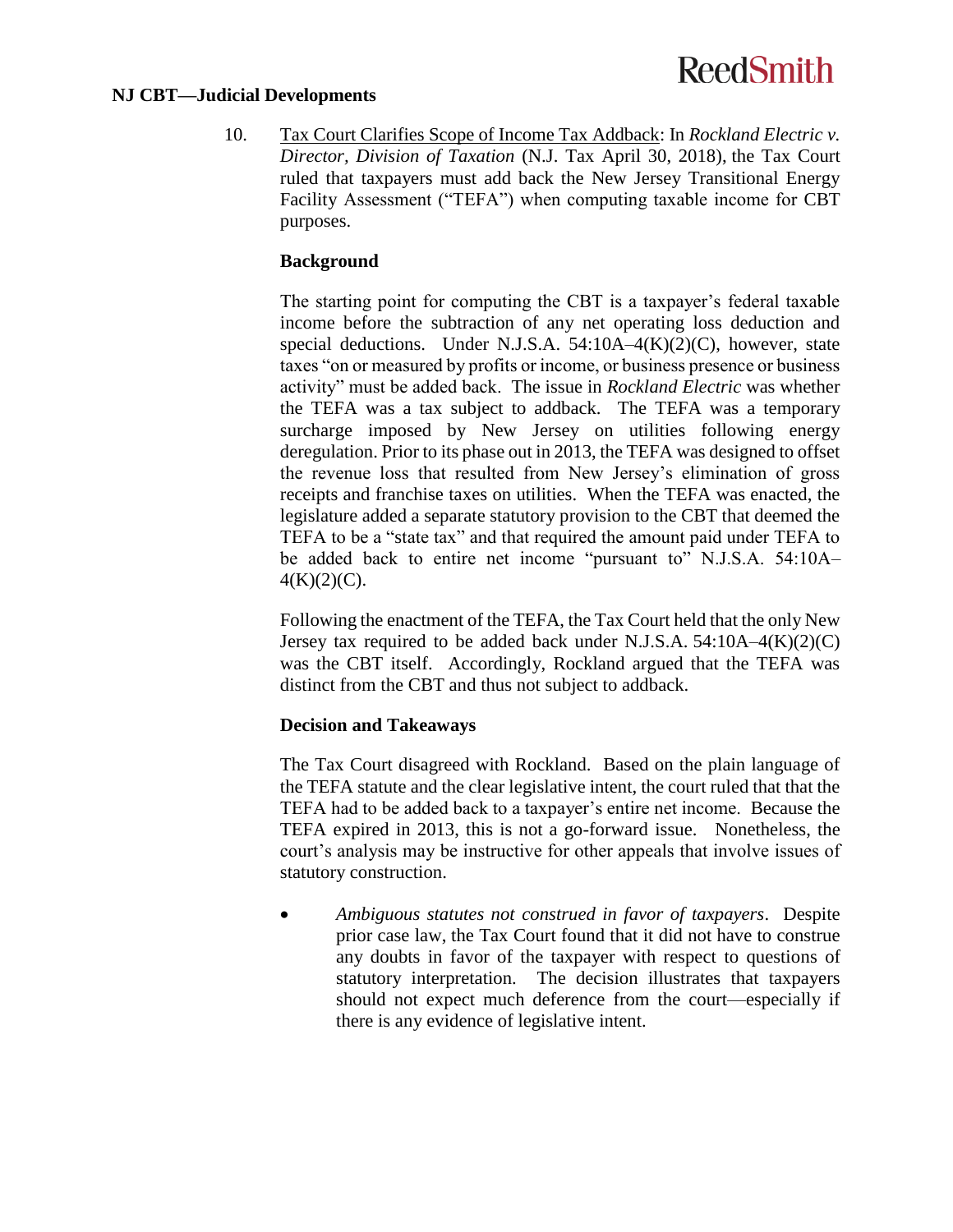## NJ CBT—Judicial Developments

10. Tax Court Clarifies Scope of Income Tax Addback: In *Rockland Electric v. Director, Division of Taxation* (N.J. Tax April 30, 2018), the Tax Court ruled that taxpayers must add back the New Jersey Transitional Energy Facility Assessment ("TEFA") when computing taxable income for CBT purposes.

### Background

The starting point for computing the CBT is a taxpayer's federal taxable income before the subtraction of any net operating loss deduction and special deductions. Under N.J.S.A. 54:10A–4(K)(2)(C), however, state taxes "on or measured by profits or income, or business presence or business activity" must be added back. The issue in *Rockland Electric* was whether the TEFA was a tax subject to addback. The TEFA was a temporary surcharge imposed by New Jersey on utilities following energy deregulation. Prior to its phase out in 2013, the TEFA was designed to offset the revenue loss that resulted from New Jersey's elimination of gross receipts and franchise taxes on utilities. When the TEFA was enacted, the legislature added a separate statutory provision to the CBT that deemed the TEFA to be a "state tax" and that required the amount paid under TEFA to be added back to entire net income "pursuant to" N.J.S.A. 54:10A–4(K)(2)(C).

Following the enactment of the TEFA, the Tax Court held that the only New Jersey tax required to be added back under N.J.S.A. 54:10A–4(K)(2)(C) was the CBT itself. Accordingly, Rockland argued that the TEFA was distinct from the CBT and thus not subject to addback.

### Decision and Takeaways

The Tax Court disagreed with Rockland. Based on the plain language of the TEFA statute and the clear legislative intent, the court ruled that that the TEFA had to be added back to a taxpayer's entire net income. Because the TEFA expired in 2013, this is not a go-forward issue. Nonetheless, the court's analysis may be instructive for other appeals that involve issues of statutory construction.

- *Ambiguous statutes not construed in favor of taxpayers*. Despite prior case law, the Tax Court found that it did not have to construe any doubts in favor of the taxpayer with respect to questions of statutory interpretation. The decision illustrates that taxpayers should not expect much deference from the court—especially if there is any evidence of legislative intent.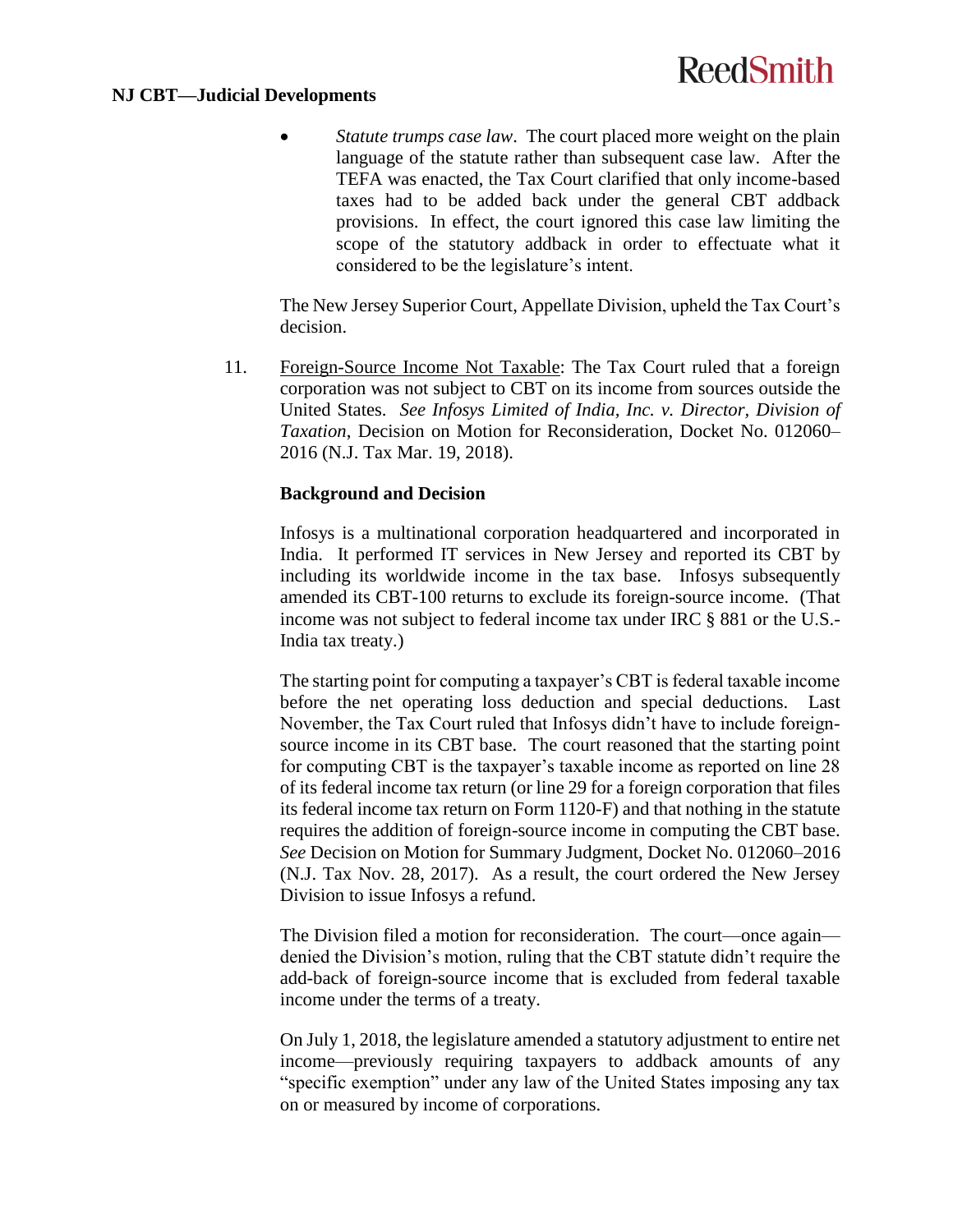- *Statute trumps case law*. The court placed more weight on the plain language of the statute rather than subsequent case law. After the TEFA was enacted, the Tax Court clarified that only income-based taxes had to be added back under the general CBT addback provisions. In effect, the court ignored this case law limiting the scope of the statutory addback in order to effectuate what it considered to be the legislature's intent.

The New Jersey Superior Court, Appellate Division, upheld the Tax Court's decision.

11. <u>Foreign-Source Income Not Taxable</u>: The Tax Court ruled that a foreign corporation was not subject to CBT on its income from sources outside the United States. *See Infosys Limited of India, Inc. v. Director, Division of Taxation*, Decision on Motion for Reconsideration, Docket No. 012060–2016 (N.J. Tax Mar. 19, 2018).

**Background and Decision**

Infosys is a multinational corporation headquartered and incorporated in India. It performed IT services in New Jersey and reported its CBT by including its worldwide income in the tax base. Infosys subsequently amended its CBT-100 returns to exclude its foreign-source income. (That income was not subject to federal income tax under IRC § 881 or the U.S.-India tax treaty.)

The starting point for computing a taxpayer's CBT is federal taxable income before the net operating loss deduction and special deductions. Last November, the Tax Court ruled that Infosys didn't have to include foreign-source income in its CBT base. The court reasoned that the starting point for computing CBT is the taxpayer's taxable income as reported on line 28 of its federal income tax return (or line 29 for a foreign corporation that files its federal income tax return on Form 1120-F) and that nothing in the statute requires the addition of foreign-source income in computing the CBT base. *See* Decision on Motion for Summary Judgment, Docket No. 012060–2016 (N.J. Tax Nov. 28, 2017). As a result, the court ordered the New Jersey Division to issue Infosys a refund.

The Division filed a motion for reconsideration. The court—once again—denied the Division's motion, ruling that the CBT statute didn't require the add-back of foreign-source income that is excluded from federal taxable income under the terms of a treaty.

On July 1, 2018, the legislature amended a statutory adjustment to entire net income—previously requiring taxpayers to addback amounts of any "specific exemption" under any law of the United States imposing any tax on or measured by income of corporations.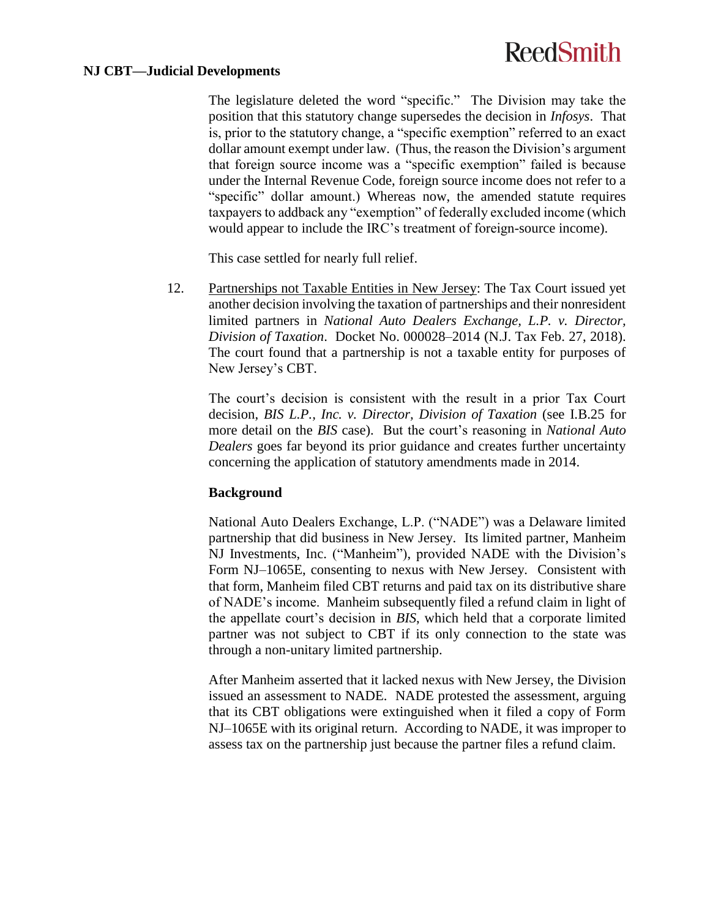The legislature deleted the word "specific." The Division may take the position that this statutory change supersedes the decision in *Infosys*. That is, prior to the statutory change, a "specific exemption" referred to an exact dollar amount exempt under law. (Thus, the reason the Division's argument that foreign source income was a "specific exemption" failed is because under the Internal Revenue Code, foreign source income does not refer to a "specific" dollar amount.) Whereas now, the amended statute requires taxpayers to addback any "exemption" of federally excluded income (which would appear to include the IRC's treatment of foreign-source income).

This case settled for nearly full relief.

12. Partnerships not Taxable Entities in New Jersey: The Tax Court issued yet another decision involving the taxation of partnerships and their nonresident limited partners in *National Auto Dealers Exchange, L.P. v. Director, Division of Taxation*. Docket No. 000028–2014 (N.J. Tax Feb. 27, 2018). The court found that a partnership is not a taxable entity for purposes of New Jersey's CBT.

The court's decision is consistent with the result in a prior Tax Court decision, *BIS L.P., Inc. v. Director, Division of Taxation* (see I.B.25 for more detail on the *BIS* case). But the court's reasoning in *National Auto Dealers* goes far beyond its prior guidance and creates further uncertainty concerning the application of statutory amendments made in 2014.

**Background**

National Auto Dealers Exchange, L.P. ("NADE") was a Delaware limited partnership that did business in New Jersey. Its limited partner, Manheim NJ Investments, Inc. ("Manheim"), provided NADE with the Division's Form NJ–1065E, consenting to nexus with New Jersey. Consistent with that form, Manheim filed CBT returns and paid tax on its distributive share of NADE's income. Manheim subsequently filed a refund claim in light of the appellate court's decision in *BIS*, which held that a corporate limited partner was not subject to CBT if its only connection to the state was through a non-unitary limited partnership.

After Manheim asserted that it lacked nexus with New Jersey, the Division issued an assessment to NADE. NADE protested the assessment, arguing that its CBT obligations were extinguished when it filed a copy of Form NJ–1065E with its original return. According to NADE, it was improper to assess tax on the partnership just because the partner files a refund claim.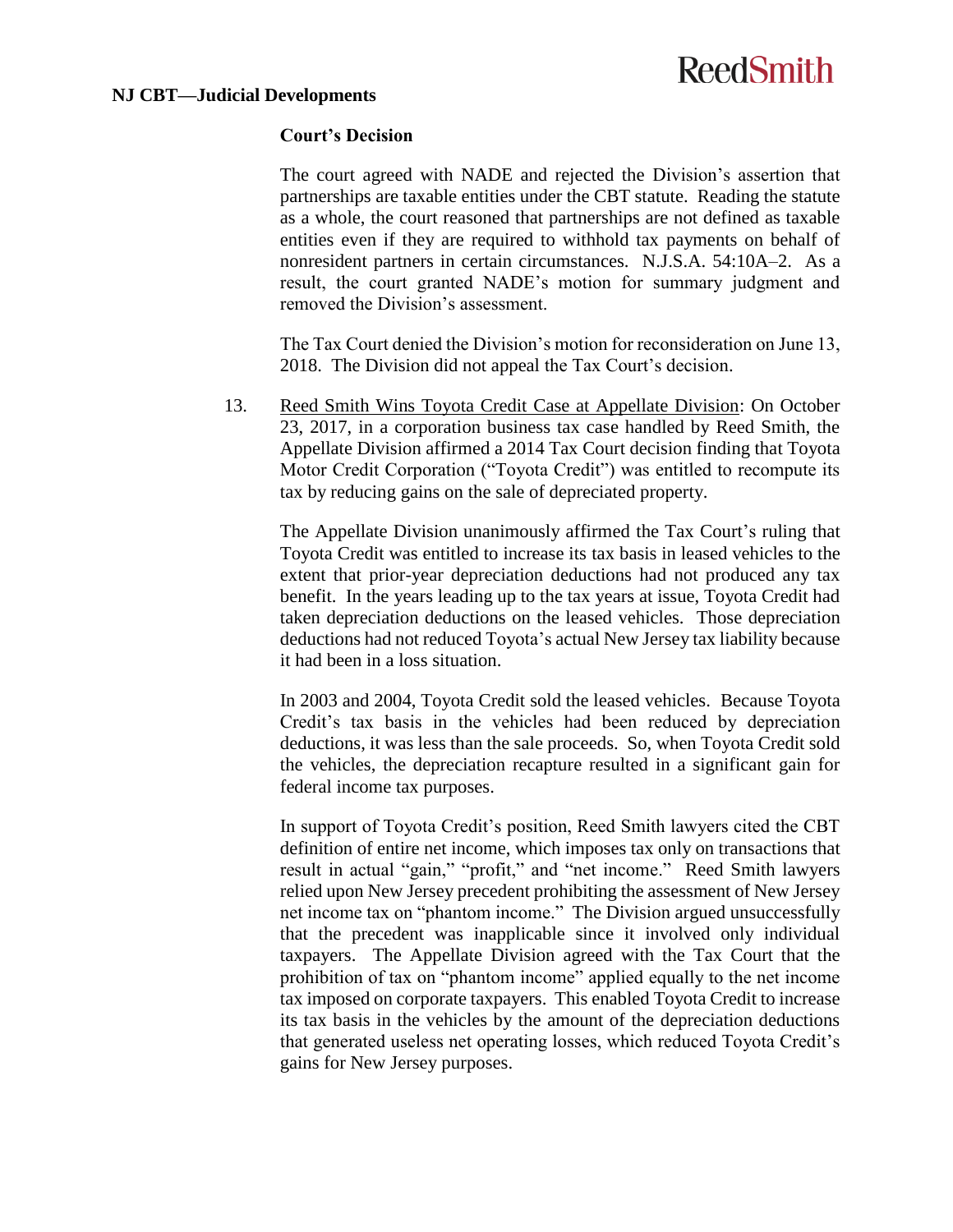**Court's Decision**

The court agreed with NADE and rejected the Division's assertion that partnerships are taxable entities under the CBT statute. Reading the statute as a whole, the court reasoned that partnerships are not defined as taxable entities even if they are required to withhold tax payments on behalf of nonresident partners in certain circumstances. N.J.S.A. 54:10A–2. As a result, the court granted NADE's motion for summary judgment and removed the Division's assessment.

The Tax Court denied the Division's motion for reconsideration on June 13, 2018. The Division did not appeal the Tax Court's decision.

13. Reed Smith Wins Toyota Credit Case at Appellate Division: On October 23, 2017, in a corporation business tax case handled by Reed Smith, the Appellate Division affirmed a 2014 Tax Court decision finding that Toyota Motor Credit Corporation ("Toyota Credit") was entitled to recompute its tax by reducing gains on the sale of depreciated property.

The Appellate Division unanimously affirmed the Tax Court's ruling that Toyota Credit was entitled to increase its tax basis in leased vehicles to the extent that prior-year depreciation deductions had not produced any tax benefit. In the years leading up to the tax years at issue, Toyota Credit had taken depreciation deductions on the leased vehicles. Those depreciation deductions had not reduced Toyota's actual New Jersey tax liability because it had been in a loss situation.

In 2003 and 2004, Toyota Credit sold the leased vehicles. Because Toyota Credit's tax basis in the vehicles had been reduced by depreciation deductions, it was less than the sale proceeds. So, when Toyota Credit sold the vehicles, the depreciation recapture resulted in a significant gain for federal income tax purposes.

In support of Toyota Credit's position, Reed Smith lawyers cited the CBT definition of entire net income, which imposes tax only on transactions that result in actual "gain," "profit," and "net income." Reed Smith lawyers relied upon New Jersey precedent prohibiting the assessment of New Jersey net income tax on "phantom income." The Division argued unsuccessfully that the precedent was inapplicable since it involved only individual taxpayers. The Appellate Division agreed with the Tax Court that the prohibition of tax on "phantom income" applied equally to the net income tax imposed on corporate taxpayers. This enabled Toyota Credit to increase its tax basis in the vehicles by the amount of the depreciation deductions that generated useless net operating losses, which reduced Toyota Credit's gains for New Jersey purposes.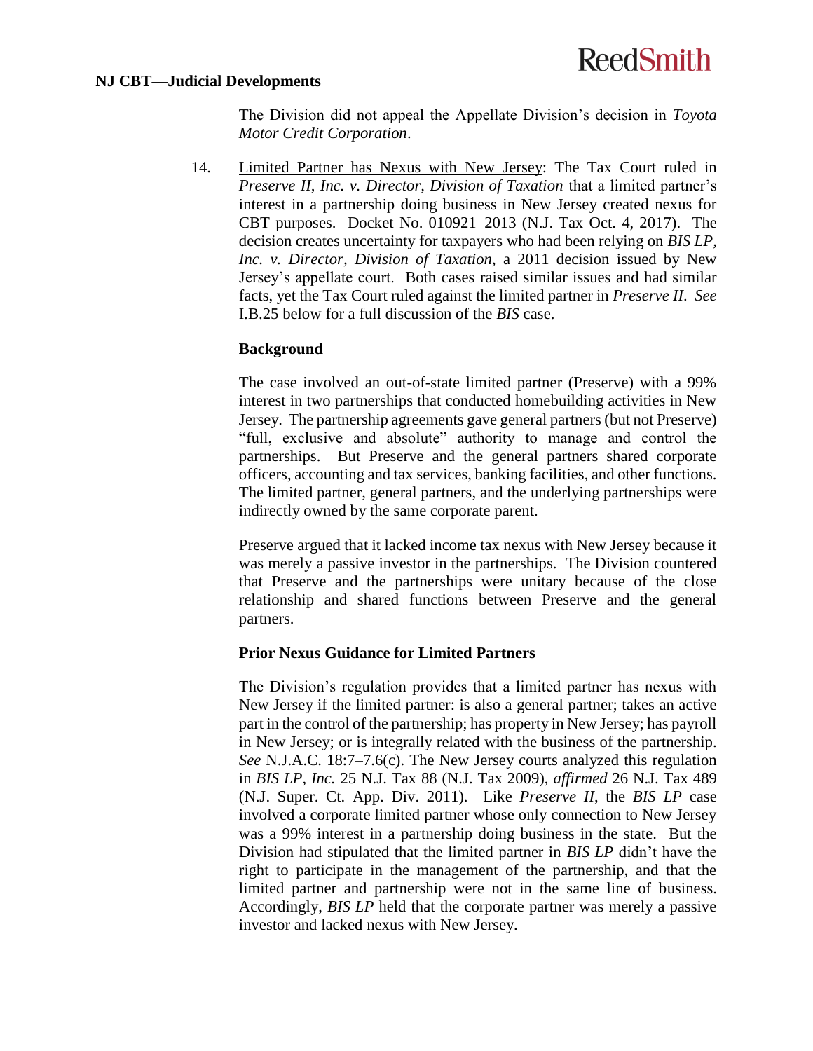The Division did not appeal the Appellate Division's decision in *Toyota Motor Credit Corporation*.

14. Limited Partner has Nexus with New Jersey: The Tax Court ruled in *Preserve II, Inc. v. Director, Division of Taxation* that a limited partner's interest in a partnership doing business in New Jersey created nexus for CBT purposes. Docket No. 010921–2013 (N.J. Tax Oct. 4, 2017). The decision creates uncertainty for taxpayers who had been relying on *BIS LP, Inc. v. Director, Division of Taxation*, a 2011 decision issued by New Jersey's appellate court. Both cases raised similar issues and had similar facts, yet the Tax Court ruled against the limited partner in *Preserve II*. *See* I.B.25 below for a full discussion of the *BIS* case.

**Background**

The case involved an out-of-state limited partner (Preserve) with a 99% interest in two partnerships that conducted homebuilding activities in New Jersey. The partnership agreements gave general partners (but not Preserve) "full, exclusive and absolute" authority to manage and control the partnerships. But Preserve and the general partners shared corporate officers, accounting and tax services, banking facilities, and other functions. The limited partner, general partners, and the underlying partnerships were indirectly owned by the same corporate parent.

Preserve argued that it lacked income tax nexus with New Jersey because it was merely a passive investor in the partnerships. The Division countered that Preserve and the partnerships were unitary because of the close relationship and shared functions between Preserve and the general partners.

**Prior Nexus Guidance for Limited Partners**

The Division's regulation provides that a limited partner has nexus with New Jersey if the limited partner: is also a general partner; takes an active part in the control of the partnership; has property in New Jersey; has payroll in New Jersey; or is integrally related with the business of the partnership. *See* N.J.A.C. 18:7–7.6(c). The New Jersey courts analyzed this regulation in *BIS LP, Inc.* 25 N.J. Tax 88 (N.J. Tax 2009), *affirmed* 26 N.J. Tax 489 (N.J. Super. Ct. App. Div. 2011). Like *Preserve II*, the *BIS LP* case involved a corporate limited partner whose only connection to New Jersey was a 99% interest in a partnership doing business in the state. But the Division had stipulated that the limited partner in *BIS LP* didn't have the right to participate in the management of the partnership, and that the limited partner and partnership were not in the same line of business. Accordingly, *BIS LP* held that the corporate partner was merely a passive investor and lacked nexus with New Jersey.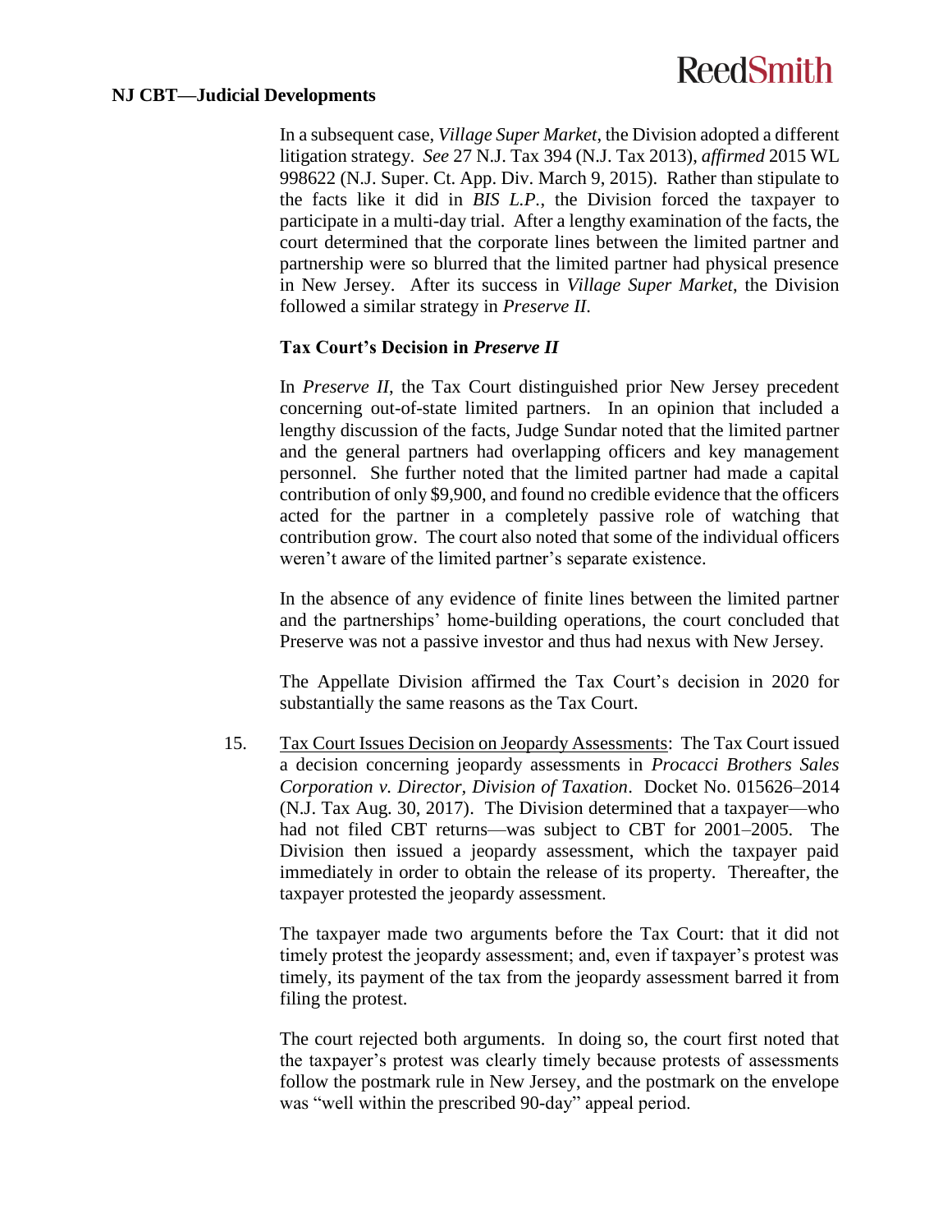In a subsequent case, *Village Super Market*, the Division adopted a different litigation strategy. *See* 27 N.J. Tax 394 (N.J. Tax 2013), *affirmed* 2015 WL 998622 (N.J. Super. Ct. App. Div. March 9, 2015). Rather than stipulate to the facts like it did in *BIS L.P.*, the Division forced the taxpayer to participate in a multi-day trial. After a lengthy examination of the facts, the court determined that the corporate lines between the limited partner and partnership were so blurred that the limited partner had physical presence in New Jersey. After its success in *Village Super Market*, the Division followed a similar strategy in *Preserve II*.

**Tax Court's Decision in *Preserve II***

In *Preserve II*, the Tax Court distinguished prior New Jersey precedent concerning out-of-state limited partners. In an opinion that included a lengthy discussion of the facts, Judge Sundar noted that the limited partner and the general partners had overlapping officers and key management personnel. She further noted that the limited partner had made a capital contribution of only $9,900, and found no credible evidence that the officers acted for the partner in a completely passive role of watching that contribution grow. The court also noted that some of the individual officers weren't aware of the limited partner's separate existence.

In the absence of any evidence of finite lines between the limited partner and the partnerships' home-building operations, the court concluded that Preserve was not a passive investor and thus had nexus with New Jersey.

The Appellate Division affirmed the Tax Court's decision in 2020 for substantially the same reasons as the Tax Court.

15. <u>Tax Court Issues Decision on Jeopardy Assessments</u>: The Tax Court issued a decision concerning jeopardy assessments in *Procacci Brothers Sales Corporation v. Director, Division of Taxation*. Docket No. 015626–2014 (N.J. Tax Aug. 30, 2017). The Division determined that a taxpayer—who had not filed CBT returns—was subject to CBT for 2001–2005. The Division then issued a jeopardy assessment, which the taxpayer paid immediately in order to obtain the release of its property. Thereafter, the taxpayer protested the jeopardy assessment.

    The taxpayer made two arguments before the Tax Court: that it did not timely protest the jeopardy assessment; and, even if taxpayer's protest was timely, its payment of the tax from the jeopardy assessment barred it from filing the protest.

    The court rejected both arguments. In doing so, the court first noted that the taxpayer's protest was clearly timely because protests of assessments follow the postmark rule in New Jersey, and the postmark on the envelope was "well within the prescribed 90-day" appeal period.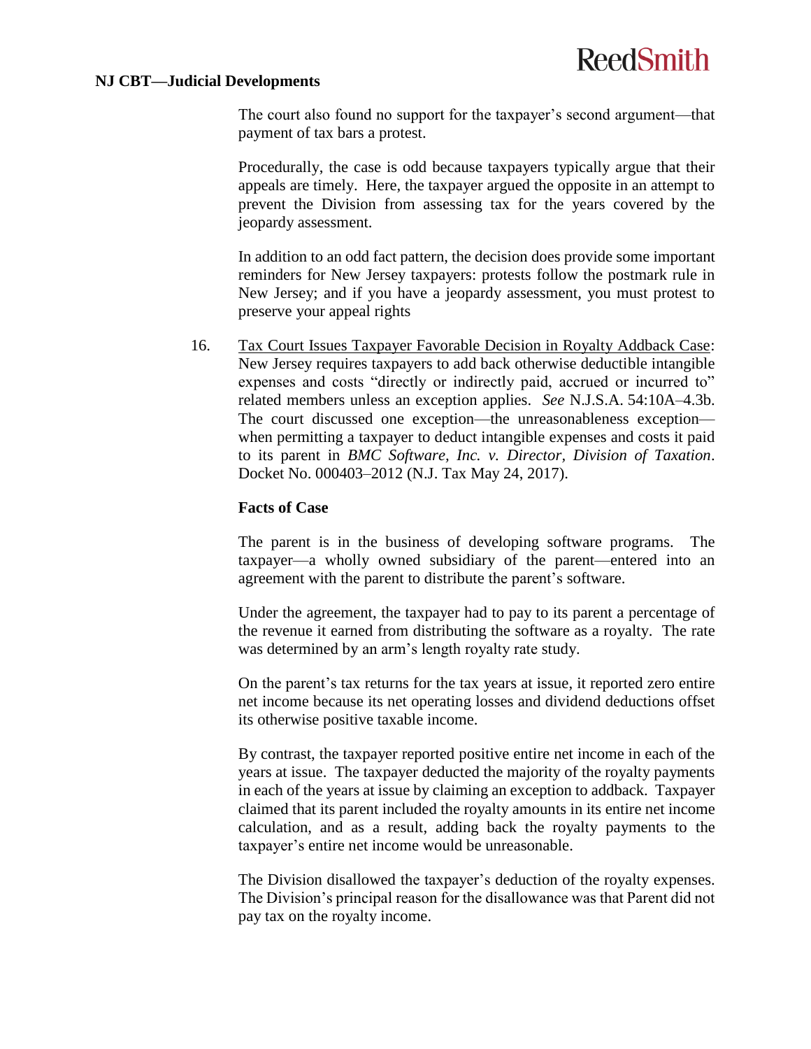The court also found no support for the taxpayer's second argument—that payment of tax bars a protest.

Procedurally, the case is odd because taxpayers typically argue that their appeals are timely. Here, the taxpayer argued the opposite in an attempt to prevent the Division from assessing tax for the years covered by the jeopardy assessment.

In addition to an odd fact pattern, the decision does provide some important reminders for New Jersey taxpayers: protests follow the postmark rule in New Jersey; and if you have a jeopardy assessment, you must protest to preserve your appeal rights

16. Tax Court Issues Taxpayer Favorable Decision in Royalty Addback Case: New Jersey requires taxpayers to add back otherwise deductible intangible expenses and costs "directly or indirectly paid, accrued or incurred to" related members unless an exception applies. *See* N.J.S.A. 54:10A–4.3b. The court discussed one exception—the unreasonableness exception—when permitting a taxpayer to deduct intangible expenses and costs it paid to its parent in *BMC Software, Inc. v. Director, Division of Taxation*. Docket No. 000403–2012 (N.J. Tax May 24, 2017).

**Facts of Case**

The parent is in the business of developing software programs. The taxpayer—a wholly owned subsidiary of the parent—entered into an agreement with the parent to distribute the parent's software.

Under the agreement, the taxpayer had to pay to its parent a percentage of the revenue it earned from distributing the software as a royalty. The rate was determined by an arm's length royalty rate study.

On the parent's tax returns for the tax years at issue, it reported zero entire net income because its net operating losses and dividend deductions offset its otherwise positive taxable income.

By contrast, the taxpayer reported positive entire net income in each of the years at issue. The taxpayer deducted the majority of the royalty payments in each of the years at issue by claiming an exception to addback. Taxpayer claimed that its parent included the royalty amounts in its entire net income calculation, and as a result, adding back the royalty payments to the taxpayer's entire net income would be unreasonable.

The Division disallowed the taxpayer's deduction of the royalty expenses. The Division's principal reason for the disallowance was that Parent did not pay tax on the royalty income.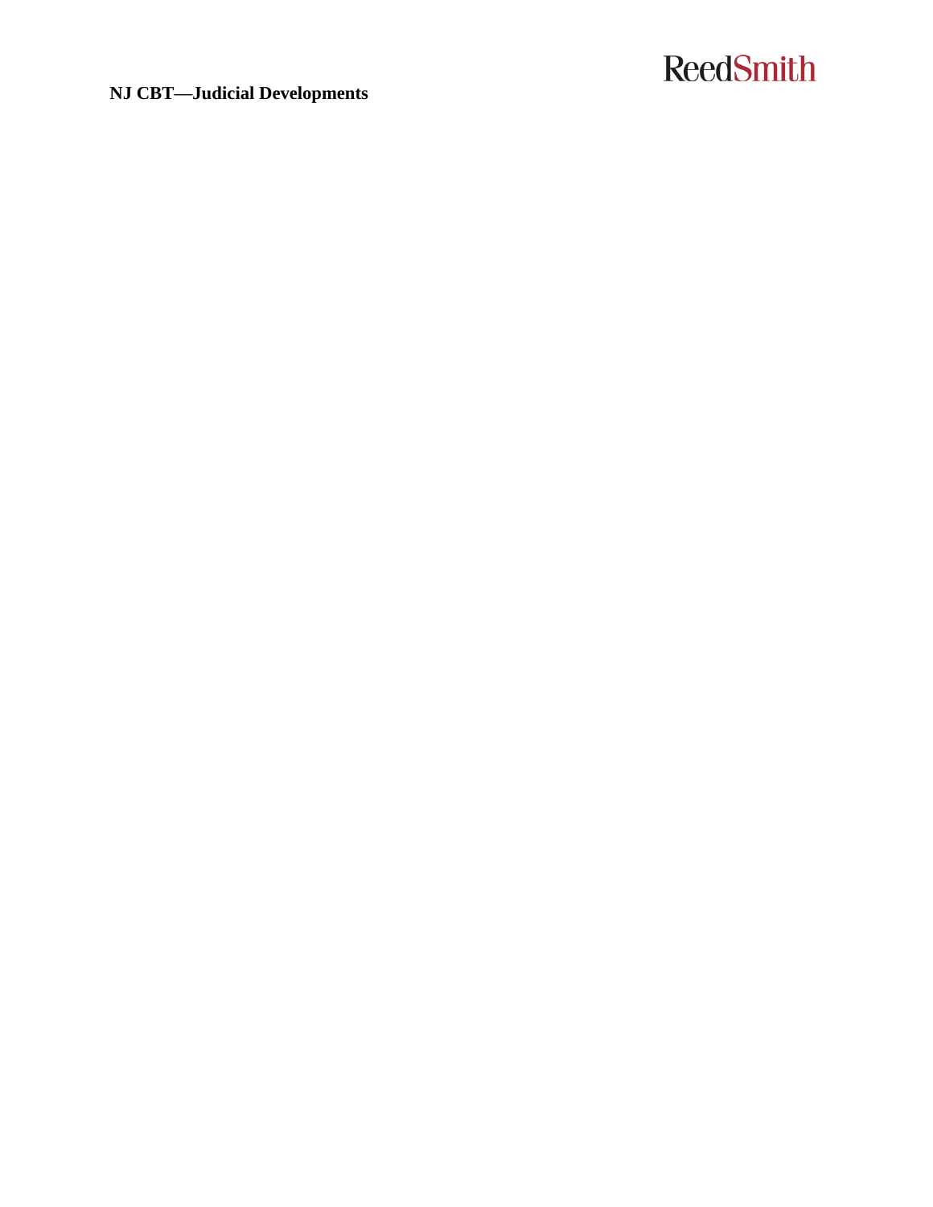## NJ CBT—Judicial Developments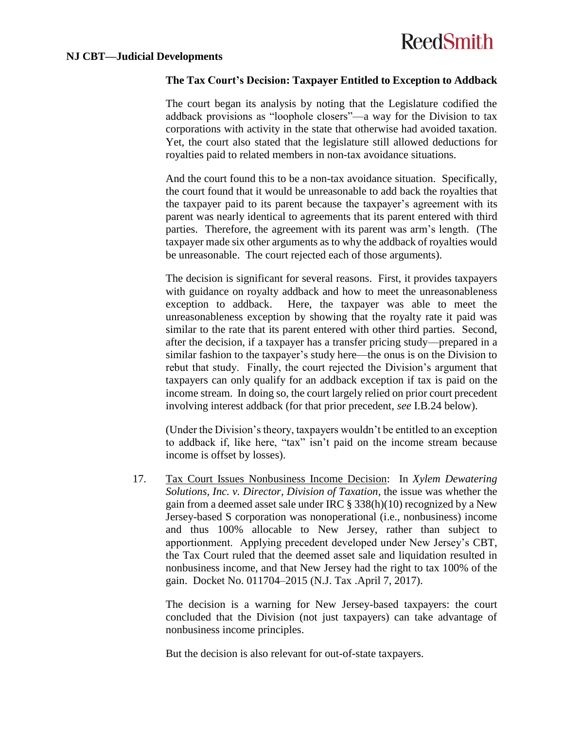**The Tax Court's Decision: Taxpayer Entitled to Exception to Addback**

The court began its analysis by noting that the Legislature codified the addback provisions as "loophole closers"—a way for the Division to tax corporations with activity in the state that otherwise had avoided taxation. Yet, the court also stated that the legislature still allowed deductions for royalties paid to related members in non-tax avoidance situations.

And the court found this to be a non-tax avoidance situation. Specifically, the court found that it would be unreasonable to add back the royalties that the taxpayer paid to its parent because the taxpayer's agreement with its parent was nearly identical to agreements that its parent entered with third parties. Therefore, the agreement with its parent was arm's length. (The taxpayer made six other arguments as to why the addback of royalties would be unreasonable. The court rejected each of those arguments).

The decision is significant for several reasons. First, it provides taxpayers with guidance on royalty addback and how to meet the unreasonableness exception to addback. Here, the taxpayer was able to meet the unreasonableness exception by showing that the royalty rate it paid was similar to the rate that its parent entered with other third parties. Second, after the decision, if a taxpayer has a transfer pricing study—prepared in a similar fashion to the taxpayer's study here—the onus is on the Division to rebut that study. Finally, the court rejected the Division's argument that taxpayers can only qualify for an addback exception if tax is paid on the income stream. In doing so, the court largely relied on prior court precedent involving interest addback (for that prior precedent, *see* I.B.24 below).

(Under the Division's theory, taxpayers wouldn't be entitled to an exception to addback if, like here, "tax" isn't paid on the income stream because income is offset by losses).

17. Tax Court Issues Nonbusiness Income Decision: In *Xylem Dewatering Solutions, Inc. v. Director, Division of Taxation*, the issue was whether the gain from a deemed asset sale under IRC § 338(h)(10) recognized by a New Jersey-based S corporation was nonoperational (i.e., nonbusiness) income and thus 100% allocable to New Jersey, rather than subject to apportionment. Applying precedent developed under New Jersey's CBT, the Tax Court ruled that the deemed asset sale and liquidation resulted in nonbusiness income, and that New Jersey had the right to tax 100% of the gain. Docket No. 011704–2015 (N.J. Tax .April 7, 2017).

    The decision is a warning for New Jersey-based taxpayers: the court concluded that the Division (not just taxpayers) can take advantage of nonbusiness income principles.

    But the decision is also relevant for out-of-state taxpayers.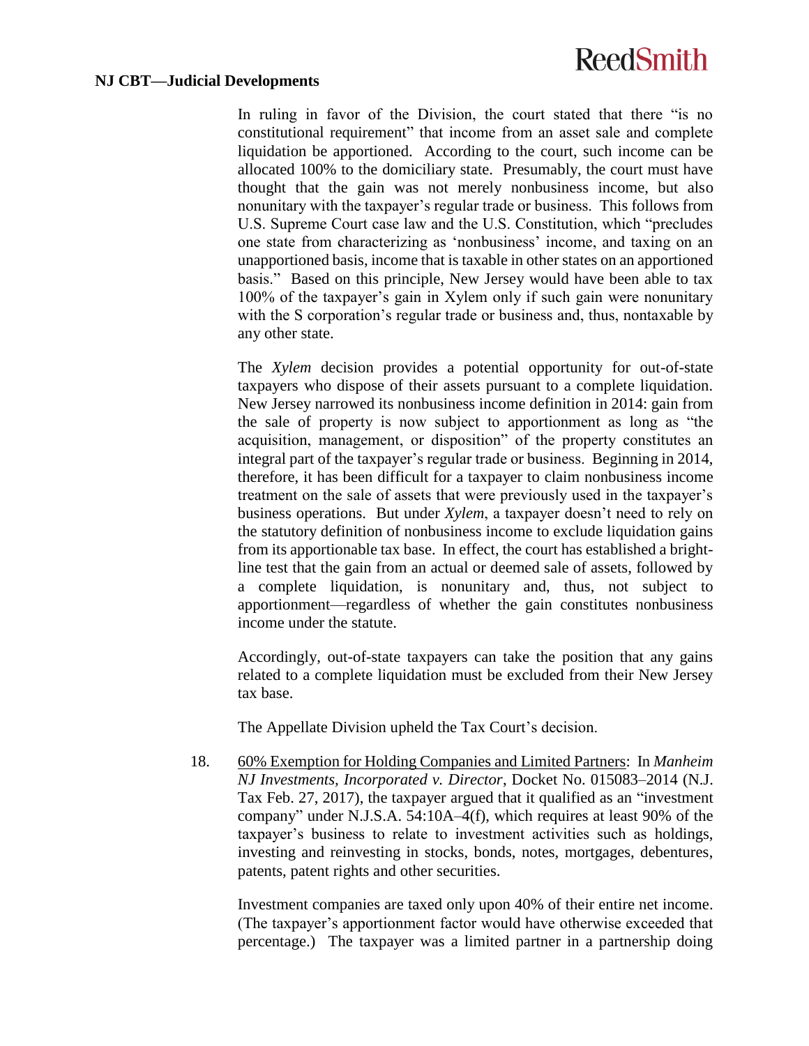In ruling in favor of the Division, the court stated that there "is no constitutional requirement" that income from an asset sale and complete liquidation be apportioned. According to the court, such income can be allocated 100% to the domiciliary state. Presumably, the court must have thought that the gain was not merely nonbusiness income, but also nonunitary with the taxpayer's regular trade or business. This follows from U.S. Supreme Court case law and the U.S. Constitution, which "precludes one state from characterizing as 'nonbusiness' income, and taxing on an unapportioned basis, income that is taxable in other states on an apportioned basis." Based on this principle, New Jersey would have been able to tax 100% of the taxpayer's gain in Xylem only if such gain were nonunitary with the S corporation's regular trade or business and, thus, nontaxable by any other state.

The *Xylem* decision provides a potential opportunity for out-of-state taxpayers who dispose of their assets pursuant to a complete liquidation. New Jersey narrowed its nonbusiness income definition in 2014: gain from the sale of property is now subject to apportionment as long as "the acquisition, management, or disposition" of the property constitutes an integral part of the taxpayer's regular trade or business. Beginning in 2014, therefore, it has been difficult for a taxpayer to claim nonbusiness income treatment on the sale of assets that were previously used in the taxpayer's business operations. But under *Xylem*, a taxpayer doesn't need to rely on the statutory definition of nonbusiness income to exclude liquidation gains from its apportionable tax base. In effect, the court has established a bright-line test that the gain from an actual or deemed sale of assets, followed by a complete liquidation, is nonunitary and, thus, not subject to apportionment—regardless of whether the gain constitutes nonbusiness income under the statute.

Accordingly, out-of-state taxpayers can take the position that any gains related to a complete liquidation must be excluded from their New Jersey tax base.

The Appellate Division upheld the Tax Court's decision.

18. <u>60% Exemption for Holding Companies and Limited Partners</u>: In *Manheim NJ Investments, Incorporated v. Director*, Docket No. 015083–2014 (N.J. Tax Feb. 27, 2017), the taxpayer argued that it qualified as an "investment company" under N.J.S.A. 54:10A–4(f), which requires at least 90% of the taxpayer's business to relate to investment activities such as holdings, investing and reinvesting in stocks, bonds, notes, mortgages, debentures, patents, patent rights and other securities.

    Investment companies are taxed only upon 40% of their entire net income. (The taxpayer's apportionment factor would have otherwise exceeded that percentage.) The taxpayer was a limited partner in a partnership doing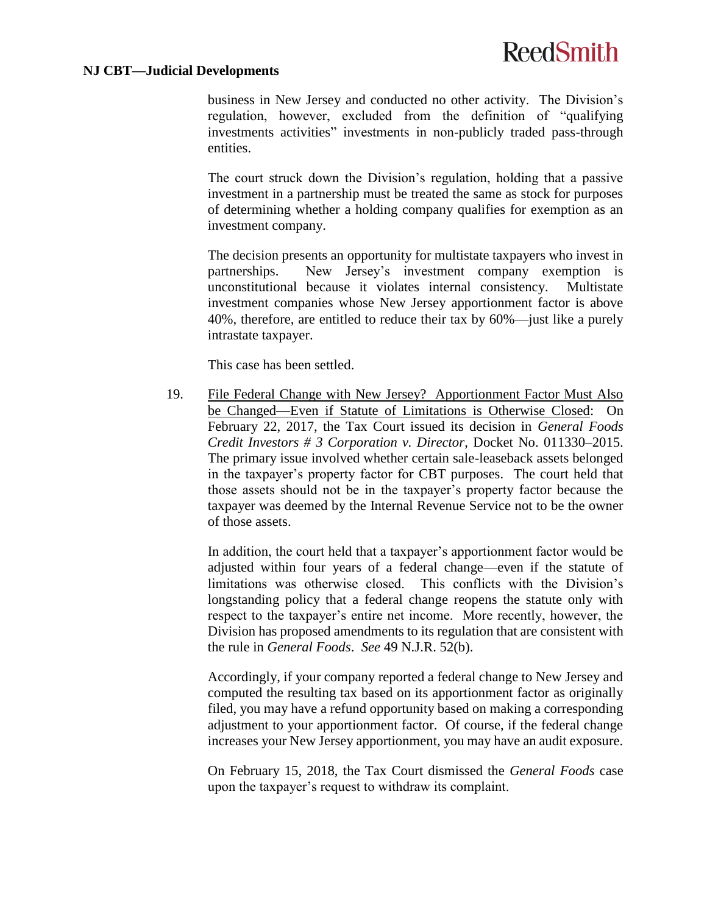business in New Jersey and conducted no other activity. The Division's regulation, however, excluded from the definition of "qualifying investments activities" investments in non-publicly traded pass-through entities.

The court struck down the Division's regulation, holding that a passive investment in a partnership must be treated the same as stock for purposes of determining whether a holding company qualifies for exemption as an investment company.

The decision presents an opportunity for multistate taxpayers who invest in partnerships. New Jersey's investment company exemption is unconstitutional because it violates internal consistency. Multistate investment companies whose New Jersey apportionment factor is above 40%, therefore, are entitled to reduce their tax by 60%—just like a purely intrastate taxpayer.

This case has been settled.

19. <u>File Federal Change with New Jersey? Apportionment Factor Must Also be Changed—Even if Statute of Limitations is Otherwise Closed</u>: On February 22, 2017, the Tax Court issued its decision in *General Foods Credit Investors # 3 Corporation v. Director*, Docket No. 011330–2015. The primary issue involved whether certain sale-leaseback assets belonged in the taxpayer's property factor for CBT purposes. The court held that those assets should not be in the taxpayer's property factor because the taxpayer was deemed by the Internal Revenue Service not to be the owner of those assets.

    In addition, the court held that a taxpayer's apportionment factor would be adjusted within four years of a federal change—even if the statute of limitations was otherwise closed. This conflicts with the Division's longstanding policy that a federal change reopens the statute only with respect to the taxpayer's entire net income. More recently, however, the Division has proposed amendments to its regulation that are consistent with the rule in *General Foods*. *See* 49 N.J.R. 52(b).

    Accordingly, if your company reported a federal change to New Jersey and computed the resulting tax based on its apportionment factor as originally filed, you may have a refund opportunity based on making a corresponding adjustment to your apportionment factor. Of course, if the federal change increases your New Jersey apportionment, you may have an audit exposure.

    On February 15, 2018, the Tax Court dismissed the *General Foods* case upon the taxpayer's request to withdraw its complaint.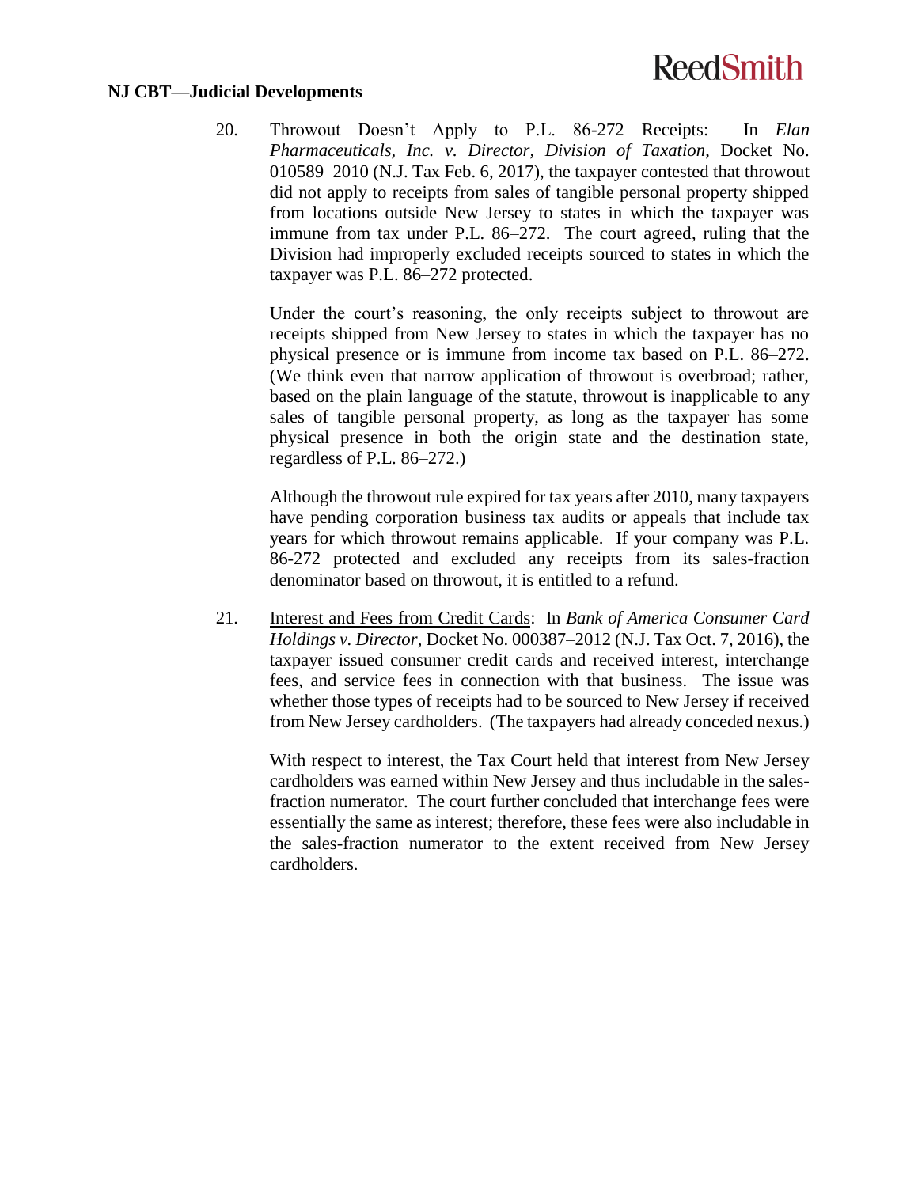## NJ CBT—Judicial Developments

20. Throwout Doesn't Apply to P.L. 86-272 Receipts: In *Elan Pharmaceuticals, Inc. v. Director, Division of Taxation*, Docket No. 010589–2010 (N.J. Tax Feb. 6, 2017), the taxpayer contested that throwout did not apply to receipts from sales of tangible personal property shipped from locations outside New Jersey to states in which the taxpayer was immune from tax under P.L. 86–272. The court agreed, ruling that the Division had improperly excluded receipts sourced to states in which the taxpayer was P.L. 86–272 protected.

    Under the court's reasoning, the only receipts subject to throwout are receipts shipped from New Jersey to states in which the taxpayer has no physical presence or is immune from income tax based on P.L. 86–272. (We think even that narrow application of throwout is overbroad; rather, based on the plain language of the statute, throwout is inapplicable to any sales of tangible personal property, as long as the taxpayer has some physical presence in both the origin state and the destination state, regardless of P.L. 86–272.)

    Although the throwout rule expired for tax years after 2010, many taxpayers have pending corporation business tax audits or appeals that include tax years for which throwout remains applicable. If your company was P.L. 86-272 protected and excluded any receipts from its sales-fraction denominator based on throwout, it is entitled to a refund.

21. Interest and Fees from Credit Cards: In *Bank of America Consumer Card Holdings v. Director*, Docket No. 000387–2012 (N.J. Tax Oct. 7, 2016), the taxpayer issued consumer credit cards and received interest, interchange fees, and service fees in connection with that business. The issue was whether those types of receipts had to be sourced to New Jersey if received from New Jersey cardholders. (The taxpayers had already conceded nexus.)

    With respect to interest, the Tax Court held that interest from New Jersey cardholders was earned within New Jersey and thus includable in the sales-fraction numerator. The court further concluded that interchange fees were essentially the same as interest; therefore, these fees were also includable in the sales-fraction numerator to the extent received from New Jersey cardholders.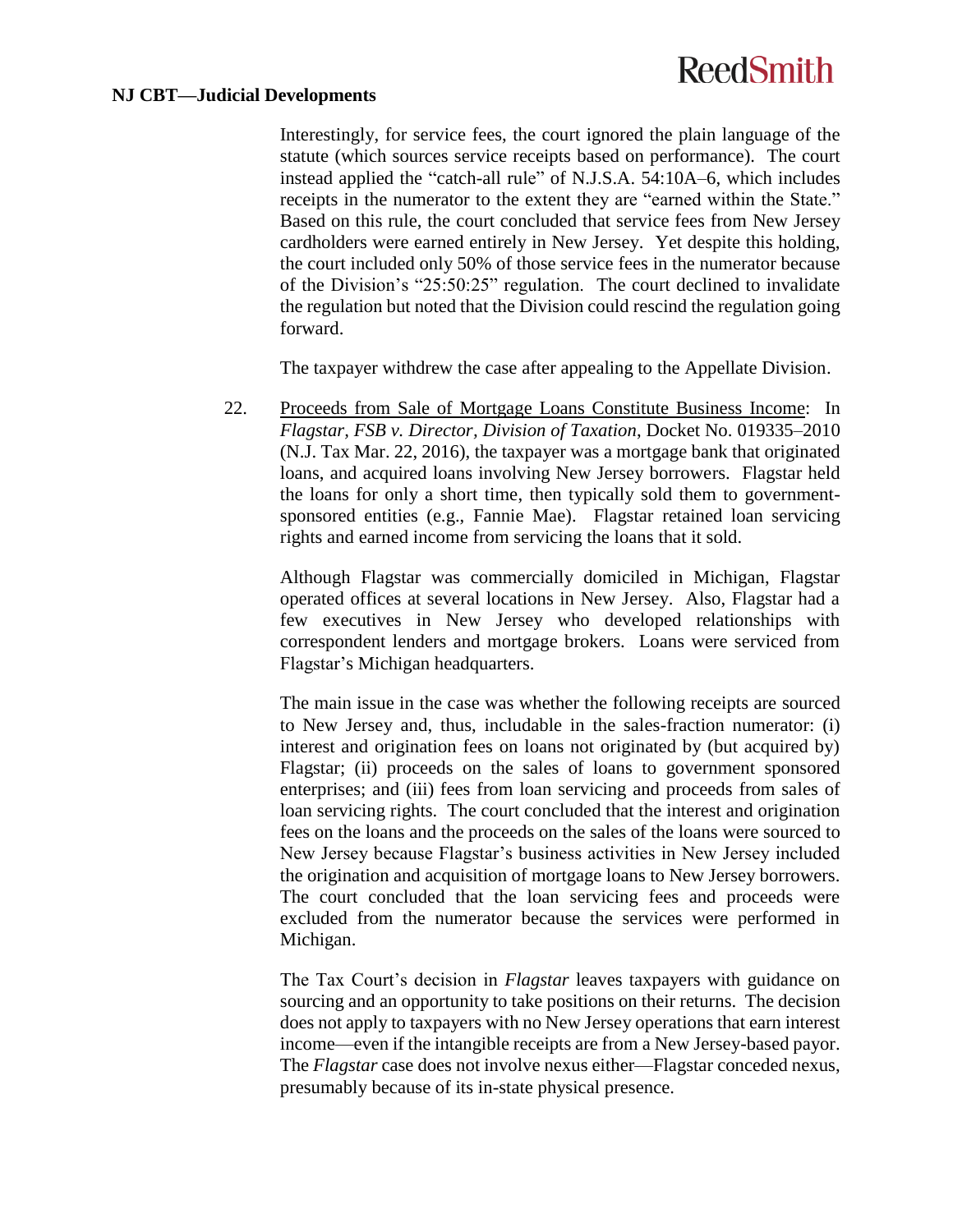Interestingly, for service fees, the court ignored the plain language of the statute (which sources service receipts based on performance). The court instead applied the "catch-all rule" of N.J.S.A. 54:10A–6, which includes receipts in the numerator to the extent they are "earned within the State." Based on this rule, the court concluded that service fees from New Jersey cardholders were earned entirely in New Jersey. Yet despite this holding, the court included only 50% of those service fees in the numerator because of the Division's "25:50:25" regulation. The court declined to invalidate the regulation but noted that the Division could rescind the regulation going forward.

The taxpayer withdrew the case after appealing to the Appellate Division.

22. Proceeds from Sale of Mortgage Loans Constitute Business Income: In *Flagstar, FSB v. Director, Division of Taxation*, Docket No. 019335–2010 (N.J. Tax Mar. 22, 2016), the taxpayer was a mortgage bank that originated loans, and acquired loans involving New Jersey borrowers. Flagstar held the loans for only a short time, then typically sold them to government-sponsored entities (e.g., Fannie Mae). Flagstar retained loan servicing rights and earned income from servicing the loans that it sold.

    Although Flagstar was commercially domiciled in Michigan, Flagstar operated offices at several locations in New Jersey. Also, Flagstar had a few executives in New Jersey who developed relationships with correspondent lenders and mortgage brokers. Loans were serviced from Flagstar's Michigan headquarters.

    The main issue in the case was whether the following receipts are sourced to New Jersey and, thus, includable in the sales-fraction numerator: (i) interest and origination fees on loans not originated by (but acquired by) Flagstar; (ii) proceeds on the sales of loans to government sponsored enterprises; and (iii) fees from loan servicing and proceeds from sales of loan servicing rights. The court concluded that the interest and origination fees on the loans and the proceeds on the sales of the loans were sourced to New Jersey because Flagstar's business activities in New Jersey included the origination and acquisition of mortgage loans to New Jersey borrowers. The court concluded that the loan servicing fees and proceeds were excluded from the numerator because the services were performed in Michigan.

    The Tax Court's decision in *Flagstar* leaves taxpayers with guidance on sourcing and an opportunity to take positions on their returns. The decision does not apply to taxpayers with no New Jersey operations that earn interest income—even if the intangible receipts are from a New Jersey-based payor. The *Flagstar* case does not involve nexus either—Flagstar conceded nexus, presumably because of its in-state physical presence.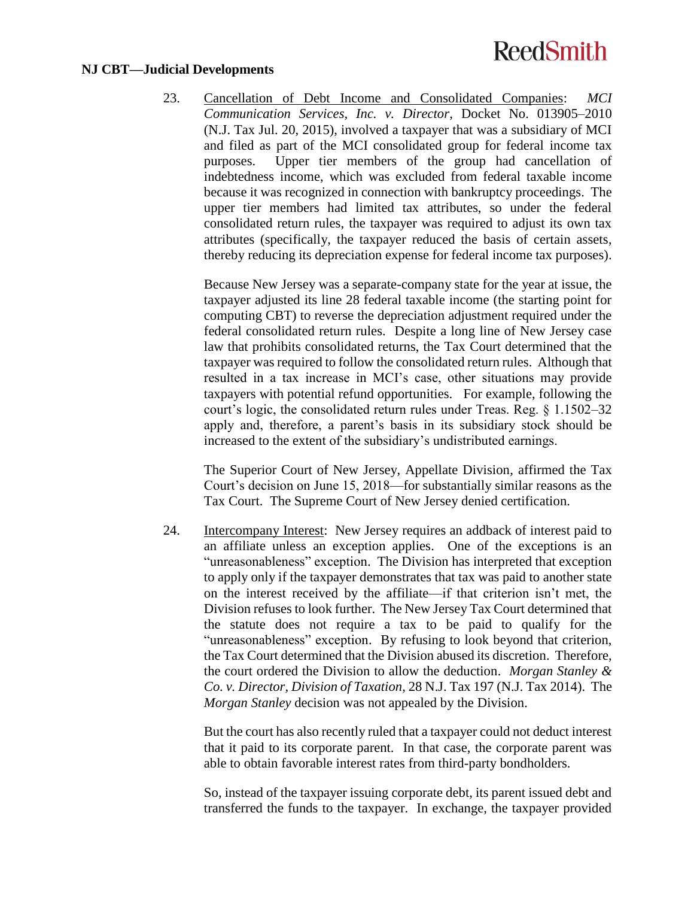**NJ CBT—Judicial Developments**

23. Cancellation of Debt Income and Consolidated Companies: *MCI Communication Services, Inc. v. Director*, Docket No. 013905–2010 (N.J. Tax Jul. 20, 2015), involved a taxpayer that was a subsidiary of MCI and filed as part of the MCI consolidated group for federal income tax purposes. Upper tier members of the group had cancellation of indebtedness income, which was excluded from federal taxable income because it was recognized in connection with bankruptcy proceedings. The upper tier members had limited tax attributes, so under the federal consolidated return rules, the taxpayer was required to adjust its own tax attributes (specifically, the taxpayer reduced the basis of certain assets, thereby reducing its depreciation expense for federal income tax purposes).

    Because New Jersey was a separate-company state for the year at issue, the taxpayer adjusted its line 28 federal taxable income (the starting point for computing CBT) to reverse the depreciation adjustment required under the federal consolidated return rules. Despite a long line of New Jersey case law that prohibits consolidated returns, the Tax Court determined that the taxpayer was required to follow the consolidated return rules. Although that resulted in a tax increase in MCI's case, other situations may provide taxpayers with potential refund opportunities. For example, following the court's logic, the consolidated return rules under Treas. Reg. § 1.1502–32 apply and, therefore, a parent's basis in its subsidiary stock should be increased to the extent of the subsidiary's undistributed earnings.

    The Superior Court of New Jersey, Appellate Division, affirmed the Tax Court's decision on June 15, 2018—for substantially similar reasons as the Tax Court. The Supreme Court of New Jersey denied certification.

24. Intercompany Interest: New Jersey requires an addback of interest paid to an affiliate unless an exception applies. One of the exceptions is an "unreasonableness" exception. The Division has interpreted that exception to apply only if the taxpayer demonstrates that tax was paid to another state on the interest received by the affiliate—if that criterion isn't met, the Division refuses to look further. The New Jersey Tax Court determined that the statute does not require a tax to be paid to qualify for the "unreasonableness" exception. By refusing to look beyond that criterion, the Tax Court determined that the Division abused its discretion. Therefore, the court ordered the Division to allow the deduction. *Morgan Stanley & Co. v. Director, Division of Taxation*, 28 N.J. Tax 197 (N.J. Tax 2014). The *Morgan Stanley* decision was not appealed by the Division.

    But the court has also recently ruled that a taxpayer could not deduct interest that it paid to its corporate parent. In that case, the corporate parent was able to obtain favorable interest rates from third-party bondholders.

    So, instead of the taxpayer issuing corporate debt, its parent issued debt and transferred the funds to the taxpayer. In exchange, the taxpayer provided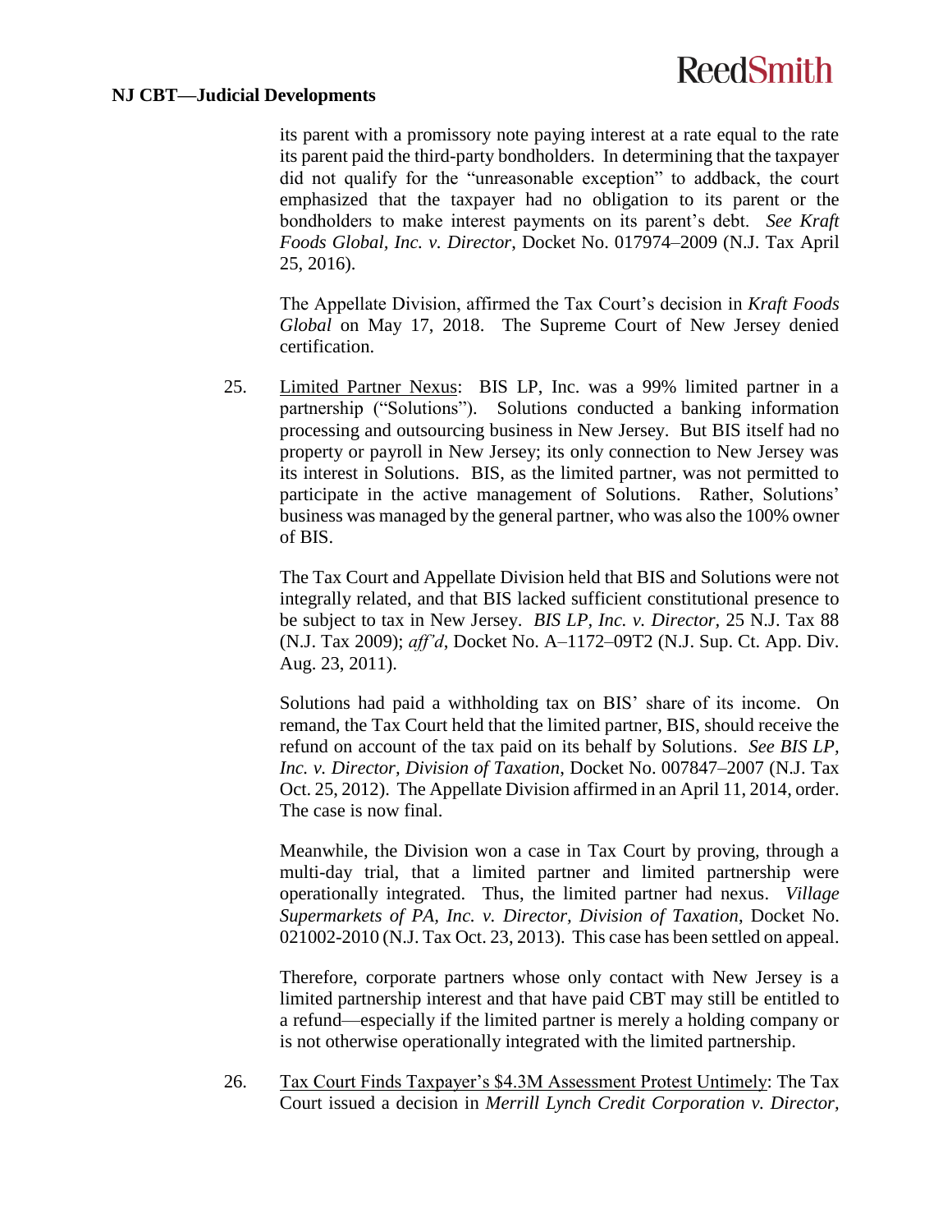its parent with a promissory note paying interest at a rate equal to the rate its parent paid the third-party bondholders. In determining that the taxpayer did not qualify for the "unreasonable exception" to addback, the court emphasized that the taxpayer had no obligation to its parent or the bondholders to make interest payments on its parent's debt. *See Kraft Foods Global, Inc. v. Director*, Docket No. 017974–2009 (N.J. Tax April 25, 2016).

The Appellate Division, affirmed the Tax Court's decision in *Kraft Foods Global* on May 17, 2018. The Supreme Court of New Jersey denied certification.

25. Limited Partner Nexus: BIS LP, Inc. was a 99% limited partner in a partnership ("Solutions"). Solutions conducted a banking information processing and outsourcing business in New Jersey. But BIS itself had no property or payroll in New Jersey; its only connection to New Jersey was its interest in Solutions. BIS, as the limited partner, was not permitted to participate in the active management of Solutions. Rather, Solutions' business was managed by the general partner, who was also the 100% owner of BIS.

    The Tax Court and Appellate Division held that BIS and Solutions were not integrally related, and that BIS lacked sufficient constitutional presence to be subject to tax in New Jersey. *BIS LP, Inc. v. Director,* 25 N.J. Tax 88 (N.J. Tax 2009); *aff'd*, Docket No. A–1172–09T2 (N.J. Sup. Ct. App. Div. Aug. 23, 2011).

    Solutions had paid a withholding tax on BIS' share of its income. On remand, the Tax Court held that the limited partner, BIS, should receive the refund on account of the tax paid on its behalf by Solutions. *See BIS LP, Inc. v. Director, Division of Taxation*, Docket No. 007847–2007 (N.J. Tax Oct. 25, 2012). The Appellate Division affirmed in an April 11, 2014, order. The case is now final.

    Meanwhile, the Division won a case in Tax Court by proving, through a multi-day trial, that a limited partner and limited partnership were operationally integrated. Thus, the limited partner had nexus. *Village Supermarkets of PA, Inc. v. Director, Division of Taxation*, Docket No. 021002-2010 (N.J. Tax Oct. 23, 2013). This case has been settled on appeal.

    Therefore, corporate partners whose only contact with New Jersey is a limited partnership interest and that have paid CBT may still be entitled to a refund—especially if the limited partner is merely a holding company or is not otherwise operationally integrated with the limited partnership.

26. Tax Court Finds Taxpayer's $4.3M Assessment Protest Untimely: The Tax Court issued a decision in *Merrill Lynch Credit Corporation v. Director,*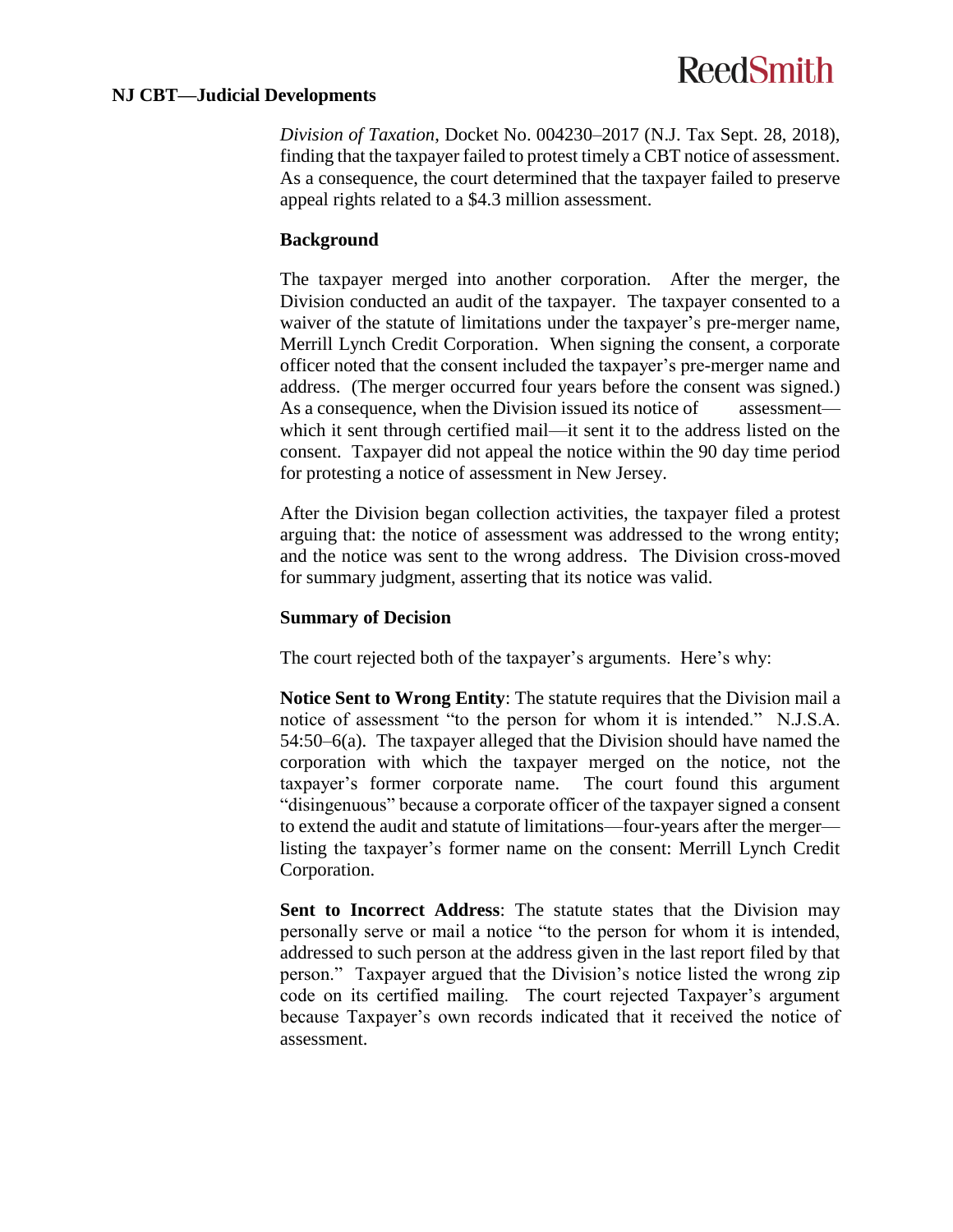*Division of Taxation*, Docket No. 004230–2017 (N.J. Tax Sept. 28, 2018), finding that the taxpayer failed to protest timely a CBT notice of assessment. As a consequence, the court determined that the taxpayer failed to preserve appeal rights related to a $4.3 million assessment.

**Background**

The taxpayer merged into another corporation. After the merger, the Division conducted an audit of the taxpayer. The taxpayer consented to a waiver of the statute of limitations under the taxpayer's pre-merger name, Merrill Lynch Credit Corporation. When signing the consent, a corporate officer noted that the consent included the taxpayer's pre-merger name and address. (The merger occurred four years before the consent was signed.) As a consequence, when the Division issued its notice of assessment—which it sent through certified mail—it sent it to the address listed on the consent. Taxpayer did not appeal the notice within the 90 day time period for protesting a notice of assessment in New Jersey.

After the Division began collection activities, the taxpayer filed a protest arguing that: the notice of assessment was addressed to the wrong entity; and the notice was sent to the wrong address. The Division cross-moved for summary judgment, asserting that its notice was valid.

**Summary of Decision**

The court rejected both of the taxpayer's arguments. Here's why:

**Notice Sent to Wrong Entity**: The statute requires that the Division mail a notice of assessment "to the person for whom it is intended." N.J.S.A. 54:50–6(a). The taxpayer alleged that the Division should have named the corporation with which the taxpayer merged on the notice, not the taxpayer's former corporate name. The court found this argument "disingenuous" because a corporate officer of the taxpayer signed a consent to extend the audit and statute of limitations—four-years after the merger—listing the taxpayer's former name on the consent: Merrill Lynch Credit Corporation.

**Sent to Incorrect Address**: The statute states that the Division may personally serve or mail a notice "to the person for whom it is intended, addressed to such person at the address given in the last report filed by that person." Taxpayer argued that the Division's notice listed the wrong zip code on its certified mailing. The court rejected Taxpayer's argument because Taxpayer's own records indicated that it received the notice of assessment.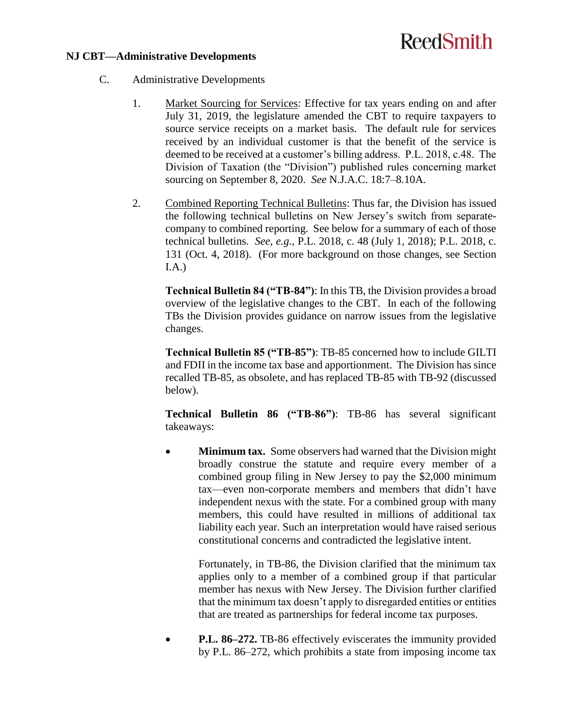## NJ CBT—Administrative Developments

C. Administrative Developments

1. Market Sourcing for Services: Effective for tax years ending on and after July 31, 2019, the legislature amended the CBT to require taxpayers to source service receipts on a market basis. The default rule for services received by an individual customer is that the benefit of the service is deemed to be received at a customer's billing address. P.L. 2018, c.48. The Division of Taxation (the "Division") published rules concerning market sourcing on September 8, 2020. *See* N.J.A.C. 18:7–8.10A.

2. Combined Reporting Technical Bulletins: Thus far, the Division has issued the following technical bulletins on New Jersey's switch from separate-company to combined reporting. See below for a summary of each of those technical bulletins. *See, e.g.*, P.L. 2018, c. 48 (July 1, 2018); P.L. 2018, c. 131 (Oct. 4, 2018). (For more background on those changes, see Section I.A.)

   **Technical Bulletin 84 ("TB-84")**: In this TB, the Division provides a broad overview of the legislative changes to the CBT. In each of the following TBs the Division provides guidance on narrow issues from the legislative changes.

   **Technical Bulletin 85 ("TB-85")**: TB-85 concerned how to include GILTI and FDII in the income tax base and apportionment. The Division has since recalled TB-85, as obsolete, and has replaced TB-85 with TB-92 (discussed below).

   **Technical Bulletin 86 ("TB-86")**: TB-86 has several significant takeaways:

   - **Minimum tax.** Some observers had warned that the Division might broadly construe the statute and require every member of a combined group filing in New Jersey to pay the $2,000 minimum tax—even non-corporate members and members that didn't have independent nexus with the state. For a combined group with many members, this could have resulted in millions of additional tax liability each year. Such an interpretation would have raised serious constitutional concerns and contradicted the legislative intent.

     Fortunately, in TB-86, the Division clarified that the minimum tax applies only to a member of a combined group if that particular member has nexus with New Jersey. The Division further clarified that the minimum tax doesn't apply to disregarded entities or entities that are treated as partnerships for federal income tax purposes.

   - **P.L. 86–272.** TB-86 effectively eviscerates the immunity provided by P.L. 86–272, which prohibits a state from imposing income tax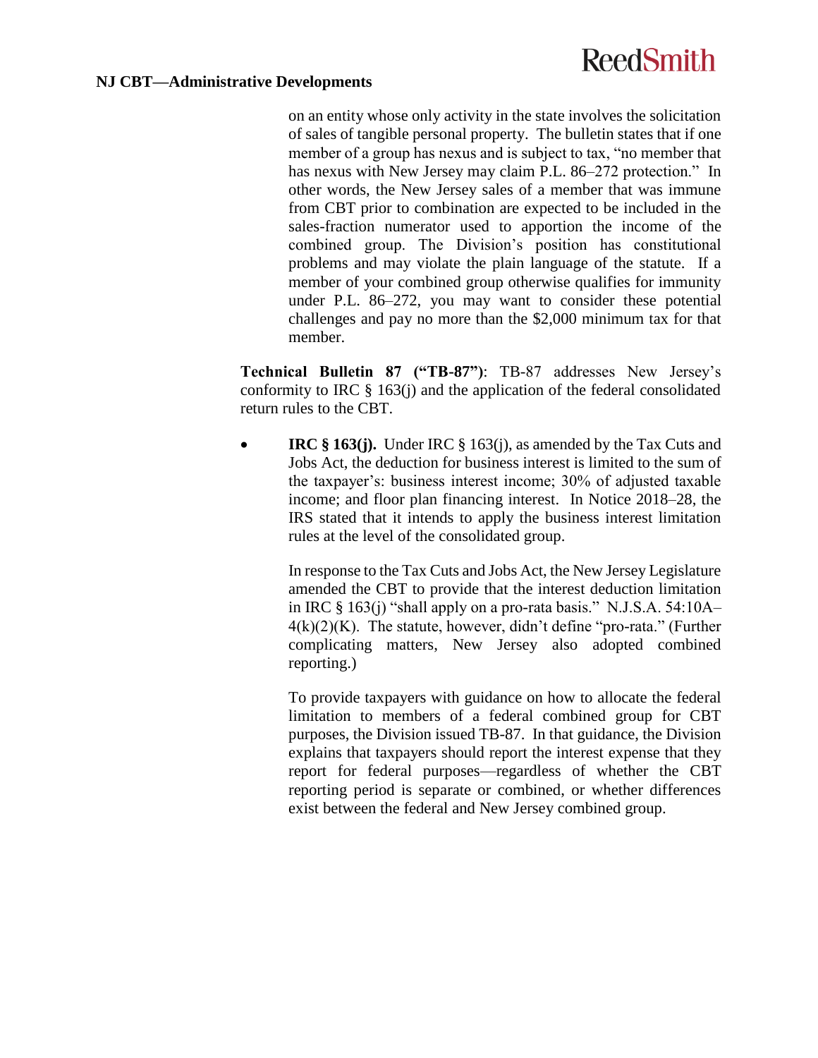on an entity whose only activity in the state involves the solicitation of sales of tangible personal property. The bulletin states that if one member of a group has nexus and is subject to tax, "no member that has nexus with New Jersey may claim P.L. 86–272 protection." In other words, the New Jersey sales of a member that was immune from CBT prior to combination are expected to be included in the sales-fraction numerator used to apportion the income of the combined group. The Division's position has constitutional problems and may violate the plain language of the statute. If a member of your combined group otherwise qualifies for immunity under P.L. 86–272, you may want to consider these potential challenges and pay no more than the $2,000 minimum tax for that member.

**Technical Bulletin 87 ("TB-87")**: TB-87 addresses New Jersey's conformity to IRC § 163(j) and the application of the federal consolidated return rules to the CBT.

- **IRC § 163(j).** Under IRC § 163(j), as amended by the Tax Cuts and Jobs Act, the deduction for business interest is limited to the sum of the taxpayer's: business interest income; 30% of adjusted taxable income; and floor plan financing interest. In Notice 2018–28, the IRS stated that it intends to apply the business interest limitation rules at the level of the consolidated group.

  In response to the Tax Cuts and Jobs Act, the New Jersey Legislature amended the CBT to provide that the interest deduction limitation in IRC § 163(j) "shall apply on a pro-rata basis." N.J.S.A. 54:10A–4(k)(2)(K). The statute, however, didn't define "pro-rata." (Further complicating matters, New Jersey also adopted combined reporting.)

  To provide taxpayers with guidance on how to allocate the federal limitation to members of a federal combined group for CBT purposes, the Division issued TB-87. In that guidance, the Division explains that taxpayers should report the interest expense that they report for federal purposes—regardless of whether the CBT reporting period is separate or combined, or whether differences exist between the federal and New Jersey combined group.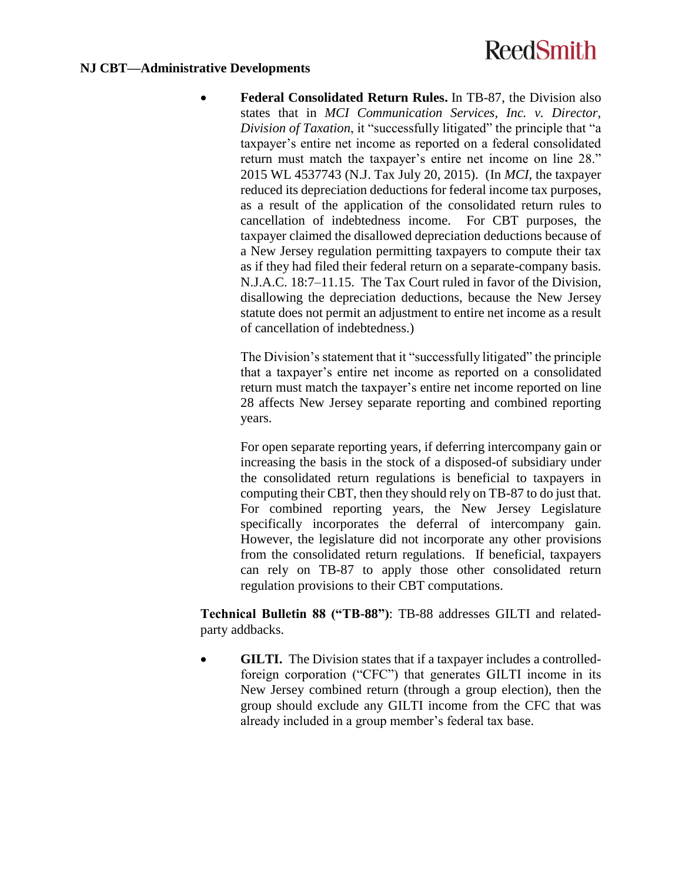- **Federal Consolidated Return Rules.** In TB-87, the Division also states that in *MCI Communication Services, Inc. v. Director, Division of Taxation*, it "successfully litigated" the principle that "a taxpayer's entire net income as reported on a federal consolidated return must match the taxpayer's entire net income on line 28." 2015 WL 4537743 (N.J. Tax July 20, 2015). (In *MCI*, the taxpayer reduced its depreciation deductions for federal income tax purposes, as a result of the application of the consolidated return rules to cancellation of indebtedness income. For CBT purposes, the taxpayer claimed the disallowed depreciation deductions because of a New Jersey regulation permitting taxpayers to compute their tax as if they had filed their federal return on a separate-company basis. N.J.A.C. 18:7–11.15. The Tax Court ruled in favor of the Division, disallowing the depreciation deductions, because the New Jersey statute does not permit an adjustment to entire net income as a result of cancellation of indebtedness.)

  The Division's statement that it "successfully litigated" the principle that a taxpayer's entire net income as reported on a consolidated return must match the taxpayer's entire net income reported on line 28 affects New Jersey separate reporting and combined reporting years.

  For open separate reporting years, if deferring intercompany gain or increasing the basis in the stock of a disposed-of subsidiary under the consolidated return regulations is beneficial to taxpayers in computing their CBT, then they should rely on TB-87 to do just that. For combined reporting years, the New Jersey Legislature specifically incorporates the deferral of intercompany gain. However, the legislature did not incorporate any other provisions from the consolidated return regulations. If beneficial, taxpayers can rely on TB-87 to apply those other consolidated return regulation provisions to their CBT computations.

**Technical Bulletin 88 ("TB-88")**: TB-88 addresses GILTI and related-party addbacks.

- **GILTI.** The Division states that if a taxpayer includes a controlled-foreign corporation ("CFC") that generates GILTI income in its New Jersey combined return (through a group election), then the group should exclude any GILTI income from the CFC that was already included in a group member's federal tax base.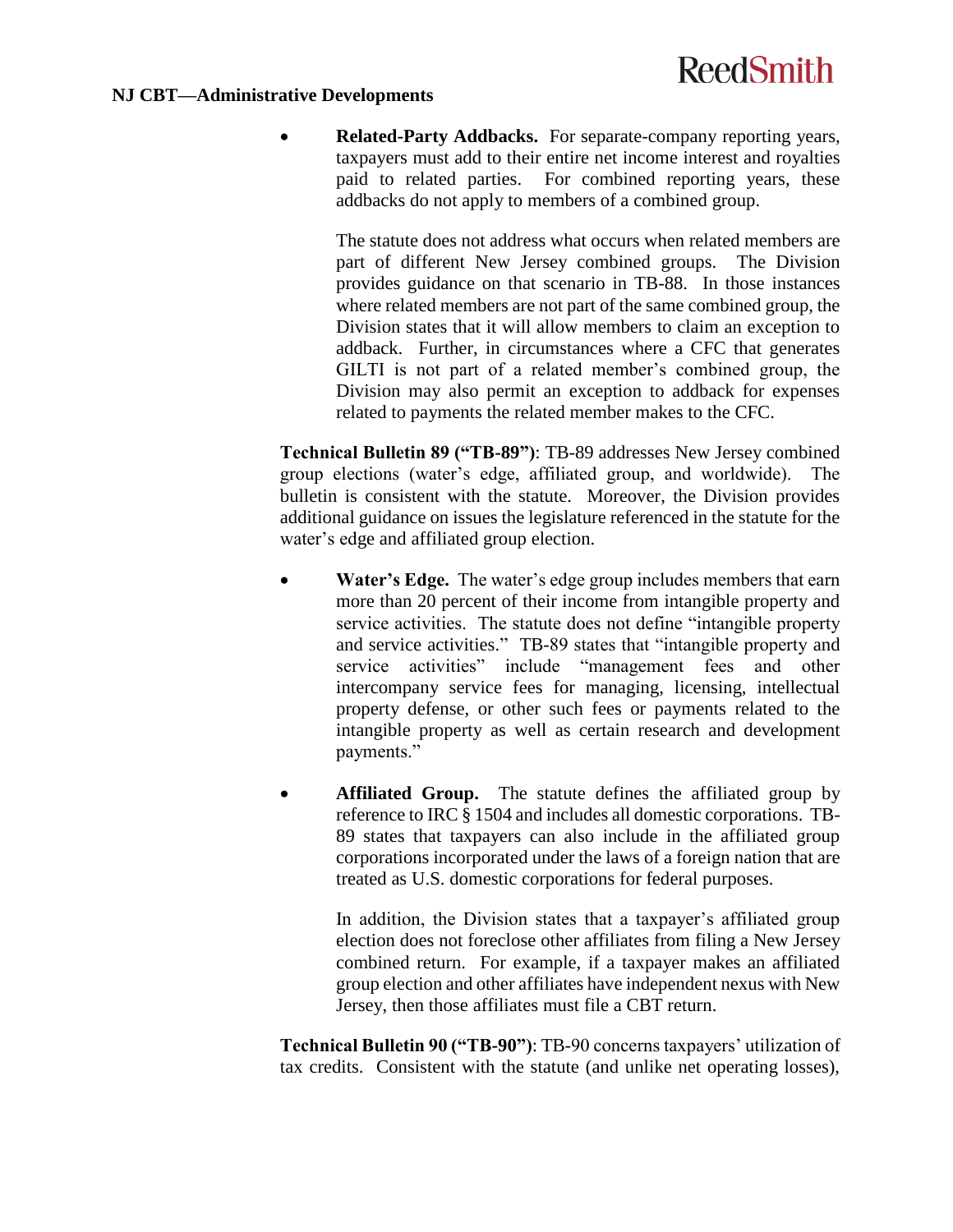## NJ CBT—Administrative Developments

- **Related-Party Addbacks.** For separate-company reporting years, taxpayers must add to their entire net income interest and royalties paid to related parties. For combined reporting years, these addbacks do not apply to members of a combined group.

  The statute does not address what occurs when related members are part of different New Jersey combined groups. The Division provides guidance on that scenario in TB-88. In those instances where related members are not part of the same combined group, the Division states that it will allow members to claim an exception to addback. Further, in circumstances where a CFC that generates GILTI is not part of a related member's combined group, the Division may also permit an exception to addback for expenses related to payments the related member makes to the CFC.

**Technical Bulletin 89 ("TB-89")**: TB-89 addresses New Jersey combined group elections (water's edge, affiliated group, and worldwide). The bulletin is consistent with the statute. Moreover, the Division provides additional guidance on issues the legislature referenced in the statute for the water's edge and affiliated group election.

- **Water's Edge.** The water's edge group includes members that earn more than 20 percent of their income from intangible property and service activities. The statute does not define "intangible property and service activities." TB-89 states that "intangible property and service activities" include "management fees and other intercompany service fees for managing, licensing, intellectual property defense, or other such fees or payments related to the intangible property as well as certain research and development payments."

- **Affiliated Group.** The statute defines the affiliated group by reference to IRC § 1504 and includes all domestic corporations. TB-89 states that taxpayers can also include in the affiliated group corporations incorporated under the laws of a foreign nation that are treated as U.S. domestic corporations for federal purposes.

  In addition, the Division states that a taxpayer's affiliated group election does not foreclose other affiliates from filing a New Jersey combined return. For example, if a taxpayer makes an affiliated group election and other affiliates have independent nexus with New Jersey, then those affiliates must file a CBT return.

**Technical Bulletin 90 ("TB-90")**: TB-90 concerns taxpayers' utilization of tax credits. Consistent with the statute (and unlike net operating losses),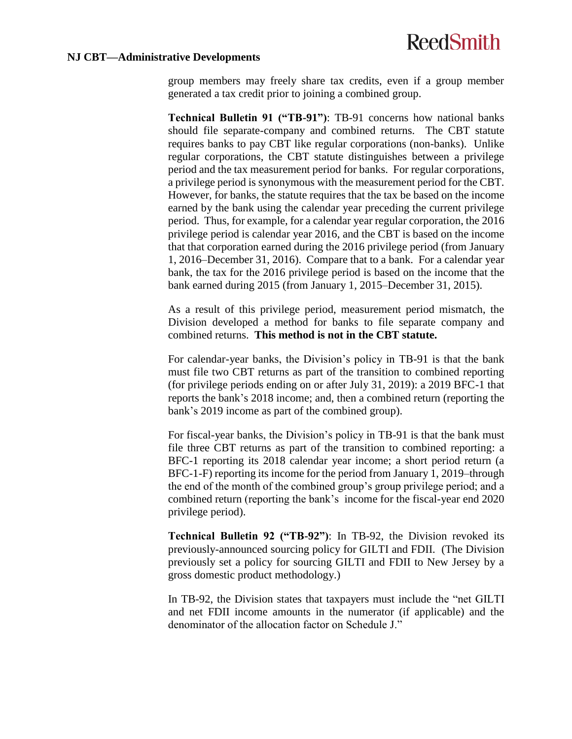group members may freely share tax credits, even if a group member generated a tax credit prior to joining a combined group.

**Technical Bulletin 91 ("TB-91")**: TB-91 concerns how national banks should file separate-company and combined returns. The CBT statute requires banks to pay CBT like regular corporations (non-banks). Unlike regular corporations, the CBT statute distinguishes between a privilege period and the tax measurement period for banks. For regular corporations, a privilege period is synonymous with the measurement period for the CBT. However, for banks, the statute requires that the tax be based on the income earned by the bank using the calendar year preceding the current privilege period. Thus, for example, for a calendar year regular corporation, the 2016 privilege period is calendar year 2016, and the CBT is based on the income that that corporation earned during the 2016 privilege period (from January 1, 2016–December 31, 2016). Compare that to a bank. For a calendar year bank, the tax for the 2016 privilege period is based on the income that the bank earned during 2015 (from January 1, 2015–December 31, 2015).

As a result of this privilege period, measurement period mismatch, the Division developed a method for banks to file separate company and combined returns. **This method is not in the CBT statute.**

For calendar-year banks, the Division's policy in TB-91 is that the bank must file two CBT returns as part of the transition to combined reporting (for privilege periods ending on or after July 31, 2019): a 2019 BFC-1 that reports the bank's 2018 income; and, then a combined return (reporting the bank's 2019 income as part of the combined group).

For fiscal-year banks, the Division's policy in TB-91 is that the bank must file three CBT returns as part of the transition to combined reporting: a BFC-1 reporting its 2018 calendar year income; a short period return (a BFC-1-F) reporting its income for the period from January 1, 2019–through the end of the month of the combined group's group privilege period; and a combined return (reporting the bank's income for the fiscal-year end 2020 privilege period).

**Technical Bulletin 92 ("TB-92")**: In TB-92, the Division revoked its previously-announced sourcing policy for GILTI and FDII. (The Division previously set a policy for sourcing GILTI and FDII to New Jersey by a gross domestic product methodology.)

In TB-92, the Division states that taxpayers must include the "net GILTI and net FDII income amounts in the numerator (if applicable) and the denominator of the allocation factor on Schedule J."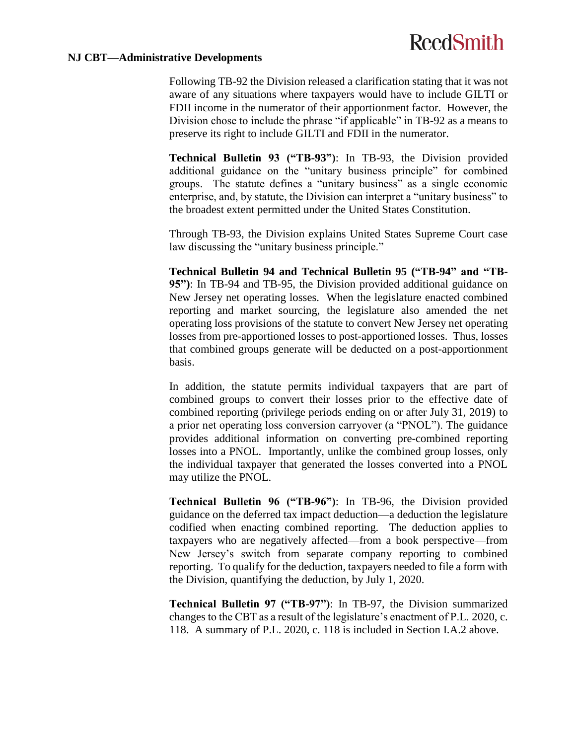Following TB-92 the Division released a clarification stating that it was not aware of any situations where taxpayers would have to include GILTI or FDII income in the numerator of their apportionment factor. However, the Division chose to include the phrase "if applicable" in TB-92 as a means to preserve its right to include GILTI and FDII in the numerator.

**Technical Bulletin 93 ("TB-93")**: In TB-93, the Division provided additional guidance on the "unitary business principle" for combined groups. The statute defines a "unitary business" as a single economic enterprise, and, by statute, the Division can interpret a "unitary business" to the broadest extent permitted under the United States Constitution.

Through TB-93, the Division explains United States Supreme Court case law discussing the "unitary business principle."

**Technical Bulletin 94 and Technical Bulletin 95 ("TB-94" and "TB-95")**: In TB-94 and TB-95, the Division provided additional guidance on New Jersey net operating losses. When the legislature enacted combined reporting and market sourcing, the legislature also amended the net operating loss provisions of the statute to convert New Jersey net operating losses from pre-apportioned losses to post-apportioned losses. Thus, losses that combined groups generate will be deducted on a post-apportionment basis.

In addition, the statute permits individual taxpayers that are part of combined groups to convert their losses prior to the effective date of combined reporting (privilege periods ending on or after July 31, 2019) to a prior net operating loss conversion carryover (a "PNOL"). The guidance provides additional information on converting pre-combined reporting losses into a PNOL. Importantly, unlike the combined group losses, only the individual taxpayer that generated the losses converted into a PNOL may utilize the PNOL.

**Technical Bulletin 96 ("TB-96")**: In TB-96, the Division provided guidance on the deferred tax impact deduction—a deduction the legislature codified when enacting combined reporting. The deduction applies to taxpayers who are negatively affected—from a book perspective—from New Jersey's switch from separate company reporting to combined reporting. To qualify for the deduction, taxpayers needed to file a form with the Division, quantifying the deduction, by July 1, 2020.

**Technical Bulletin 97 ("TB-97")**: In TB-97, the Division summarized changes to the CBT as a result of the legislature's enactment of P.L. 2020, c. 118. A summary of P.L. 2020, c. 118 is included in Section I.A.2 above.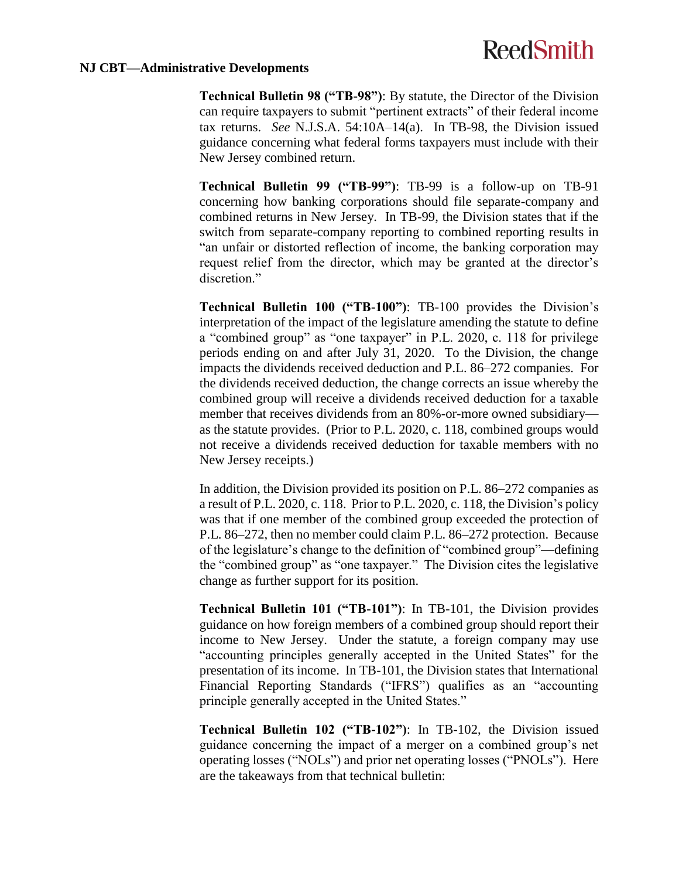## NJ CBT—Administrative Developments

**Technical Bulletin 98 ("TB-98")**: By statute, the Director of the Division can require taxpayers to submit "pertinent extracts" of their federal income tax returns. *See* N.J.S.A. 54:10A–14(a). In TB-98, the Division issued guidance concerning what federal forms taxpayers must include with their New Jersey combined return.

**Technical Bulletin 99 ("TB-99")**: TB-99 is a follow-up on TB-91 concerning how banking corporations should file separate-company and combined returns in New Jersey. In TB-99, the Division states that if the switch from separate-company reporting to combined reporting results in "an unfair or distorted reflection of income, the banking corporation may request relief from the director, which may be granted at the director's discretion."

**Technical Bulletin 100 ("TB-100")**: TB-100 provides the Division's interpretation of the impact of the legislature amending the statute to define a "combined group" as "one taxpayer" in P.L. 2020, c. 118 for privilege periods ending on and after July 31, 2020. To the Division, the change impacts the dividends received deduction and P.L. 86–272 companies. For the dividends received deduction, the change corrects an issue whereby the combined group will receive a dividends received deduction for a taxable member that receives dividends from an 80%-or-more owned subsidiary—as the statute provides. (Prior to P.L. 2020, c. 118, combined groups would not receive a dividends received deduction for taxable members with no New Jersey receipts.)

In addition, the Division provided its position on P.L. 86–272 companies as a result of P.L. 2020, c. 118. Prior to P.L. 2020, c. 118, the Division's policy was that if one member of the combined group exceeded the protection of P.L. 86–272, then no member could claim P.L. 86–272 protection. Because of the legislature's change to the definition of "combined group"—defining the "combined group" as "one taxpayer." The Division cites the legislative change as further support for its position.

**Technical Bulletin 101 ("TB-101")**: In TB-101, the Division provides guidance on how foreign members of a combined group should report their income to New Jersey. Under the statute, a foreign company may use "accounting principles generally accepted in the United States" for the presentation of its income. In TB-101, the Division states that International Financial Reporting Standards ("IFRS") qualifies as an "accounting principle generally accepted in the United States."

**Technical Bulletin 102 ("TB-102")**: In TB-102, the Division issued guidance concerning the impact of a merger on a combined group's net operating losses ("NOLs") and prior net operating losses ("PNOLs"). Here are the takeaways from that technical bulletin: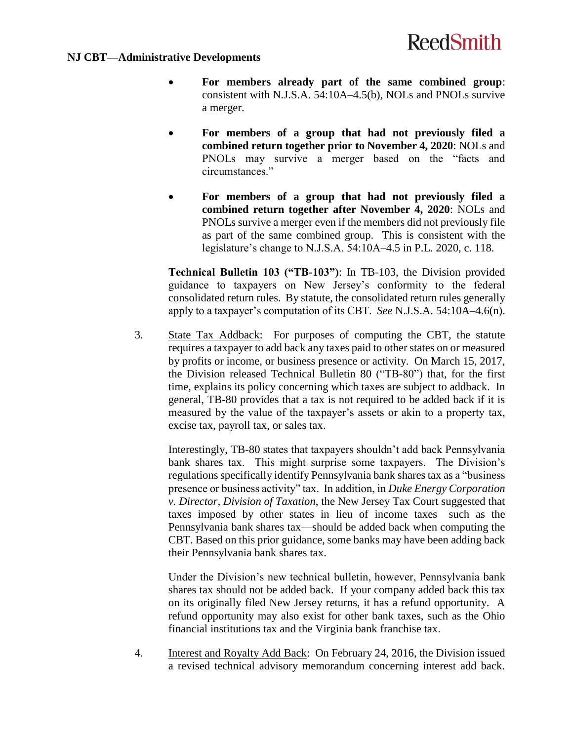- **For members already part of the same combined group**: consistent with N.J.S.A. 54:10A–4.5(b), NOLs and PNOLs survive a merger.

- **For members of a group that had not previously filed a combined return together prior to November 4, 2020**: NOLs and PNOLs may survive a merger based on the "facts and circumstances."

- **For members of a group that had not previously filed a combined return together after November 4, 2020**: NOLs and PNOLs survive a merger even if the members did not previously file as part of the same combined group. This is consistent with the legislature's change to N.J.S.A. 54:10A–4.5 in P.L. 2020, c. 118.

**Technical Bulletin 103 ("TB-103")**: In TB-103, the Division provided guidance to taxpayers on New Jersey's conformity to the federal consolidated return rules. By statute, the consolidated return rules generally apply to a taxpayer's computation of its CBT. *See* N.J.S.A. 54:10A–4.6(n).

3. State Tax Addback: For purposes of computing the CBT, the statute requires a taxpayer to add back any taxes paid to other states on or measured by profits or income, or business presence or activity. On March 15, 2017, the Division released Technical Bulletin 80 ("TB-80") that, for the first time, explains its policy concerning which taxes are subject to addback. In general, TB-80 provides that a tax is not required to be added back if it is measured by the value of the taxpayer's assets or akin to a property tax, excise tax, payroll tax, or sales tax.

   Interestingly, TB-80 states that taxpayers shouldn't add back Pennsylvania bank shares tax. This might surprise some taxpayers. The Division's regulations specifically identify Pennsylvania bank shares tax as a "business presence or business activity" tax. In addition, in *Duke Energy Corporation v. Director, Division of Taxation*, the New Jersey Tax Court suggested that taxes imposed by other states in lieu of income taxes—such as the Pennsylvania bank shares tax—should be added back when computing the CBT. Based on this prior guidance, some banks may have been adding back their Pennsylvania bank shares tax.

   Under the Division's new technical bulletin, however, Pennsylvania bank shares tax should not be added back. If your company added back this tax on its originally filed New Jersey returns, it has a refund opportunity. A refund opportunity may also exist for other bank taxes, such as the Ohio financial institutions tax and the Virginia bank franchise tax.

4. Interest and Royalty Add Back: On February 24, 2016, the Division issued a revised technical advisory memorandum concerning interest add back.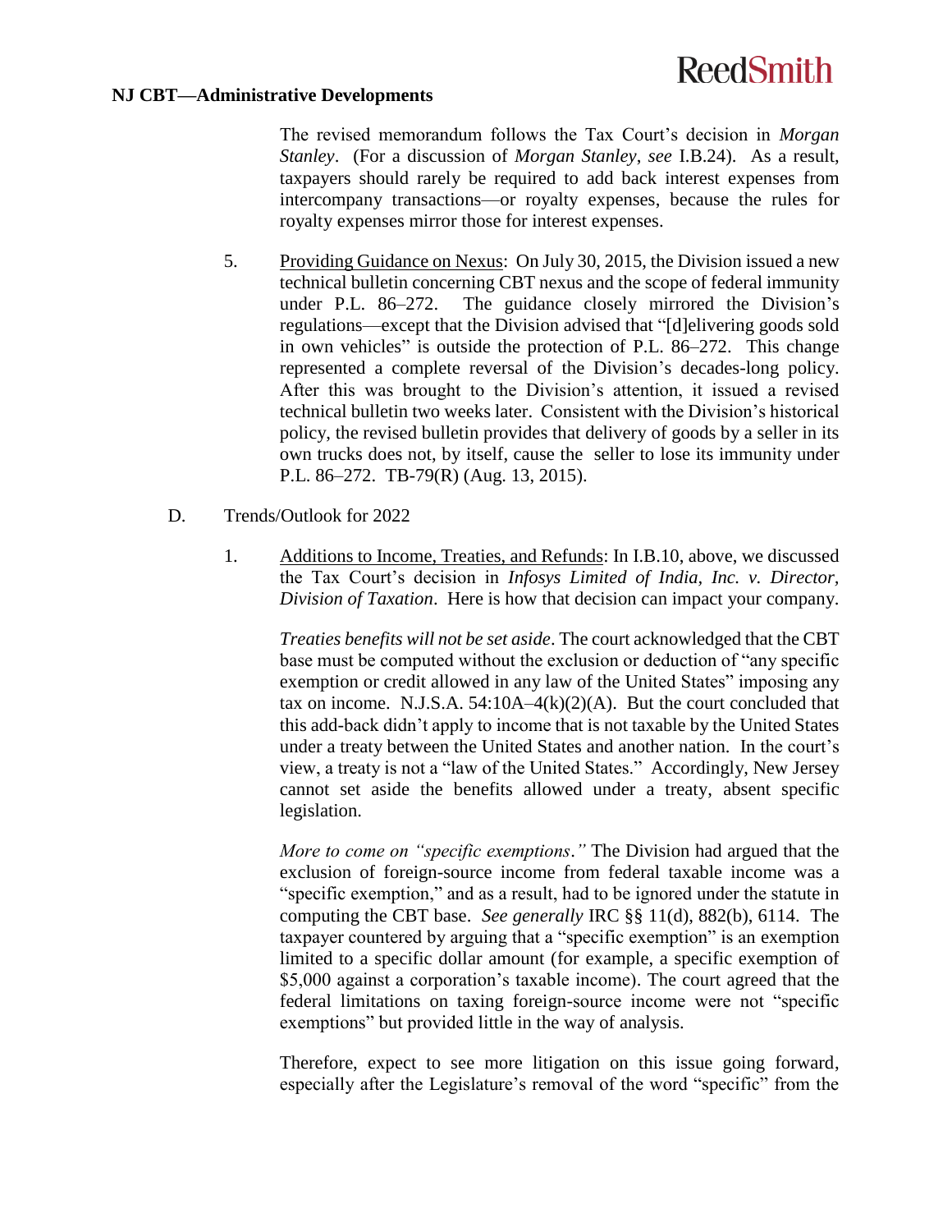The revised memorandum follows the Tax Court's decision in *Morgan Stanley*. (For a discussion of *Morgan Stanley*, *see* I.B.24). As a result, taxpayers should rarely be required to add back interest expenses from intercompany transactions—or royalty expenses, because the rules for royalty expenses mirror those for interest expenses.

5. Providing Guidance on Nexus: On July 30, 2015, the Division issued a new technical bulletin concerning CBT nexus and the scope of federal immunity under P.L. 86–272. The guidance closely mirrored the Division's regulations—except that the Division advised that "[d]elivering goods sold in own vehicles" is outside the protection of P.L. 86–272. This change represented a complete reversal of the Division's decades-long policy. After this was brought to the Division's attention, it issued a revised technical bulletin two weeks later. Consistent with the Division's historical policy, the revised bulletin provides that delivery of goods by a seller in its own trucks does not, by itself, cause the seller to lose its immunity under P.L. 86–272. TB-79(R) (Aug. 13, 2015).

D. Trends/Outlook for 2022

1. Additions to Income, Treaties, and Refunds: In I.B.10, above, we discussed the Tax Court's decision in *Infosys Limited of India, Inc. v. Director, Division of Taxation*. Here is how that decision can impact your company.

*Treaties benefits will not be set aside*. The court acknowledged that the CBT base must be computed without the exclusion or deduction of "any specific exemption or credit allowed in any law of the United States" imposing any tax on income. N.J.S.A. 54:10A–4(k)(2)(A). But the court concluded that this add-back didn't apply to income that is not taxable by the United States under a treaty between the United States and another nation. In the court's view, a treaty is not a "law of the United States." Accordingly, New Jersey cannot set aside the benefits allowed under a treaty, absent specific legislation.

*More to come on "specific exemptions*.*"* The Division had argued that the exclusion of foreign-source income from federal taxable income was a "specific exemption," and as a result, had to be ignored under the statute in computing the CBT base. *See generally* IRC §§ 11(d), 882(b), 6114. The taxpayer countered by arguing that a "specific exemption" is an exemption limited to a specific dollar amount (for example, a specific exemption of $5,000 against a corporation's taxable income). The court agreed that the federal limitations on taxing foreign-source income were not "specific exemptions" but provided little in the way of analysis.

Therefore, expect to see more litigation on this issue going forward, especially after the Legislature's removal of the word "specific" from the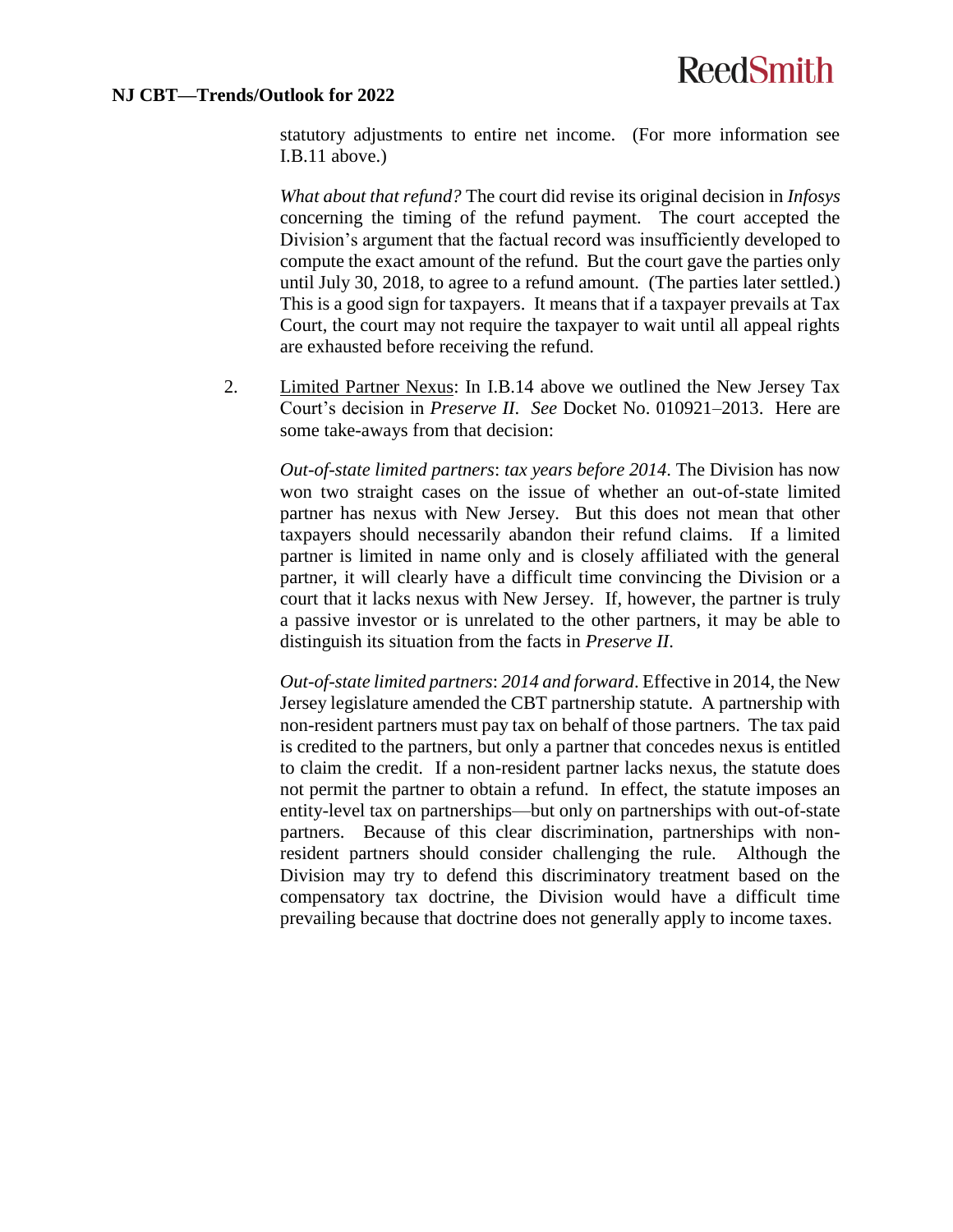statutory adjustments to entire net income. (For more information see I.B.11 above.)

*What about that refund?* The court did revise its original decision in *Infosys* concerning the timing of the refund payment. The court accepted the Division's argument that the factual record was insufficiently developed to compute the exact amount of the refund. But the court gave the parties only until July 30, 2018, to agree to a refund amount. (The parties later settled.) This is a good sign for taxpayers. It means that if a taxpayer prevails at Tax Court, the court may not require the taxpayer to wait until all appeal rights are exhausted before receiving the refund.

2. Limited Partner Nexus: In I.B.14 above we outlined the New Jersey Tax Court's decision in *Preserve II*. *See* Docket No. 010921–2013. Here are some take-aways from that decision:

   *Out-of-state limited partners*: *tax years before 2014*. The Division has now won two straight cases on the issue of whether an out-of-state limited partner has nexus with New Jersey. But this does not mean that other taxpayers should necessarily abandon their refund claims. If a limited partner is limited in name only and is closely affiliated with the general partner, it will clearly have a difficult time convincing the Division or a court that it lacks nexus with New Jersey. If, however, the partner is truly a passive investor or is unrelated to the other partners, it may be able to distinguish its situation from the facts in *Preserve II*.

   *Out-of-state limited partners*: *2014 and forward*. Effective in 2014, the New Jersey legislature amended the CBT partnership statute. A partnership with non-resident partners must pay tax on behalf of those partners. The tax paid is credited to the partners, but only a partner that concedes nexus is entitled to claim the credit. If a non-resident partner lacks nexus, the statute does not permit the partner to obtain a refund. In effect, the statute imposes an entity-level tax on partnerships—but only on partnerships with out-of-state partners. Because of this clear discrimination, partnerships with non-resident partners should consider challenging the rule. Although the Division may try to defend this discriminatory treatment based on the compensatory tax doctrine, the Division would have a difficult time prevailing because that doctrine does not generally apply to income taxes.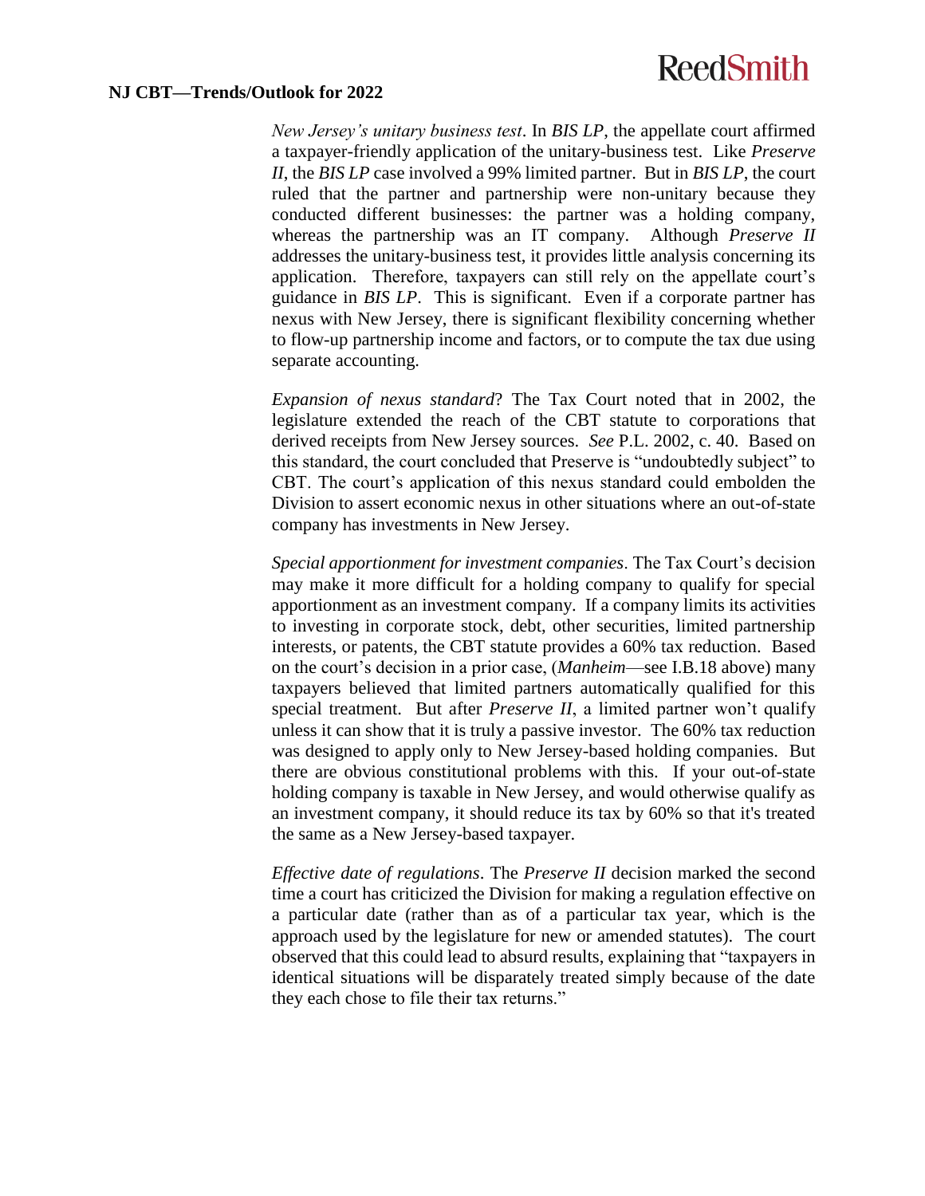*New Jersey's unitary business test*. In *BIS LP*, the appellate court affirmed a taxpayer-friendly application of the unitary-business test. Like *Preserve II*, the *BIS LP* case involved a 99% limited partner. But in *BIS LP*, the court ruled that the partner and partnership were non-unitary because they conducted different businesses: the partner was a holding company, whereas the partnership was an IT company. Although *Preserve II* addresses the unitary-business test, it provides little analysis concerning its application. Therefore, taxpayers can still rely on the appellate court's guidance in *BIS LP*. This is significant. Even if a corporate partner has nexus with New Jersey, there is significant flexibility concerning whether to flow-up partnership income and factors, or to compute the tax due using separate accounting.

*Expansion of nexus standard*? The Tax Court noted that in 2002, the legislature extended the reach of the CBT statute to corporations that derived receipts from New Jersey sources. *See* P.L. 2002, c. 40. Based on this standard, the court concluded that Preserve is "undoubtedly subject" to CBT. The court's application of this nexus standard could embolden the Division to assert economic nexus in other situations where an out-of-state company has investments in New Jersey.

*Special apportionment for investment companies*. The Tax Court's decision may make it more difficult for a holding company to qualify for special apportionment as an investment company. If a company limits its activities to investing in corporate stock, debt, other securities, limited partnership interests, or patents, the CBT statute provides a 60% tax reduction. Based on the court's decision in a prior case, (*Manheim*—see I.B.18 above) many taxpayers believed that limited partners automatically qualified for this special treatment. But after *Preserve II*, a limited partner won't qualify unless it can show that it is truly a passive investor. The 60% tax reduction was designed to apply only to New Jersey-based holding companies. But there are obvious constitutional problems with this. If your out-of-state holding company is taxable in New Jersey, and would otherwise qualify as an investment company, it should reduce its tax by 60% so that it's treated the same as a New Jersey-based taxpayer.

*Effective date of regulations*. The *Preserve II* decision marked the second time a court has criticized the Division for making a regulation effective on a particular date (rather than as of a particular tax year, which is the approach used by the legislature for new or amended statutes). The court observed that this could lead to absurd results, explaining that "taxpayers in identical situations will be disparately treated simply because of the date they each chose to file their tax returns."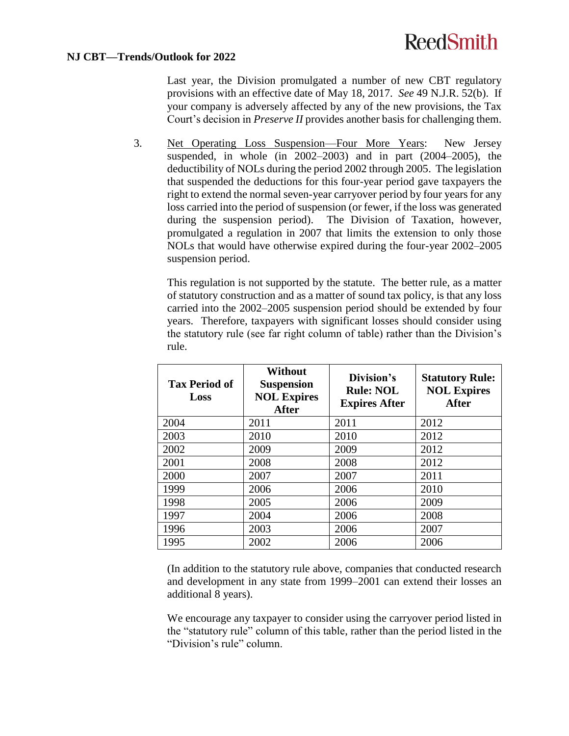Last year, the Division promulgated a number of new CBT regulatory provisions with an effective date of May 18, 2017. *See* 49 N.J.R. 52(b). If your company is adversely affected by any of the new provisions, the Tax Court's decision in *Preserve II* provides another basis for challenging them.

3. Net Operating Loss Suspension—Four More Years: New Jersey suspended, in whole (in 2002–2003) and in part (2004–2005), the deductibility of NOLs during the period 2002 through 2005. The legislation that suspended the deductions for this four-year period gave taxpayers the right to extend the normal seven-year carryover period by four years for any loss carried into the period of suspension (or fewer, if the loss was generated during the suspension period). The Division of Taxation, however, promulgated a regulation in 2007 that limits the extension to only those NOLs that would have otherwise expired during the four-year 2002–2005 suspension period.

   This regulation is not supported by the statute. The better rule, as a matter of statutory construction and as a matter of sound tax policy, is that any loss carried into the 2002–2005 suspension period should be extended by four years. Therefore, taxpayers with significant losses should consider using the statutory rule (see far right column of table) rather than the Division's rule.

| Tax Period of Loss | Without Suspension NOL Expires After | Division's Rule: NOL Expires After | Statutory Rule: NOL Expires After |
|---|---|---|---|
| 2004 | 2011 | 2011 | 2012 |
| 2003 | 2010 | 2010 | 2012 |
| 2002 | 2009 | 2009 | 2012 |
| 2001 | 2008 | 2008 | 2012 |
| 2000 | 2007 | 2007 | 2011 |
| 1999 | 2006 | 2006 | 2010 |
| 1998 | 2005 | 2006 | 2009 |
| 1997 | 2004 | 2006 | 2008 |
| 1996 | 2003 | 2006 | 2007 |
| 1995 | 2002 | 2006 | 2006 |

   (In addition to the statutory rule above, companies that conducted research and development in any state from 1999–2001 can extend their losses an additional 8 years).

   We encourage any taxpayer to consider using the carryover period listed in the "statutory rule" column of this table, rather than the period listed in the "Division's rule" column.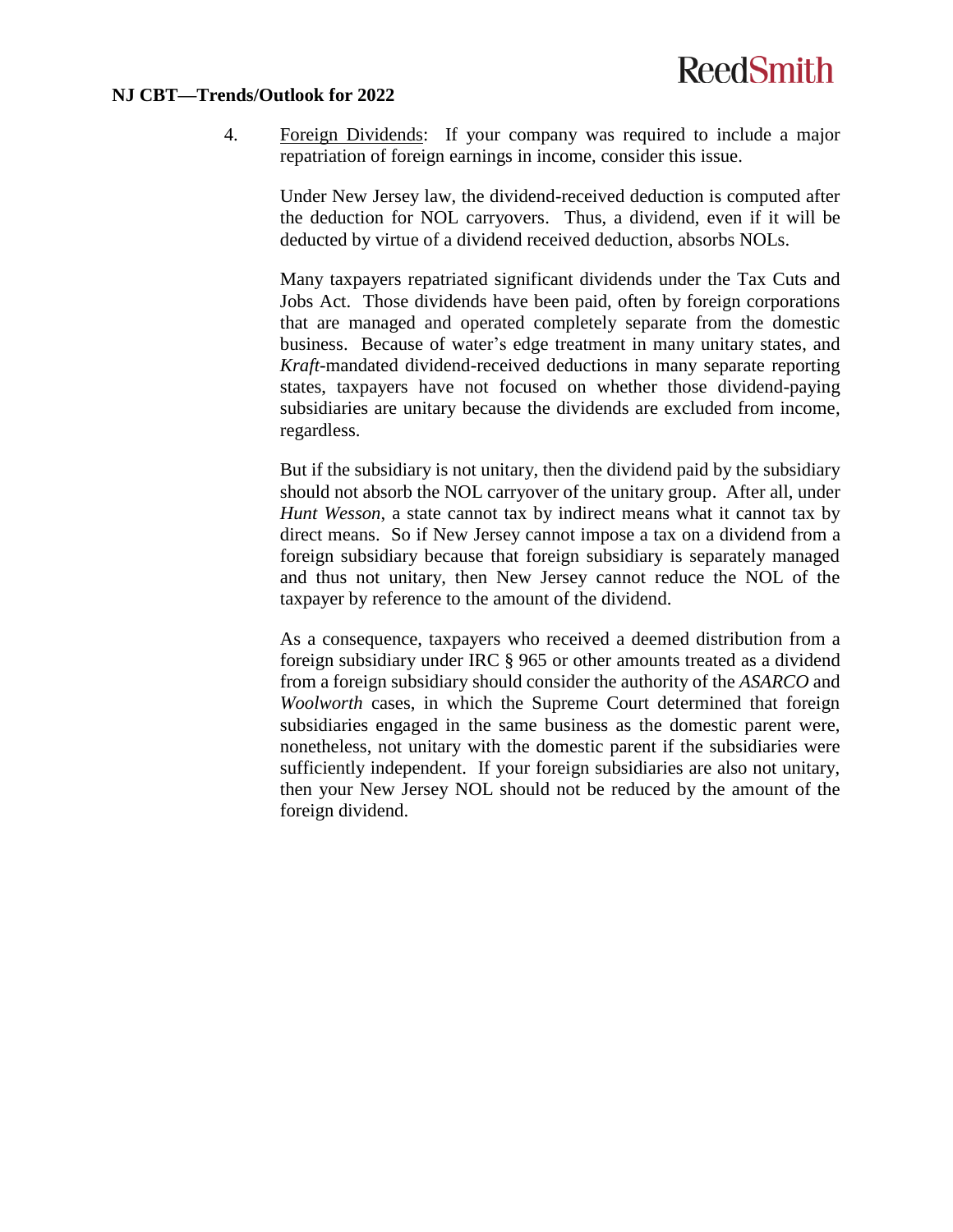4. Foreign Dividends: If your company was required to include a major repatriation of foreign earnings in income, consider this issue.

   Under New Jersey law, the dividend-received deduction is computed after the deduction for NOL carryovers. Thus, a dividend, even if it will be deducted by virtue of a dividend received deduction, absorbs NOLs.

   Many taxpayers repatriated significant dividends under the Tax Cuts and Jobs Act. Those dividends have been paid, often by foreign corporations that are managed and operated completely separate from the domestic business. Because of water's edge treatment in many unitary states, and *Kraft*-mandated dividend-received deductions in many separate reporting states, taxpayers have not focused on whether those dividend-paying subsidiaries are unitary because the dividends are excluded from income, regardless.

   But if the subsidiary is not unitary, then the dividend paid by the subsidiary should not absorb the NOL carryover of the unitary group. After all, under *Hunt Wesson*, a state cannot tax by indirect means what it cannot tax by direct means. So if New Jersey cannot impose a tax on a dividend from a foreign subsidiary because that foreign subsidiary is separately managed and thus not unitary, then New Jersey cannot reduce the NOL of the taxpayer by reference to the amount of the dividend.

   As a consequence, taxpayers who received a deemed distribution from a foreign subsidiary under IRC § 965 or other amounts treated as a dividend from a foreign subsidiary should consider the authority of the *ASARCO* and *Woolworth* cases, in which the Supreme Court determined that foreign subsidiaries engaged in the same business as the domestic parent were, nonetheless, not unitary with the domestic parent if the subsidiaries were sufficiently independent. If your foreign subsidiaries are also not unitary, then your New Jersey NOL should not be reduced by the amount of the foreign dividend.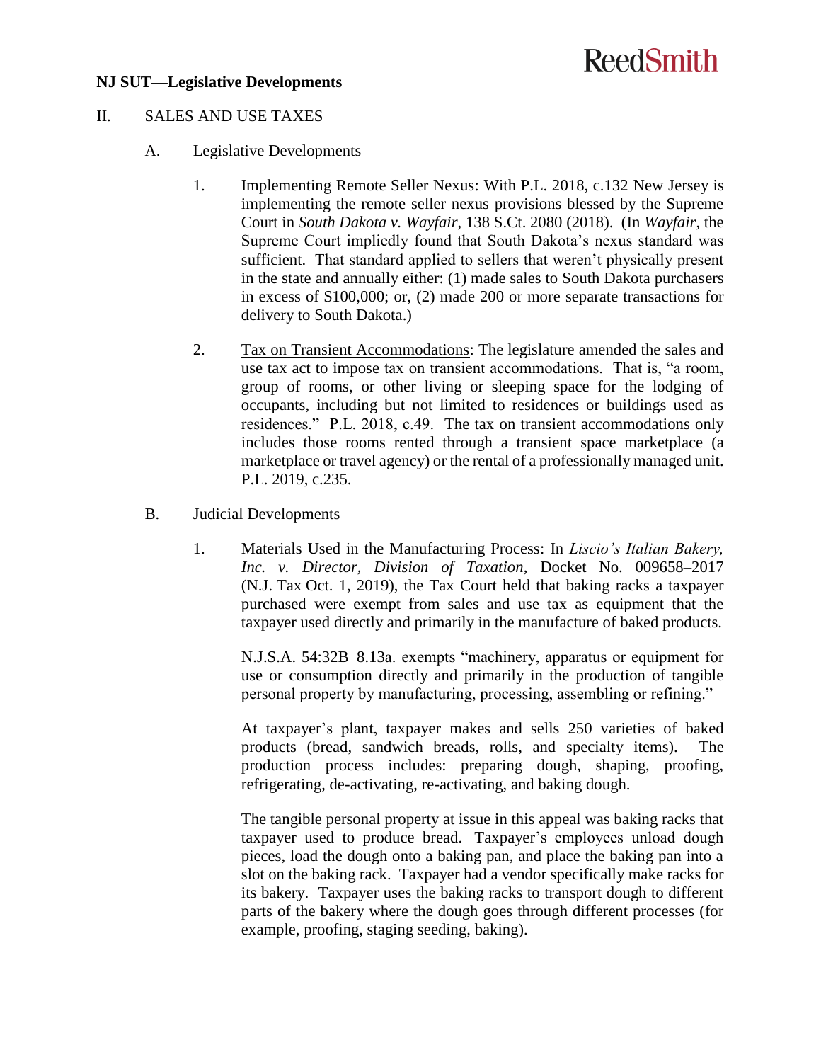**NJ SUT—Legislative Developments**

II. SALES AND USE TAXES

A. Legislative Developments

1. Implementing Remote Seller Nexus: With P.L. 2018, c.132 New Jersey is implementing the remote seller nexus provisions blessed by the Supreme Court in *South Dakota v. Wayfair*, 138 S.Ct. 2080 (2018). (In *Wayfair*, the Supreme Court impliedly found that South Dakota's nexus standard was sufficient. That standard applied to sellers that weren't physically present in the state and annually either: (1) made sales to South Dakota purchasers in excess of $100,000; or, (2) made 200 or more separate transactions for delivery to South Dakota.)

2. Tax on Transient Accommodations: The legislature amended the sales and use tax act to impose tax on transient accommodations. That is, "a room, group of rooms, or other living or sleeping space for the lodging of occupants, including but not limited to residences or buildings used as residences." P.L. 2018, c.49. The tax on transient accommodations only includes those rooms rented through a transient space marketplace (a marketplace or travel agency) or the rental of a professionally managed unit. P.L. 2019, c.235.

B. Judicial Developments

1. Materials Used in the Manufacturing Process: In *Liscio's Italian Bakery, Inc. v. Director, Division of Taxation*, Docket No. 009658–2017 (N.J. Tax Oct. 1, 2019), the Tax Court held that baking racks a taxpayer purchased were exempt from sales and use tax as equipment that the taxpayer used directly and primarily in the manufacture of baked products.

   N.J.S.A. 54:32B–8.13a. exempts "machinery, apparatus or equipment for use or consumption directly and primarily in the production of tangible personal property by manufacturing, processing, assembling or refining."

   At taxpayer's plant, taxpayer makes and sells 250 varieties of baked products (bread, sandwich breads, rolls, and specialty items). The production process includes: preparing dough, shaping, proofing, refrigerating, de-activating, re-activating, and baking dough.

   The tangible personal property at issue in this appeal was baking racks that taxpayer used to produce bread. Taxpayer's employees unload dough pieces, load the dough onto a baking pan, and place the baking pan into a slot on the baking rack. Taxpayer had a vendor specifically make racks for its bakery. Taxpayer uses the baking racks to transport dough to different parts of the bakery where the dough goes through different processes (for example, proofing, staging seeding, baking).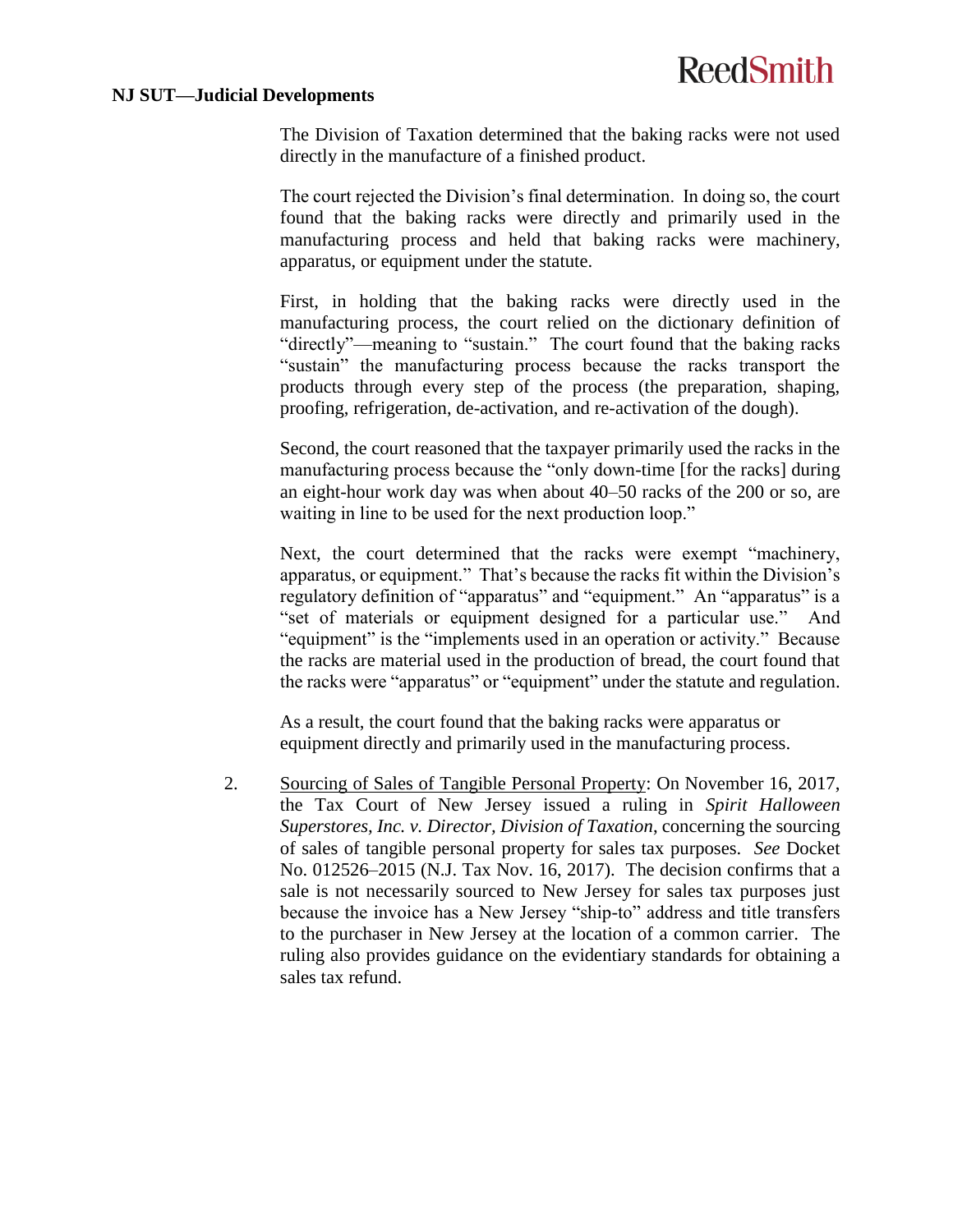The Division of Taxation determined that the baking racks were not used directly in the manufacture of a finished product.

The court rejected the Division's final determination. In doing so, the court found that the baking racks were directly and primarily used in the manufacturing process and held that baking racks were machinery, apparatus, or equipment under the statute.

First, in holding that the baking racks were directly used in the manufacturing process, the court relied on the dictionary definition of "directly"—meaning to "sustain." The court found that the baking racks "sustain" the manufacturing process because the racks transport the products through every step of the process (the preparation, shaping, proofing, refrigeration, de-activation, and re-activation of the dough).

Second, the court reasoned that the taxpayer primarily used the racks in the manufacturing process because the "only down-time [for the racks] during an eight-hour work day was when about 40–50 racks of the 200 or so, are waiting in line to be used for the next production loop."

Next, the court determined that the racks were exempt "machinery, apparatus, or equipment." That's because the racks fit within the Division's regulatory definition of "apparatus" and "equipment." An "apparatus" is a "set of materials or equipment designed for a particular use." And "equipment" is the "implements used in an operation or activity." Because the racks are material used in the production of bread, the court found that the racks were "apparatus" or "equipment" under the statute and regulation.

As a result, the court found that the baking racks were apparatus or equipment directly and primarily used in the manufacturing process.

2. Sourcing of Sales of Tangible Personal Property: On November 16, 2017, the Tax Court of New Jersey issued a ruling in *Spirit Halloween Superstores, Inc. v. Director, Division of Taxation*, concerning the sourcing of sales of tangible personal property for sales tax purposes. *See* Docket No. 012526–2015 (N.J. Tax Nov. 16, 2017). The decision confirms that a sale is not necessarily sourced to New Jersey for sales tax purposes just because the invoice has a New Jersey "ship-to" address and title transfers to the purchaser in New Jersey at the location of a common carrier. The ruling also provides guidance on the evidentiary standards for obtaining a sales tax refund.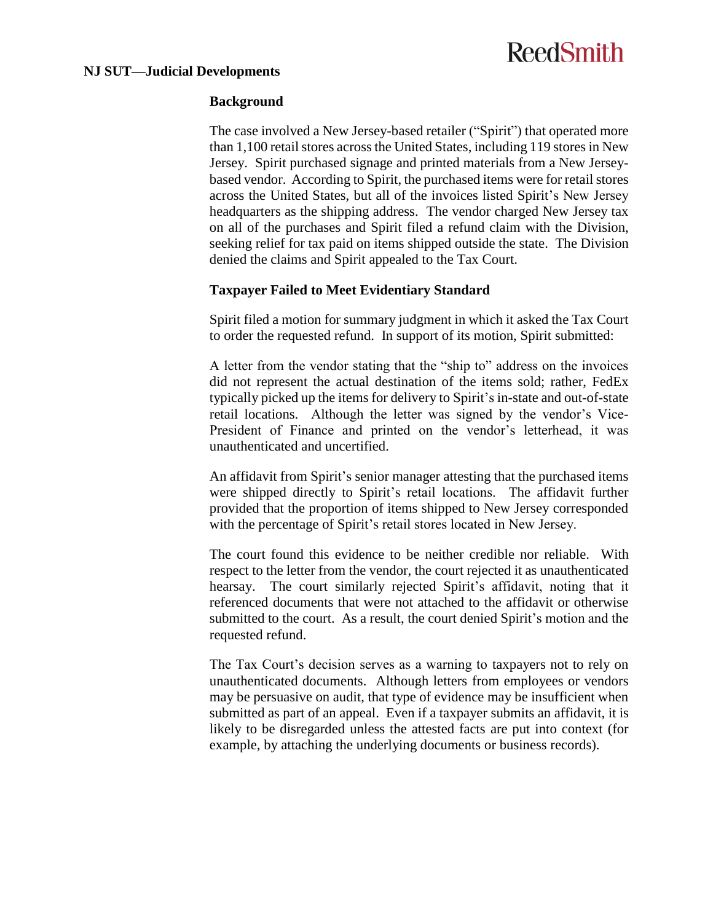## Background

The case involved a New Jersey-based retailer ("Spirit") that operated more than 1,100 retail stores across the United States, including 119 stores in New Jersey. Spirit purchased signage and printed materials from a New Jersey-based vendor. According to Spirit, the purchased items were for retail stores across the United States, but all of the invoices listed Spirit's New Jersey headquarters as the shipping address. The vendor charged New Jersey tax on all of the purchases and Spirit filed a refund claim with the Division, seeking relief for tax paid on items shipped outside the state. The Division denied the claims and Spirit appealed to the Tax Court.

## Taxpayer Failed to Meet Evidentiary Standard

Spirit filed a motion for summary judgment in which it asked the Tax Court to order the requested refund. In support of its motion, Spirit submitted:

A letter from the vendor stating that the "ship to" address on the invoices did not represent the actual destination of the items sold; rather, FedEx typically picked up the items for delivery to Spirit's in-state and out-of-state retail locations. Although the letter was signed by the vendor's Vice-President of Finance and printed on the vendor's letterhead, it was unauthenticated and uncertified.

An affidavit from Spirit's senior manager attesting that the purchased items were shipped directly to Spirit's retail locations. The affidavit further provided that the proportion of items shipped to New Jersey corresponded with the percentage of Spirit's retail stores located in New Jersey.

The court found this evidence to be neither credible nor reliable. With respect to the letter from the vendor, the court rejected it as unauthenticated hearsay. The court similarly rejected Spirit's affidavit, noting that it referenced documents that were not attached to the affidavit or otherwise submitted to the court. As a result, the court denied Spirit's motion and the requested refund.

The Tax Court's decision serves as a warning to taxpayers not to rely on unauthenticated documents. Although letters from employees or vendors may be persuasive on audit, that type of evidence may be insufficient when submitted as part of an appeal. Even if a taxpayer submits an affidavit, it is likely to be disregarded unless the attested facts are put into context (for example, by attaching the underlying documents or business records).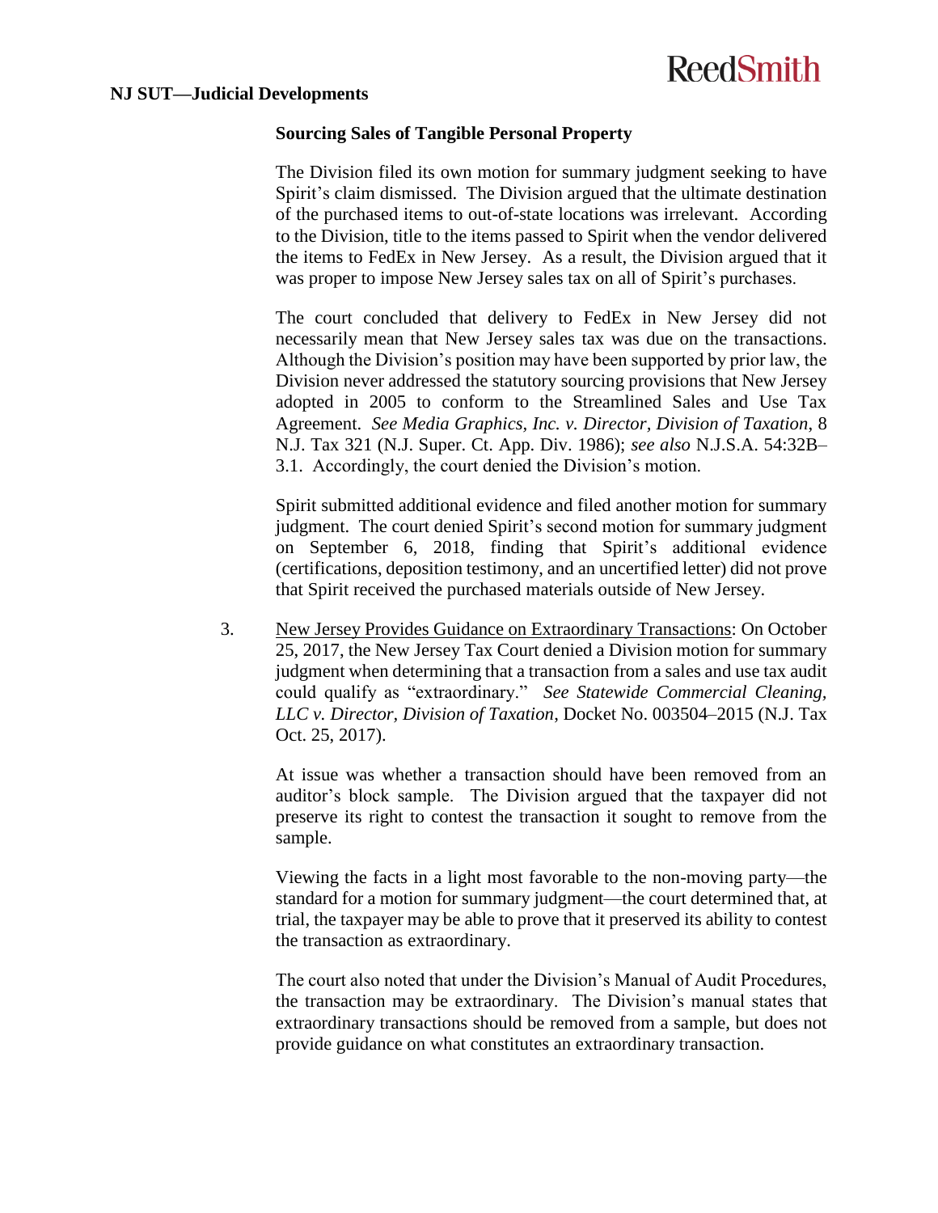**Sourcing Sales of Tangible Personal Property**

The Division filed its own motion for summary judgment seeking to have Spirit's claim dismissed. The Division argued that the ultimate destination of the purchased items to out-of-state locations was irrelevant. According to the Division, title to the items passed to Spirit when the vendor delivered the items to FedEx in New Jersey. As a result, the Division argued that it was proper to impose New Jersey sales tax on all of Spirit's purchases.

The court concluded that delivery to FedEx in New Jersey did not necessarily mean that New Jersey sales tax was due on the transactions. Although the Division's position may have been supported by prior law, the Division never addressed the statutory sourcing provisions that New Jersey adopted in 2005 to conform to the Streamlined Sales and Use Tax Agreement. *See Media Graphics, Inc. v. Director, Division of Taxation*, 8 N.J. Tax 321 (N.J. Super. Ct. App. Div. 1986); *see also* N.J.S.A. 54:32B–3.1. Accordingly, the court denied the Division's motion.

Spirit submitted additional evidence and filed another motion for summary judgment. The court denied Spirit's second motion for summary judgment on September 6, 2018, finding that Spirit's additional evidence (certifications, deposition testimony, and an uncertified letter) did not prove that Spirit received the purchased materials outside of New Jersey.

3. <u>New Jersey Provides Guidance on Extraordinary Transactions</u>: On October 25, 2017, the New Jersey Tax Court denied a Division motion for summary judgment when determining that a transaction from a sales and use tax audit could qualify as "extraordinary." *See Statewide Commercial Cleaning, LLC v. Director, Division of Taxation*, Docket No. 003504–2015 (N.J. Tax Oct. 25, 2017).

   At issue was whether a transaction should have been removed from an auditor's block sample. The Division argued that the taxpayer did not preserve its right to contest the transaction it sought to remove from the sample.

   Viewing the facts in a light most favorable to the non-moving party—the standard for a motion for summary judgment—the court determined that, at trial, the taxpayer may be able to prove that it preserved its ability to contest the transaction as extraordinary.

   The court also noted that under the Division's Manual of Audit Procedures, the transaction may be extraordinary. The Division's manual states that extraordinary transactions should be removed from a sample, but does not provide guidance on what constitutes an extraordinary transaction.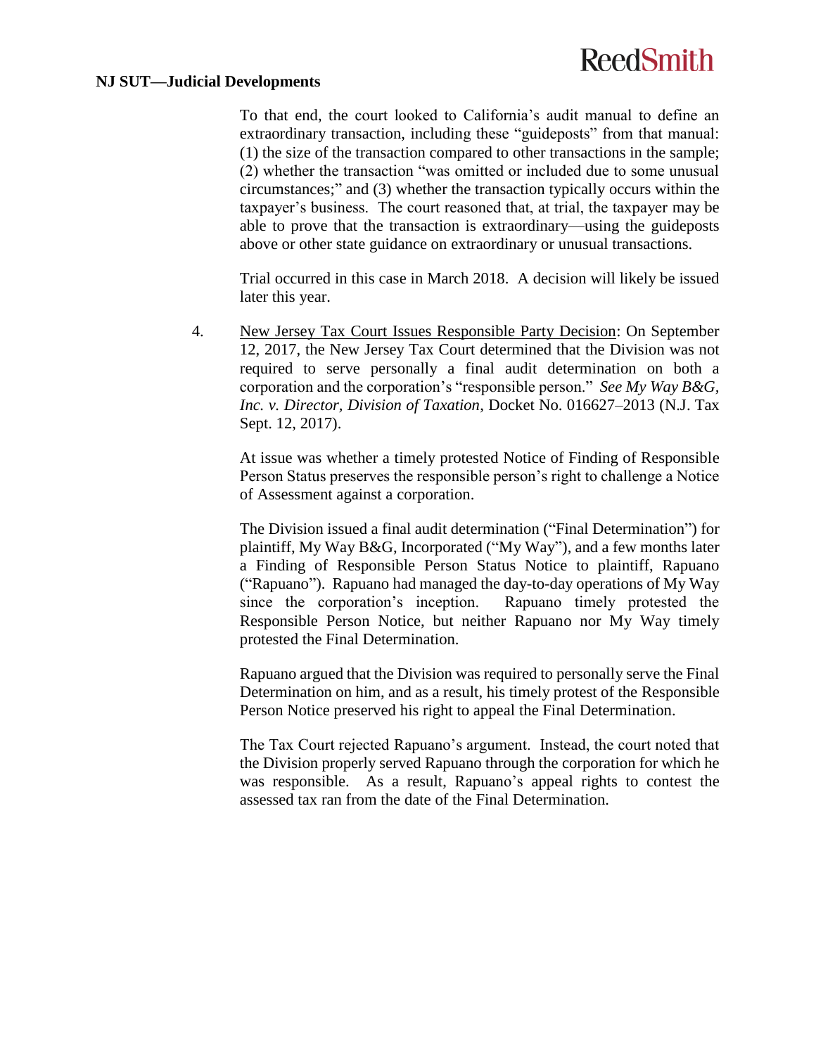To that end, the court looked to California's audit manual to define an extraordinary transaction, including these "guideposts" from that manual: (1) the size of the transaction compared to other transactions in the sample; (2) whether the transaction "was omitted or included due to some unusual circumstances;" and (3) whether the transaction typically occurs within the taxpayer's business. The court reasoned that, at trial, the taxpayer may be able to prove that the transaction is extraordinary—using the guideposts above or other state guidance on extraordinary or unusual transactions.

Trial occurred in this case in March 2018. A decision will likely be issued later this year.

4. New Jersey Tax Court Issues Responsible Party Decision: On September 12, 2017, the New Jersey Tax Court determined that the Division was not required to serve personally a final audit determination on both a corporation and the corporation's "responsible person." *See My Way B&G, Inc. v. Director, Division of Taxation*, Docket No. 016627–2013 (N.J. Tax Sept. 12, 2017).

At issue was whether a timely protested Notice of Finding of Responsible Person Status preserves the responsible person's right to challenge a Notice of Assessment against a corporation.

The Division issued a final audit determination ("Final Determination") for plaintiff, My Way B&G, Incorporated ("My Way"), and a few months later a Finding of Responsible Person Status Notice to plaintiff, Rapuano ("Rapuano"). Rapuano had managed the day-to-day operations of My Way since the corporation's inception. Rapuano timely protested the Responsible Person Notice, but neither Rapuano nor My Way timely protested the Final Determination.

Rapuano argued that the Division was required to personally serve the Final Determination on him, and as a result, his timely protest of the Responsible Person Notice preserved his right to appeal the Final Determination.

The Tax Court rejected Rapuano's argument. Instead, the court noted that the Division properly served Rapuano through the corporation for which he was responsible. As a result, Rapuano's appeal rights to contest the assessed tax ran from the date of the Final Determination.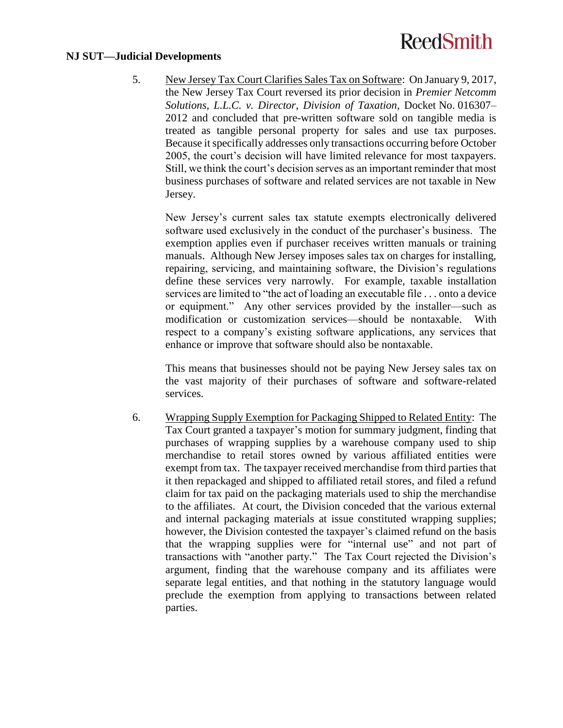**NJ SUT—Judicial Developments**

5. New Jersey Tax Court Clarifies Sales Tax on Software: On January 9, 2017, the New Jersey Tax Court reversed its prior decision in *Premier Netcomm Solutions, L.L.C. v. Director, Division of Taxation*, Docket No. 016307–2012 and concluded that pre-written software sold on tangible media is treated as tangible personal property for sales and use tax purposes. Because it specifically addresses only transactions occurring before October 2005, the court's decision will have limited relevance for most taxpayers. Still, we think the court's decision serves as an important reminder that most business purchases of software and related services are not taxable in New Jersey.

   New Jersey's current sales tax statute exempts electronically delivered software used exclusively in the conduct of the purchaser's business. The exemption applies even if purchaser receives written manuals or training manuals. Although New Jersey imposes sales tax on charges for installing, repairing, servicing, and maintaining software, the Division's regulations define these services very narrowly. For example, taxable installation services are limited to "the act of loading an executable file . . . onto a device or equipment." Any other services provided by the installer—such as modification or customization services—should be nontaxable. With respect to a company's existing software applications, any services that enhance or improve that software should also be nontaxable.

   This means that businesses should not be paying New Jersey sales tax on the vast majority of their purchases of software and software-related services.

6. Wrapping Supply Exemption for Packaging Shipped to Related Entity: The Tax Court granted a taxpayer's motion for summary judgment, finding that purchases of wrapping supplies by a warehouse company used to ship merchandise to retail stores owned by various affiliated entities were exempt from tax. The taxpayer received merchandise from third parties that it then repackaged and shipped to affiliated retail stores, and filed a refund claim for tax paid on the packaging materials used to ship the merchandise to the affiliates. At court, the Division conceded that the various external and internal packaging materials at issue constituted wrapping supplies; however, the Division contested the taxpayer's claimed refund on the basis that the wrapping supplies were for "internal use" and not part of transactions with "another party." The Tax Court rejected the Division's argument, finding that the warehouse company and its affiliates were separate legal entities, and that nothing in the statutory language would preclude the exemption from applying to transactions between related parties.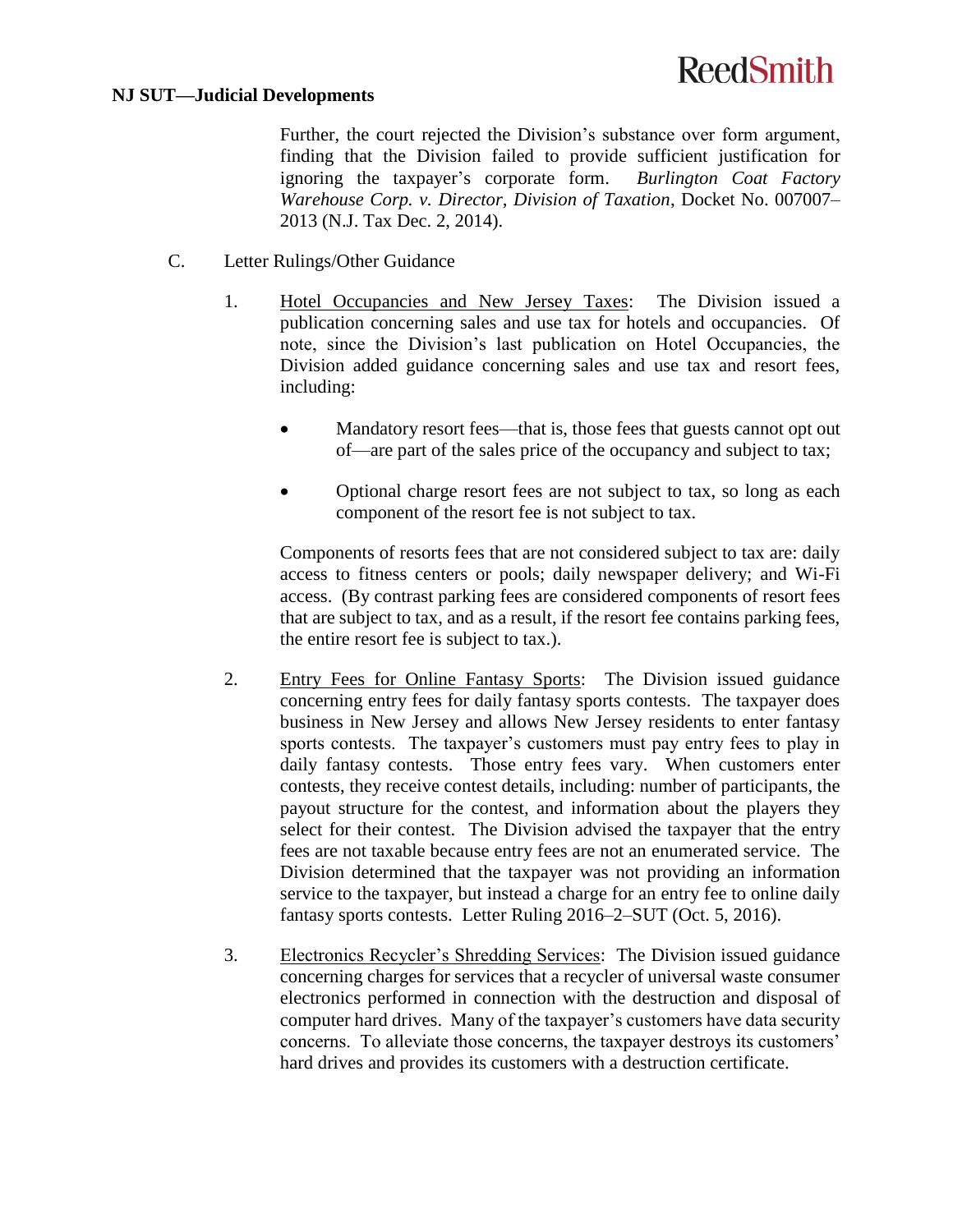Further, the court rejected the Division's substance over form argument, finding that the Division failed to provide sufficient justification for ignoring the taxpayer's corporate form. *Burlington Coat Factory Warehouse Corp. v. Director, Division of Taxation*, Docket No. 007007–2013 (N.J. Tax Dec. 2, 2014).

C. Letter Rulings/Other Guidance

1. Hotel Occupancies and New Jersey Taxes: The Division issued a publication concerning sales and use tax for hotels and occupancies. Of note, since the Division's last publication on Hotel Occupancies, the Division added guidance concerning sales and use tax and resort fees, including:

   - Mandatory resort fees—that is, those fees that guests cannot opt out of—are part of the sales price of the occupancy and subject to tax;

   - Optional charge resort fees are not subject to tax, so long as each component of the resort fee is not subject to tax.

   Components of resorts fees that are not considered subject to tax are: daily access to fitness centers or pools; daily newspaper delivery; and Wi-Fi access. (By contrast parking fees are considered components of resort fees that are subject to tax, and as a result, if the resort fee contains parking fees, the entire resort fee is subject to tax.).

2. Entry Fees for Online Fantasy Sports: The Division issued guidance concerning entry fees for daily fantasy sports contests. The taxpayer does business in New Jersey and allows New Jersey residents to enter fantasy sports contests. The taxpayer's customers must pay entry fees to play in daily fantasy contests. Those entry fees vary. When customers enter contests, they receive contest details, including: number of participants, the payout structure for the contest, and information about the players they select for their contest. The Division advised the taxpayer that the entry fees are not taxable because entry fees are not an enumerated service. The Division determined that the taxpayer was not providing an information service to the taxpayer, but instead a charge for an entry fee to online daily fantasy sports contests. Letter Ruling 2016–2–SUT (Oct. 5, 2016).

3. Electronics Recycler's Shredding Services: The Division issued guidance concerning charges for services that a recycler of universal waste consumer electronics performed in connection with the destruction and disposal of computer hard drives. Many of the taxpayer's customers have data security concerns. To alleviate those concerns, the taxpayer destroys its customers' hard drives and provides its customers with a destruction certificate.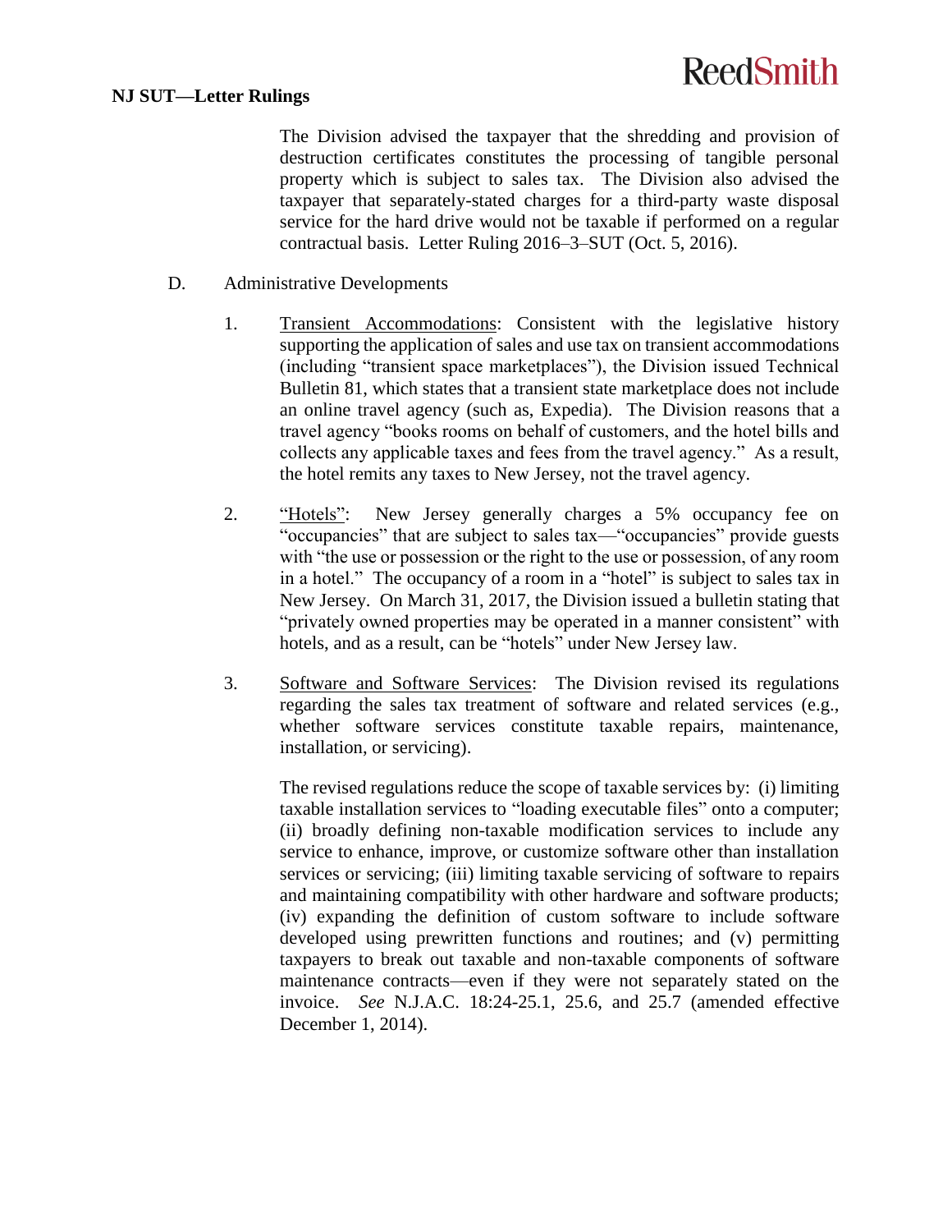The Division advised the taxpayer that the shredding and provision of destruction certificates constitutes the processing of tangible personal property which is subject to sales tax. The Division also advised the taxpayer that separately-stated charges for a third-party waste disposal service for the hard drive would not be taxable if performed on a regular contractual basis. Letter Ruling 2016–3–SUT (Oct. 5, 2016).

D. Administrative Developments

1. Transient Accommodations: Consistent with the legislative history supporting the application of sales and use tax on transient accommodations (including "transient space marketplaces"), the Division issued Technical Bulletin 81, which states that a transient state marketplace does not include an online travel agency (such as, Expedia). The Division reasons that a travel agency "books rooms on behalf of customers, and the hotel bills and collects any applicable taxes and fees from the travel agency." As a result, the hotel remits any taxes to New Jersey, not the travel agency.

2. "Hotels": New Jersey generally charges a 5% occupancy fee on "occupancies" that are subject to sales tax—"occupancies" provide guests with "the use or possession or the right to the use or possession, of any room in a hotel." The occupancy of a room in a "hotel" is subject to sales tax in New Jersey. On March 31, 2017, the Division issued a bulletin stating that "privately owned properties may be operated in a manner consistent" with hotels, and as a result, can be "hotels" under New Jersey law.

3. Software and Software Services: The Division revised its regulations regarding the sales tax treatment of software and related services (e.g., whether software services constitute taxable repairs, maintenance, installation, or servicing).

   The revised regulations reduce the scope of taxable services by: (i) limiting taxable installation services to "loading executable files" onto a computer; (ii) broadly defining non-taxable modification services to include any service to enhance, improve, or customize software other than installation services or servicing; (iii) limiting taxable servicing of software to repairs and maintaining compatibility with other hardware and software products; (iv) expanding the definition of custom software to include software developed using prewritten functions and routines; and (v) permitting taxpayers to break out taxable and non-taxable components of software maintenance contracts—even if they were not separately stated on the invoice. *See* N.J.A.C. 18:24-25.1, 25.6, and 25.7 (amended effective December 1, 2014).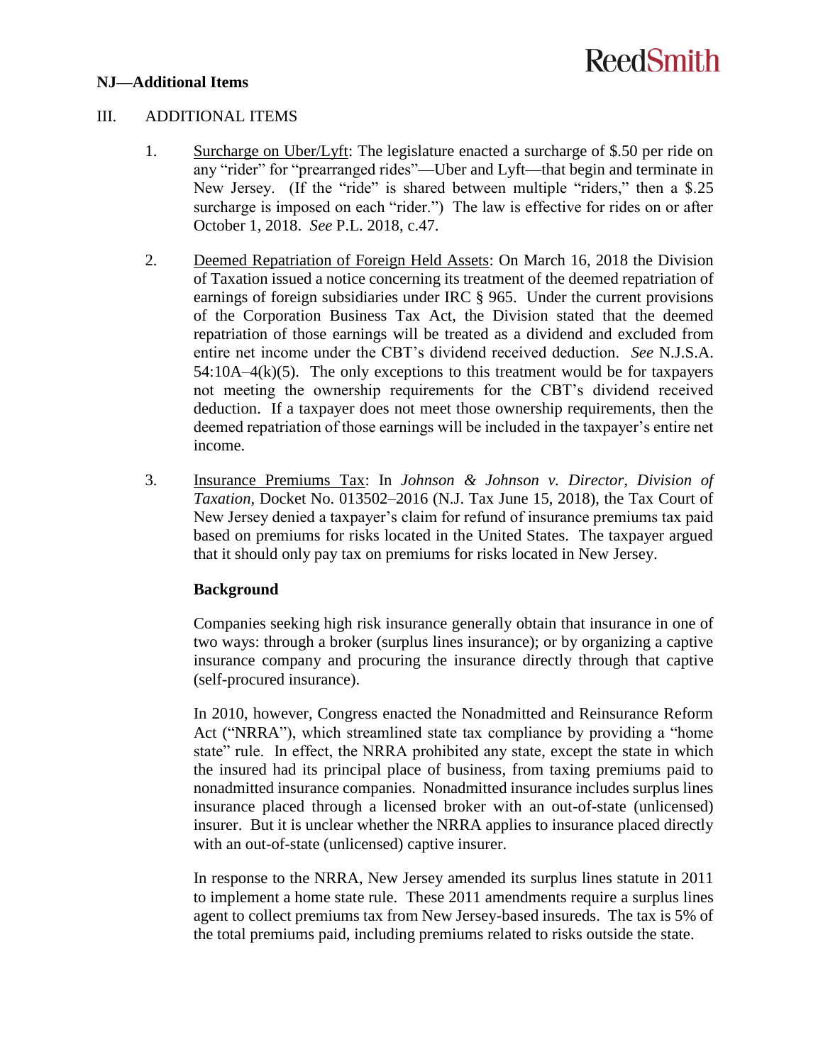**NJ—Additional Items**

## III. ADDITIONAL ITEMS

1. Surcharge on Uber/Lyft: The legislature enacted a surcharge of $.50 per ride on any "rider" for "prearranged rides"—Uber and Lyft—that begin and terminate in New Jersey. (If the "ride" is shared between multiple "riders," then a $.25 surcharge is imposed on each "rider.") The law is effective for rides on or after October 1, 2018. *See* P.L. 2018, c.47.

2. Deemed Repatriation of Foreign Held Assets: On March 16, 2018 the Division of Taxation issued a notice concerning its treatment of the deemed repatriation of earnings of foreign subsidiaries under IRC § 965. Under the current provisions of the Corporation Business Tax Act, the Division stated that the deemed repatriation of those earnings will be treated as a dividend and excluded from entire net income under the CBT's dividend received deduction. *See* N.J.S.A. 54:10A–4(k)(5). The only exceptions to this treatment would be for taxpayers not meeting the ownership requirements for the CBT's dividend received deduction. If a taxpayer does not meet those ownership requirements, then the deemed repatriation of those earnings will be included in the taxpayer's entire net income.

3. Insurance Premiums Tax: In *Johnson & Johnson v. Director, Division of Taxation*, Docket No. 013502–2016 (N.J. Tax June 15, 2018), the Tax Court of New Jersey denied a taxpayer's claim for refund of insurance premiums tax paid based on premiums for risks located in the United States. The taxpayer argued that it should only pay tax on premiums for risks located in New Jersey.

   **Background**

   Companies seeking high risk insurance generally obtain that insurance in one of two ways: through a broker (surplus lines insurance); or by organizing a captive insurance company and procuring the insurance directly through that captive (self-procured insurance).

   In 2010, however, Congress enacted the Nonadmitted and Reinsurance Reform Act ("NRRA"), which streamlined state tax compliance by providing a "home state" rule. In effect, the NRRA prohibited any state, except the state in which the insured had its principal place of business, from taxing premiums paid to nonadmitted insurance companies. Nonadmitted insurance includes surplus lines insurance placed through a licensed broker with an out-of-state (unlicensed) insurer. But it is unclear whether the NRRA applies to insurance placed directly with an out-of-state (unlicensed) captive insurer.

   In response to the NRRA, New Jersey amended its surplus lines statute in 2011 to implement a home state rule. These 2011 amendments require a surplus lines agent to collect premiums tax from New Jersey-based insureds. The tax is 5% of the total premiums paid, including premiums related to risks outside the state.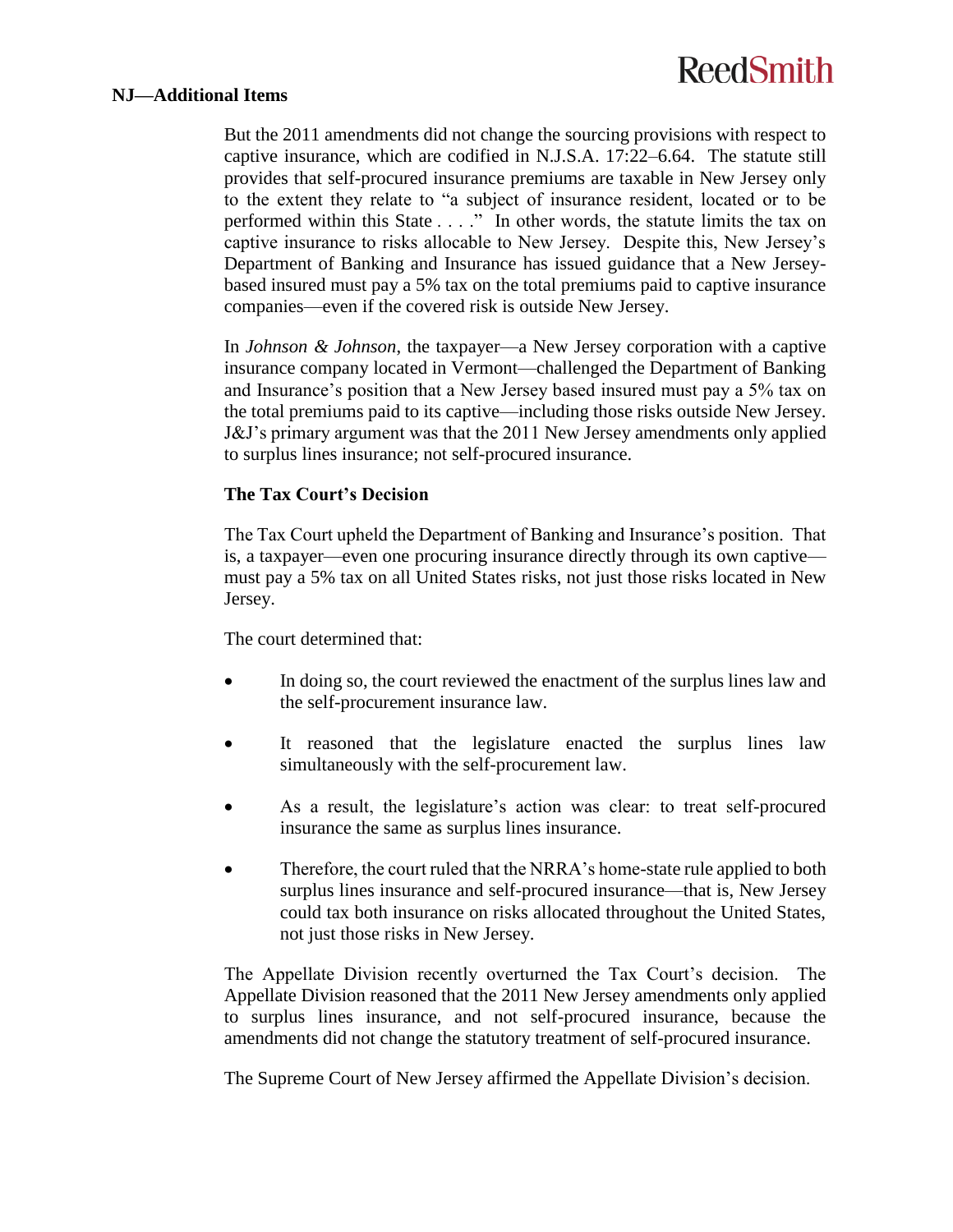**NJ—Additional Items**

But the 2011 amendments did not change the sourcing provisions with respect to captive insurance, which are codified in N.J.S.A. 17:22–6.64. The statute still provides that self-procured insurance premiums are taxable in New Jersey only to the extent they relate to "a subject of insurance resident, located or to be performed within this State . . . ." In other words, the statute limits the tax on captive insurance to risks allocable to New Jersey. Despite this, New Jersey's Department of Banking and Insurance has issued guidance that a New Jersey-based insured must pay a 5% tax on the total premiums paid to captive insurance companies—even if the covered risk is outside New Jersey.

In *Johnson & Johnson*, the taxpayer—a New Jersey corporation with a captive insurance company located in Vermont—challenged the Department of Banking and Insurance's position that a New Jersey based insured must pay a 5% tax on the total premiums paid to its captive—including those risks outside New Jersey. J&J's primary argument was that the 2011 New Jersey amendments only applied to surplus lines insurance; not self-procured insurance.

**The Tax Court's Decision**

The Tax Court upheld the Department of Banking and Insurance's position. That is, a taxpayer—even one procuring insurance directly through its own captive—must pay a 5% tax on all United States risks, not just those risks located in New Jersey.

The court determined that:

- In doing so, the court reviewed the enactment of the surplus lines law and the self-procurement insurance law.
- It reasoned that the legislature enacted the surplus lines law simultaneously with the self-procurement law.
- As a result, the legislature's action was clear: to treat self-procured insurance the same as surplus lines insurance.
- Therefore, the court ruled that the NRRA's home-state rule applied to both surplus lines insurance and self-procured insurance—that is, New Jersey could tax both insurance on risks allocated throughout the United States, not just those risks in New Jersey.

The Appellate Division recently overturned the Tax Court's decision. The Appellate Division reasoned that the 2011 New Jersey amendments only applied to surplus lines insurance, and not self-procured insurance, because the amendments did not change the statutory treatment of self-procured insurance.

The Supreme Court of New Jersey affirmed the Appellate Division's decision.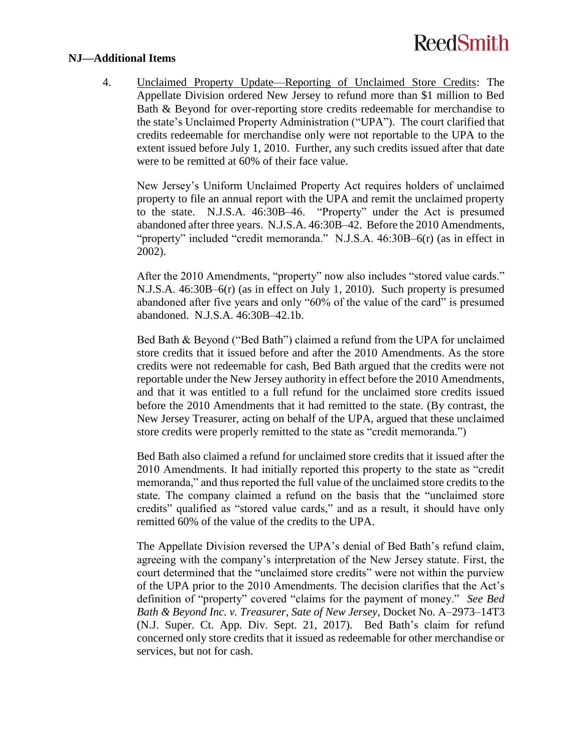**NJ—Additional Items**

4. Unclaimed Property Update—Reporting of Unclaimed Store Credits: The Appellate Division ordered New Jersey to refund more than $1 million to Bed Bath & Beyond for over-reporting store credits redeemable for merchandise to the state's Unclaimed Property Administration ("UPA"). The court clarified that credits redeemable for merchandise only were not reportable to the UPA to the extent issued before July 1, 2010. Further, any such credits issued after that date were to be remitted at 60% of their face value.

   New Jersey's Uniform Unclaimed Property Act requires holders of unclaimed property to file an annual report with the UPA and remit the unclaimed property to the state. N.J.S.A. 46:30B–46. "Property" under the Act is presumed abandoned after three years. N.J.S.A. 46:30B–42. Before the 2010 Amendments, "property" included "credit memoranda." N.J.S.A. 46:30B–6(r) (as in effect in 2002).

   After the 2010 Amendments, "property" now also includes "stored value cards." N.J.S.A. 46:30B–6(r) (as in effect on July 1, 2010). Such property is presumed abandoned after five years and only "60% of the value of the card" is presumed abandoned. N.J.S.A. 46:30B–42.1b.

   Bed Bath & Beyond ("Bed Bath") claimed a refund from the UPA for unclaimed store credits that it issued before and after the 2010 Amendments. As the store credits were not redeemable for cash, Bed Bath argued that the credits were not reportable under the New Jersey authority in effect before the 2010 Amendments, and that it was entitled to a full refund for the unclaimed store credits issued before the 2010 Amendments that it had remitted to the state. (By contrast, the New Jersey Treasurer, acting on behalf of the UPA, argued that these unclaimed store credits were properly remitted to the state as "credit memoranda.")

   Bed Bath also claimed a refund for unclaimed store credits that it issued after the 2010 Amendments. It had initially reported this property to the state as "credit memoranda," and thus reported the full value of the unclaimed store credits to the state. The company claimed a refund on the basis that the "unclaimed store credits" qualified as "stored value cards," and as a result, it should have only remitted 60% of the value of the credits to the UPA.

   The Appellate Division reversed the UPA's denial of Bed Bath's refund claim, agreeing with the company's interpretation of the New Jersey statute. First, the court determined that the "unclaimed store credits" were not within the purview of the UPA prior to the 2010 Amendments. The decision clarifies that the Act's definition of "property" covered "claims for the payment of money." *See Bed Bath & Beyond Inc. v. Treasurer, Sate of New Jersey*, Docket No. A–2973–14T3 (N.J. Super. Ct. App. Div. Sept. 21, 2017). Bed Bath's claim for refund concerned only store credits that it issued as redeemable for other merchandise or services, but not for cash.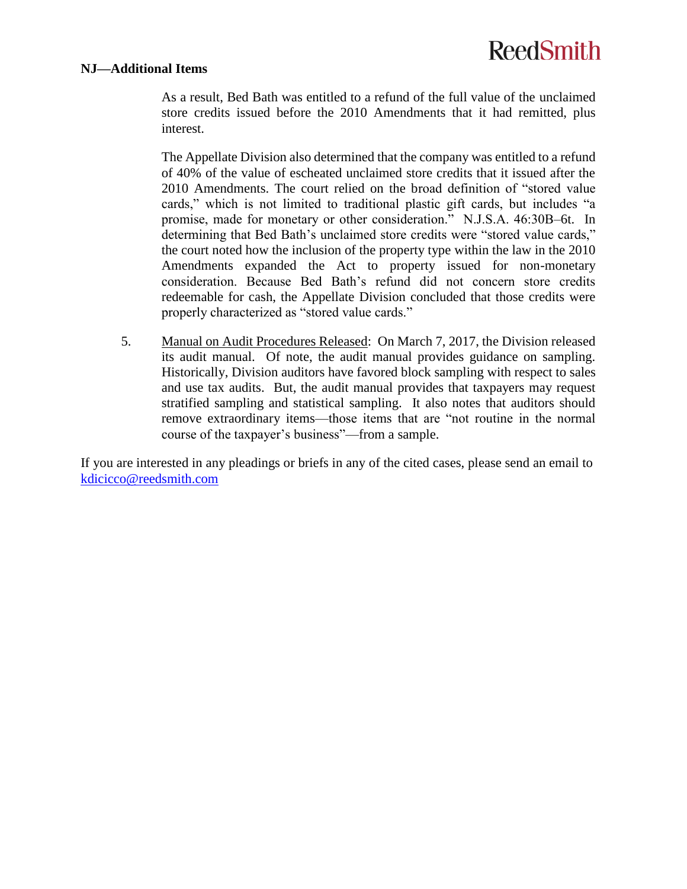**NJ—Additional Items**

As a result, Bed Bath was entitled to a refund of the full value of the unclaimed store credits issued before the 2010 Amendments that it had remitted, plus interest.

The Appellate Division also determined that the company was entitled to a refund of 40% of the value of escheated unclaimed store credits that it issued after the 2010 Amendments. The court relied on the broad definition of "stored value cards," which is not limited to traditional plastic gift cards, but includes "a promise, made for monetary or other consideration." N.J.S.A. 46:30B–6t. In determining that Bed Bath's unclaimed store credits were "stored value cards," the court noted how the inclusion of the property type within the law in the 2010 Amendments expanded the Act to property issued for non-monetary consideration. Because Bed Bath's refund did not concern store credits redeemable for cash, the Appellate Division concluded that those credits were properly characterized as "stored value cards."

5. Manual on Audit Procedures Released: On March 7, 2017, the Division released its audit manual. Of note, the audit manual provides guidance on sampling. Historically, Division auditors have favored block sampling with respect to sales and use tax audits. But, the audit manual provides that taxpayers may request stratified sampling and statistical sampling. It also notes that auditors should remove extraordinary items—those items that are "not routine in the normal course of the taxpayer's business"—from a sample.

If you are interested in any pleadings or briefs in any of the cited cases, please send an email to kdicicco@reedsmith.com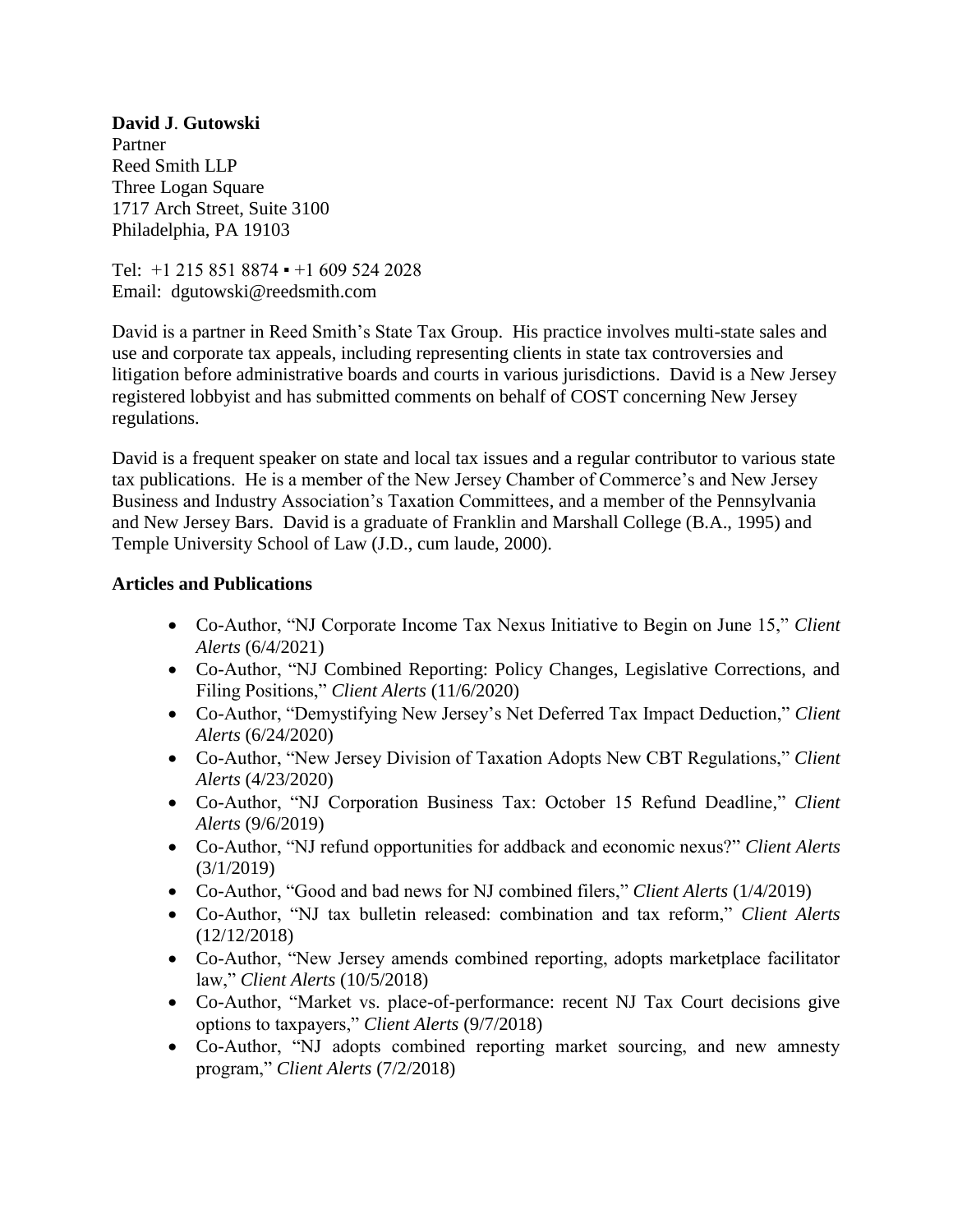**David J. Gutowski**
Partner
Reed Smith LLP
Three Logan Square
1717 Arch Street, Suite 3100
Philadelphia, PA 19103

Tel: +1 215 851 8874 ▪ +1 609 524 2028
Email: dgutowski@reedsmith.com

David is a partner in Reed Smith's State Tax Group. His practice involves multi-state sales and use and corporate tax appeals, including representing clients in state tax controversies and litigation before administrative boards and courts in various jurisdictions. David is a New Jersey registered lobbyist and has submitted comments on behalf of COST concerning New Jersey regulations.

David is a frequent speaker on state and local tax issues and a regular contributor to various state tax publications. He is a member of the New Jersey Chamber of Commerce's and New Jersey Business and Industry Association's Taxation Committees, and a member of the Pennsylvania and New Jersey Bars. David is a graduate of Franklin and Marshall College (B.A., 1995) and Temple University School of Law (J.D., cum laude, 2000).

**Articles and Publications**

- Co-Author, "NJ Corporate Income Tax Nexus Initiative to Begin on June 15," *Client Alerts* (6/4/2021)
- Co-Author, "NJ Combined Reporting: Policy Changes, Legislative Corrections, and Filing Positions," *Client Alerts* (11/6/2020)
- Co-Author, "Demystifying New Jersey's Net Deferred Tax Impact Deduction," *Client Alerts* (6/24/2020)
- Co-Author, "New Jersey Division of Taxation Adopts New CBT Regulations," *Client Alerts* (4/23/2020)
- Co-Author, "NJ Corporation Business Tax: October 15 Refund Deadline," *Client Alerts* (9/6/2019)
- Co-Author, "NJ refund opportunities for addback and economic nexus?" *Client Alerts* (3/1/2019)
- Co-Author, "Good and bad news for NJ combined filers," *Client Alerts* (1/4/2019)
- Co-Author, "NJ tax bulletin released: combination and tax reform," *Client Alerts* (12/12/2018)
- Co-Author, "New Jersey amends combined reporting, adopts marketplace facilitator law," *Client Alerts* (10/5/2018)
- Co-Author, "Market vs. place-of-performance: recent NJ Tax Court decisions give options to taxpayers," *Client Alerts* (9/7/2018)
- Co-Author, "NJ adopts combined reporting market sourcing, and new amnesty program," *Client Alerts* (7/2/2018)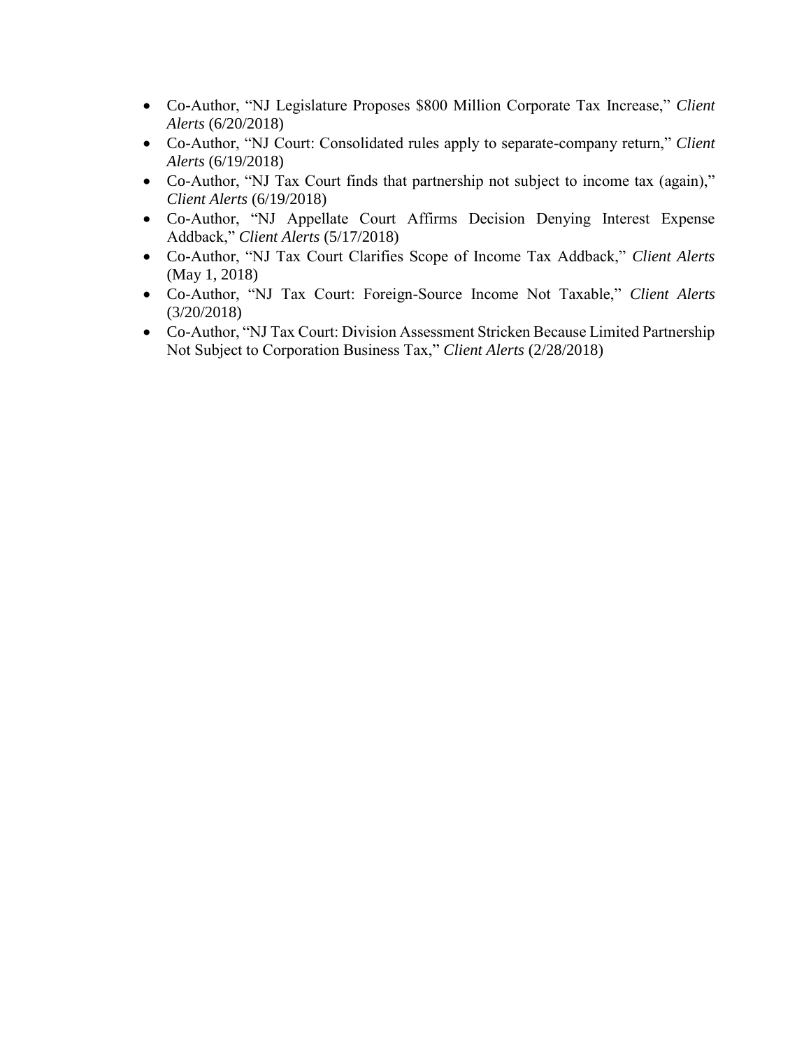- Co-Author, "NJ Legislature Proposes $800 Million Corporate Tax Increase," *Client Alerts* (6/20/2018)
- Co-Author, "NJ Court: Consolidated rules apply to separate-company return," *Client Alerts* (6/19/2018)
- Co-Author, "NJ Tax Court finds that partnership not subject to income tax (again)," *Client Alerts* (6/19/2018)
- Co-Author, "NJ Appellate Court Affirms Decision Denying Interest Expense Addback," *Client Alerts* (5/17/2018)
- Co-Author, "NJ Tax Court Clarifies Scope of Income Tax Addback," *Client Alerts* (May 1, 2018)
- Co-Author, "NJ Tax Court: Foreign-Source Income Not Taxable," *Client Alerts* (3/20/2018)
- Co-Author, "NJ Tax Court: Division Assessment Stricken Because Limited Partnership Not Subject to Corporation Business Tax," *Client Alerts* (2/28/2018)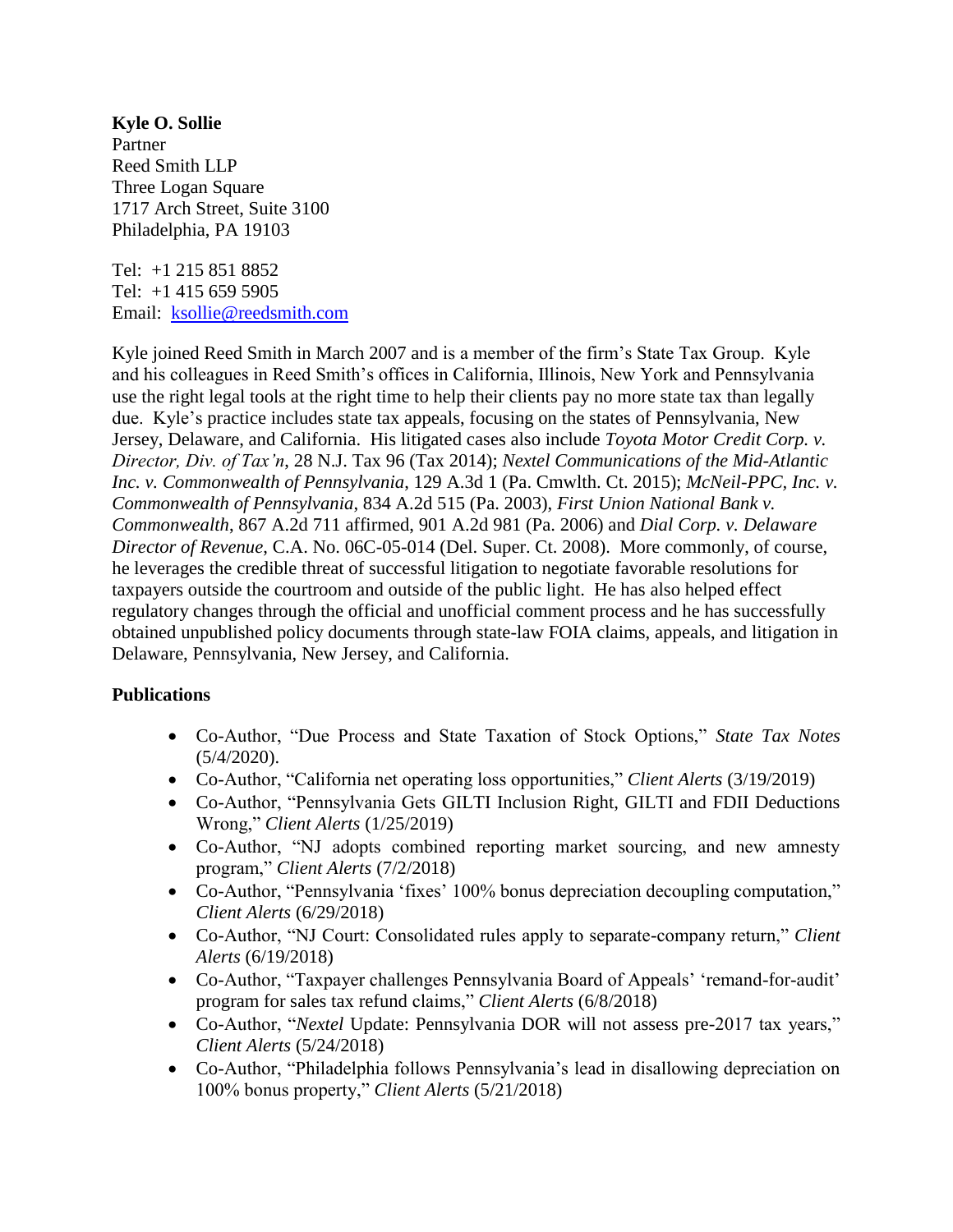**Kyle O. Sollie**
Partner
Reed Smith LLP
Three Logan Square
1717 Arch Street, Suite 3100
Philadelphia, PA 19103

Tel: +1 215 851 8852
Tel: +1 415 659 5905
Email: [ksollie@reedsmith.com](mailto:ksollie@reedsmith.com)

Kyle joined Reed Smith in March 2007 and is a member of the firm's State Tax Group. Kyle and his colleagues in Reed Smith's offices in California, Illinois, New York and Pennsylvania use the right legal tools at the right time to help their clients pay no more state tax than legally due. Kyle's practice includes state tax appeals, focusing on the states of Pennsylvania, New Jersey, Delaware, and California. His litigated cases also include *Toyota Motor Credit Corp. v. Director, Div. of Tax'n*, 28 N.J. Tax 96 (Tax 2014); *Nextel Communications of the Mid-Atlantic Inc. v. Commonwealth of Pennsylvania*, 129 A.3d 1 (Pa. Cmwlth. Ct. 2015); *McNeil-PPC, Inc. v. Commonwealth of Pennsylvania*, 834 A.2d 515 (Pa. 2003), *First Union National Bank v. Commonwealth*, 867 A.2d 711 affirmed, 901 A.2d 981 (Pa. 2006) and *Dial Corp. v. Delaware Director of Revenue*, C.A. No. 06C-05-014 (Del. Super. Ct. 2008). More commonly, of course, he leverages the credible threat of successful litigation to negotiate favorable resolutions for taxpayers outside the courtroom and outside of the public light. He has also helped effect regulatory changes through the official and unofficial comment process and he has successfully obtained unpublished policy documents through state-law FOIA claims, appeals, and litigation in Delaware, Pennsylvania, New Jersey, and California.

**Publications**

- Co-Author, "Due Process and State Taxation of Stock Options," *State Tax Notes* (5/4/2020).
- Co-Author, "California net operating loss opportunities," *Client Alerts* (3/19/2019)
- Co-Author, "Pennsylvania Gets GILTI Inclusion Right, GILTI and FDII Deductions Wrong," *Client Alerts* (1/25/2019)
- Co-Author, "NJ adopts combined reporting market sourcing, and new amnesty program," *Client Alerts* (7/2/2018)
- Co-Author, "Pennsylvania 'fixes' 100% bonus depreciation decoupling computation," *Client Alerts* (6/29/2018)
- Co-Author, "NJ Court: Consolidated rules apply to separate-company return," *Client Alerts* (6/19/2018)
- Co-Author, "Taxpayer challenges Pennsylvania Board of Appeals' 'remand-for-audit' program for sales tax refund claims," *Client Alerts* (6/8/2018)
- Co-Author, "*Nextel* Update: Pennsylvania DOR will not assess pre-2017 tax years," *Client Alerts* (5/24/2018)
- Co-Author, "Philadelphia follows Pennsylvania's lead in disallowing depreciation on 100% bonus property," *Client Alerts* (5/21/2018)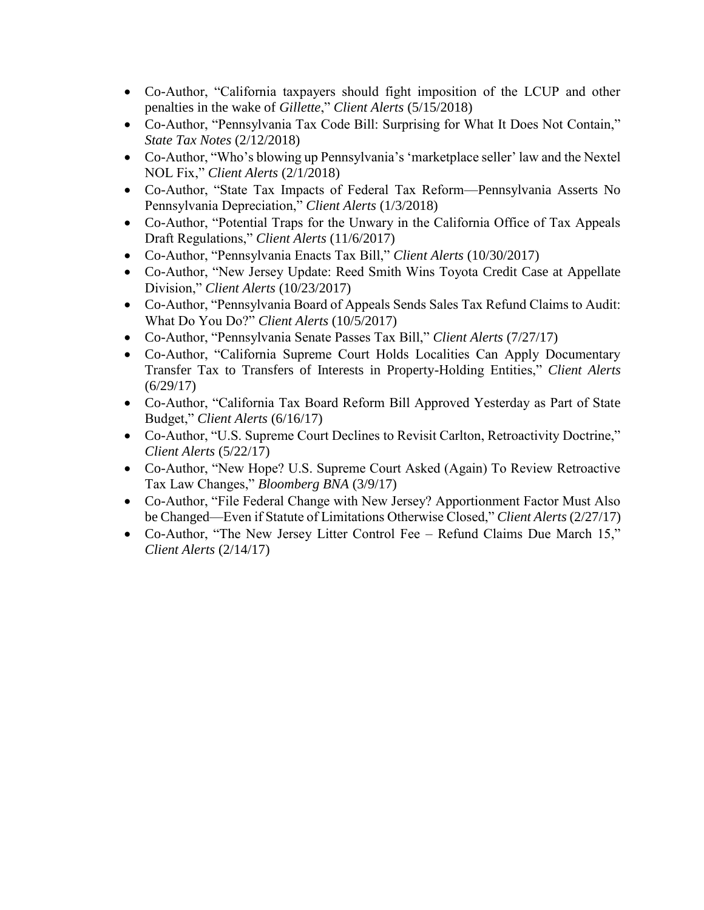- Co-Author, "California taxpayers should fight imposition of the LCUP and other penalties in the wake of *Gillette*," *Client Alerts* (5/15/2018)
- Co-Author, "Pennsylvania Tax Code Bill: Surprising for What It Does Not Contain," *State Tax Notes* (2/12/2018)
- Co-Author, "Who's blowing up Pennsylvania's 'marketplace seller' law and the Nextel NOL Fix," *Client Alerts* (2/1/2018)
- Co-Author, "State Tax Impacts of Federal Tax Reform—Pennsylvania Asserts No Pennsylvania Depreciation," *Client Alerts* (1/3/2018)
- Co-Author, "Potential Traps for the Unwary in the California Office of Tax Appeals Draft Regulations," *Client Alerts* (11/6/2017)
- Co-Author, "Pennsylvania Enacts Tax Bill," *Client Alerts* (10/30/2017)
- Co-Author, "New Jersey Update: Reed Smith Wins Toyota Credit Case at Appellate Division," *Client Alerts* (10/23/2017)
- Co-Author, "Pennsylvania Board of Appeals Sends Sales Tax Refund Claims to Audit: What Do You Do?" *Client Alerts* (10/5/2017)
- Co-Author, "Pennsylvania Senate Passes Tax Bill," *Client Alerts* (7/27/17)
- Co-Author, "California Supreme Court Holds Localities Can Apply Documentary Transfer Tax to Transfers of Interests in Property-Holding Entities," *Client Alerts* (6/29/17)
- Co-Author, "California Tax Board Reform Bill Approved Yesterday as Part of State Budget," *Client Alerts* (6/16/17)
- Co-Author, "U.S. Supreme Court Declines to Revisit Carlton, Retroactivity Doctrine," *Client Alerts* (5/22/17)
- Co-Author, "New Hope? U.S. Supreme Court Asked (Again) To Review Retroactive Tax Law Changes," *Bloomberg BNA* (3/9/17)
- Co-Author, "File Federal Change with New Jersey? Apportionment Factor Must Also be Changed—Even if Statute of Limitations Otherwise Closed," *Client Alerts* (2/27/17)
- Co-Author, "The New Jersey Litter Control Fee – Refund Claims Due March 15," *Client Alerts* (2/14/17)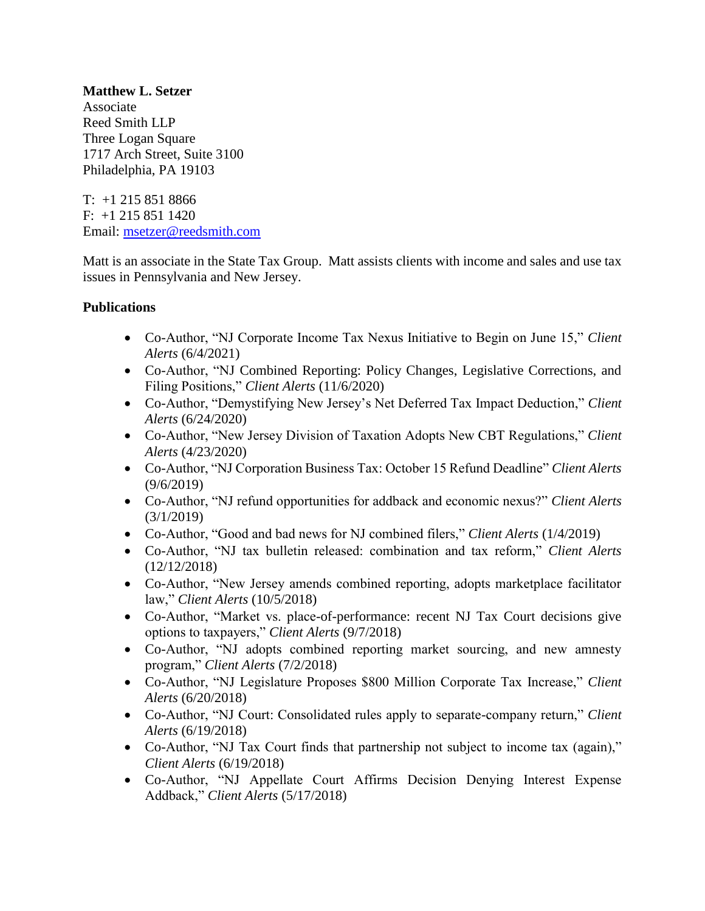**Matthew L. Setzer**
Associate
Reed Smith LLP
Three Logan Square
1717 Arch Street, Suite 3100
Philadelphia, PA 19103

T: +1 215 851 8866
F: +1 215 851 1420
Email: [msetzer@reedsmith.com](mailto:msetzer@reedsmith.com)

Matt is an associate in the State Tax Group. Matt assists clients with income and sales and use tax issues in Pennsylvania and New Jersey.

**Publications**

- Co-Author, "NJ Corporate Income Tax Nexus Initiative to Begin on June 15," *Client Alerts* (6/4/2021)
- Co-Author, "NJ Combined Reporting: Policy Changes, Legislative Corrections, and Filing Positions," *Client Alerts* (11/6/2020)
- Co-Author, "Demystifying New Jersey's Net Deferred Tax Impact Deduction," *Client Alerts* (6/24/2020)
- Co-Author, "New Jersey Division of Taxation Adopts New CBT Regulations," *Client Alerts* (4/23/2020)
- Co-Author, "NJ Corporation Business Tax: October 15 Refund Deadline" *Client Alerts* (9/6/2019)
- Co-Author, "NJ refund opportunities for addback and economic nexus?" *Client Alerts* (3/1/2019)
- Co-Author, "Good and bad news for NJ combined filers," *Client Alerts* (1/4/2019)
- Co-Author, "NJ tax bulletin released: combination and tax reform," *Client Alerts* (12/12/2018)
- Co-Author, "New Jersey amends combined reporting, adopts marketplace facilitator law," *Client Alerts* (10/5/2018)
- Co-Author, "Market vs. place-of-performance: recent NJ Tax Court decisions give options to taxpayers," *Client Alerts* (9/7/2018)
- Co-Author, "NJ adopts combined reporting market sourcing, and new amnesty program," *Client Alerts* (7/2/2018)
- Co-Author, "NJ Legislature Proposes $800 Million Corporate Tax Increase," *Client Alerts* (6/20/2018)
- Co-Author, "NJ Court: Consolidated rules apply to separate-company return," *Client Alerts* (6/19/2018)
- Co-Author, "NJ Tax Court finds that partnership not subject to income tax (again)," *Client Alerts* (6/19/2018)
- Co-Author, "NJ Appellate Court Affirms Decision Denying Interest Expense Addback," *Client Alerts* (5/17/2018)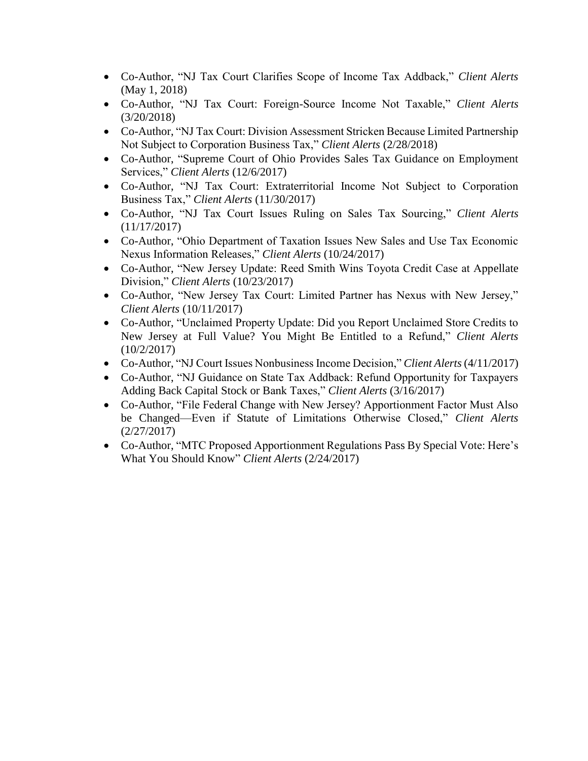- Co-Author, "NJ Tax Court Clarifies Scope of Income Tax Addback," *Client Alerts* (May 1, 2018)
- Co-Author, "NJ Tax Court: Foreign-Source Income Not Taxable," *Client Alerts* (3/20/2018)
- Co-Author, "NJ Tax Court: Division Assessment Stricken Because Limited Partnership Not Subject to Corporation Business Tax," *Client Alerts* (2/28/2018)
- Co-Author, "Supreme Court of Ohio Provides Sales Tax Guidance on Employment Services," *Client Alerts* (12/6/2017)
- Co-Author, "NJ Tax Court: Extraterritorial Income Not Subject to Corporation Business Tax," *Client Alerts* (11/30/2017)
- Co-Author, "NJ Tax Court Issues Ruling on Sales Tax Sourcing," *Client Alerts* (11/17/2017)
- Co-Author, "Ohio Department of Taxation Issues New Sales and Use Tax Economic Nexus Information Releases," *Client Alerts* (10/24/2017)
- Co-Author, "New Jersey Update: Reed Smith Wins Toyota Credit Case at Appellate Division," *Client Alerts* (10/23/2017)
- Co-Author, "New Jersey Tax Court: Limited Partner has Nexus with New Jersey," *Client Alerts* (10/11/2017)
- Co-Author, "Unclaimed Property Update: Did you Report Unclaimed Store Credits to New Jersey at Full Value? You Might Be Entitled to a Refund," *Client Alerts* (10/2/2017)
- Co-Author, "NJ Court Issues Nonbusiness Income Decision," *Client Alerts* (4/11/2017)
- Co-Author, "NJ Guidance on State Tax Addback: Refund Opportunity for Taxpayers Adding Back Capital Stock or Bank Taxes," *Client Alerts* (3/16/2017)
- Co-Author, "File Federal Change with New Jersey? Apportionment Factor Must Also be Changed—Even if Statute of Limitations Otherwise Closed," *Client Alerts* (2/27/2017)
- Co-Author, "MTC Proposed Apportionment Regulations Pass By Special Vote: Here's What You Should Know" *Client Alerts* (2/24/2017)